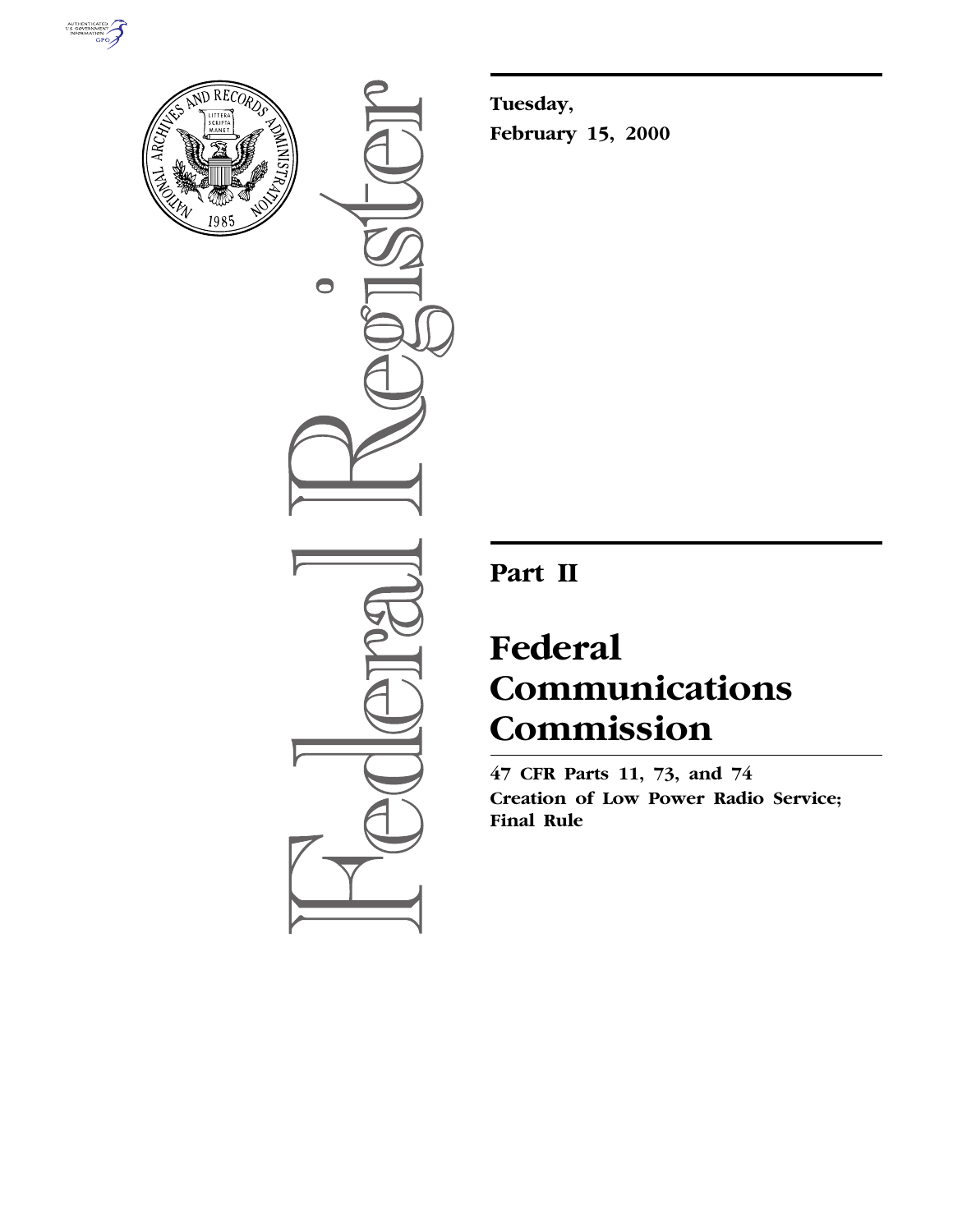**Tuesday,**
**February 15, 2000**

# Part II

# Federal Communications Commission

**47 CFR Parts 11, 73, and 74**
**Creation of Low Power Radio Service; Final Rule**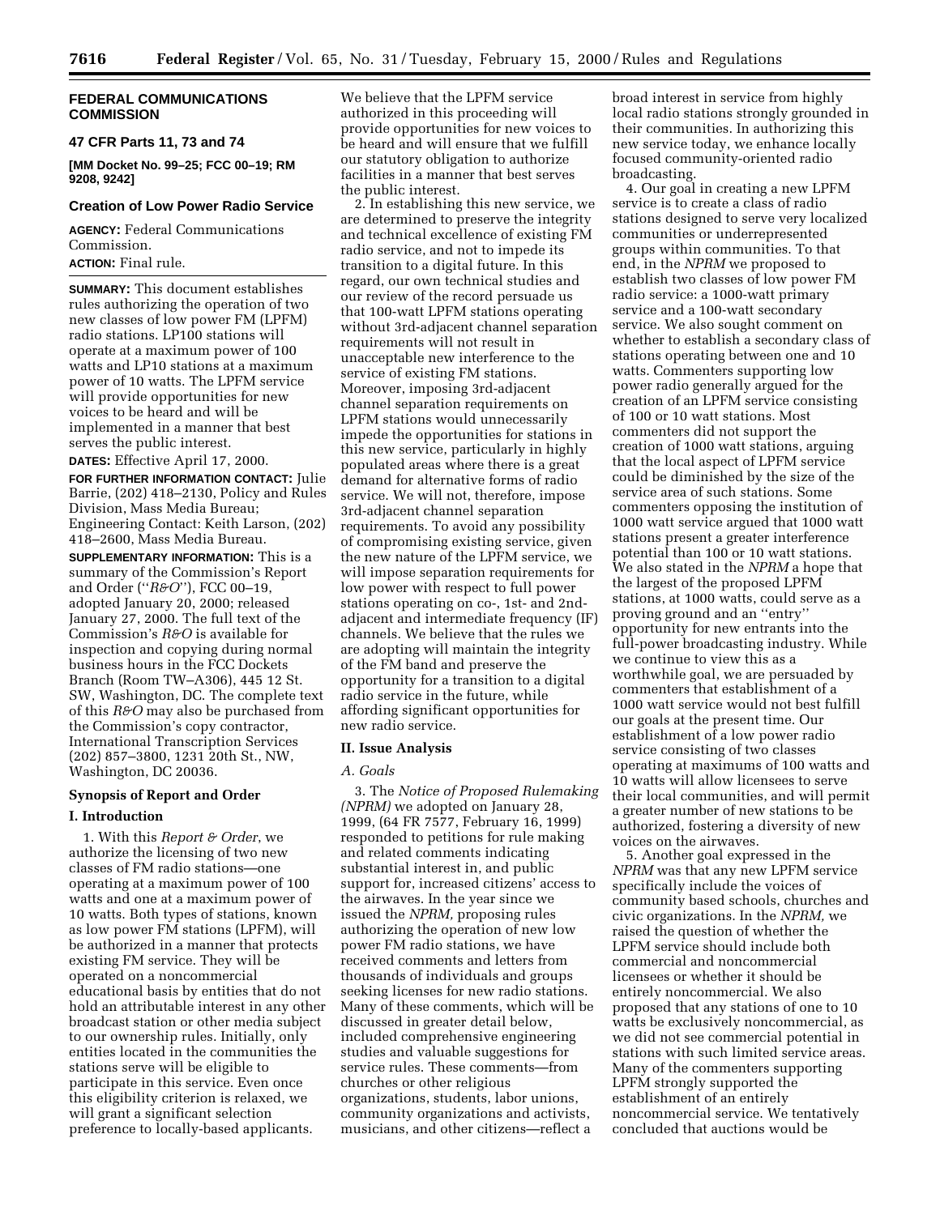**FEDERAL COMMUNICATIONS COMMISSION**

**47 CFR Parts 11, 73 and 74**

**[MM Docket No. 99–25; FCC 00–19; RM 9208, 9242]**

## Creation of Low Power Radio Service

**AGENCY:** Federal Communications Commission.

**ACTION:** Final rule.

**SUMMARY:** This document establishes rules authorizing the operation of two new classes of low power FM (LPFM) radio stations. LP100 stations will operate at a maximum power of 100 watts and LP10 stations at a maximum power of 10 watts. The LPFM service will provide opportunities for new voices to be heard and will be implemented in a manner that best serves the public interest.

**DATES:** Effective April 17, 2000.

**FOR FURTHER INFORMATION CONTACT:** Julie Barrie, (202) 418–2130, Policy and Rules Division, Mass Media Bureau; Engineering Contact: Keith Larson, (202) 418–2600, Mass Media Bureau.

**SUPPLEMENTARY INFORMATION:** This is a summary of the Commission's Report and Order (''*R&O*''), FCC 00–19, adopted January 20, 2000; released January 27, 2000. The full text of the Commission's *R&O* is available for inspection and copying during normal business hours in the FCC Dockets Branch (Room TW–A306), 445 12 St. SW, Washington, DC. The complete text of this *R&O* may also be purchased from the Commission's copy contractor, International Transcription Services (202) 857–3800, 1231 20th St., NW, Washington, DC 20036.

### Synopsis of Report and Order

### I. Introduction

1. With this *Report & Order*, we authorize the licensing of two new classes of FM radio stations—one operating at a maximum power of 100 watts and one at a maximum power of 10 watts. Both types of stations, known as low power FM stations (LPFM), will be authorized in a manner that protects existing FM service. They will be operated on a noncommercial educational basis by entities that do not hold an attributable interest in any other broadcast station or other media subject to our ownership rules. Initially, only entities located in the communities the stations serve will be eligible to participate in this service. Even once this eligibility criterion is relaxed, we will grant a significant selection preference to locally-based applicants. We believe that the LPFM service authorized in this proceeding will provide opportunities for new voices to be heard and will ensure that we fulfill our statutory obligation to authorize facilities in a manner that best serves the public interest.

2. In establishing this new service, we are determined to preserve the integrity and technical excellence of existing FM radio service, and not to impede its transition to a digital future. In this regard, our own technical studies and our review of the record persuade us that 100-watt LPFM stations operating without 3rd-adjacent channel separation requirements will not result in unacceptable new interference to the service of existing FM stations. Moreover, imposing 3rd-adjacent channel separation requirements on LPFM stations would unnecessarily impede the opportunities for stations in this new service, particularly in highly populated areas where there is a great demand for alternative forms of radio service. We will not, therefore, impose 3rd-adjacent channel separation requirements. To avoid any possibility of compromising existing service, given the new nature of the LPFM service, we will impose separation requirements for low power with respect to full power stations operating on co-, 1st- and 2nd-adjacent and intermediate frequency (IF) channels. We believe that the rules we are adopting will maintain the integrity of the FM band and preserve the opportunity for a transition to a digital radio service in the future, while affording significant opportunities for new radio service.

### II. Issue Analysis

#### *A. Goals*

3. The *Notice of Proposed Rulemaking (NPRM)* we adopted on January 28, 1999, (64 FR 7577, February 16, 1999) responded to petitions for rule making and related comments indicating substantial interest in, and public support for, increased citizens' access to the airwaves. In the year since we issued the *NPRM*, proposing rules authorizing the operation of new low power FM radio stations, we have received comments and letters from thousands of individuals and groups seeking licenses for new radio stations. Many of these comments, which will be discussed in greater detail below, included comprehensive engineering studies and valuable suggestions for service rules. These comments—from churches or other religious organizations, students, labor unions, community organizations and activists, musicians, and other citizens—reflect a broad interest in service from highly local radio stations strongly grounded in their communities. In authorizing this new service today, we enhance locally focused community-oriented radio broadcasting.

4. Our goal in creating a new LPFM service is to create a class of radio stations designed to serve very localized communities or underrepresented groups within communities. To that end, in the *NPRM* we proposed to establish two classes of low power FM radio service: a 1000-watt primary service and a 100-watt secondary service. We also sought comment on whether to establish a secondary class of stations operating between one and 10 watts. Commenters supporting low power radio generally argued for the creation of an LPFM service consisting of 100 or 10 watt stations. Most commenters did not support the creation of 1000 watt stations, arguing that the local aspect of LPFM service could be diminished by the size of the service area of such stations. Some commenters opposing the institution of 1000 watt service argued that 1000 watt stations present a greater interference potential than 100 or 10 watt stations. We also stated in the *NPRM* a hope that the largest of the proposed LPFM stations, at 1000 watts, could serve as a proving ground and an ''entry'' opportunity for new entrants into the full-power broadcasting industry. While we continue to view this as a worthwhile goal, we are persuaded by commenters that establishment of a 1000 watt service would not best fulfill our goals at the present time. Our establishment of a low power radio service consisting of two classes operating at maximums of 100 watts and 10 watts will allow licensees to serve their local communities, and will permit a greater number of new stations to be authorized, fostering a diversity of new voices on the airwaves.

5. Another goal expressed in the *NPRM* was that any new LPFM service specifically include the voices of community based schools, churches and civic organizations. In the *NPRM,* we raised the question of whether the LPFM service should include both commercial and noncommercial licensees or whether it should be entirely noncommercial. We also proposed that any stations of one to 10 watts be exclusively noncommercial, as we did not see commercial potential in stations with such limited service areas. Many of the commenters supporting LPFM strongly supported the establishment of an entirely noncommercial service. We tentatively concluded that auctions would be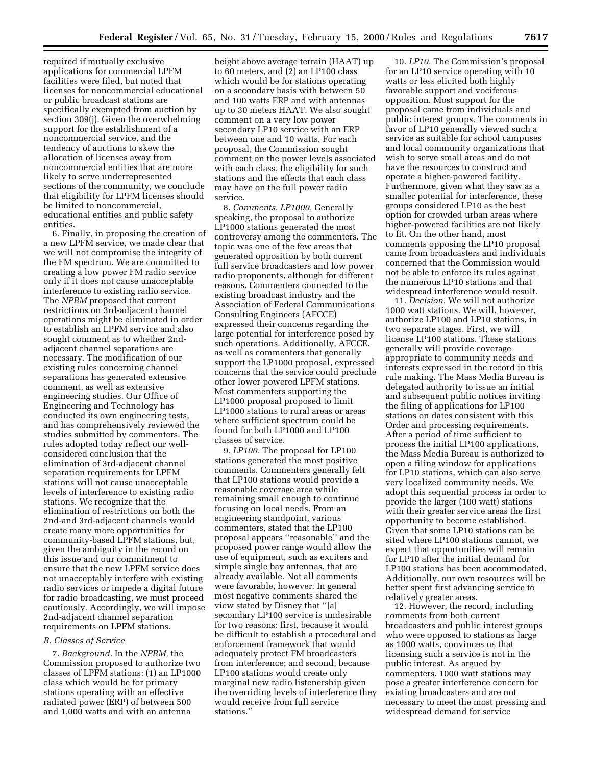required if mutually exclusive applications for commercial LPFM facilities were filed, but noted that licenses for noncommercial educational or public broadcast stations are specifically exempted from auction by section 309(j). Given the overwhelming support for the establishment of a noncommercial service, and the tendency of auctions to skew the allocation of licenses away from noncommercial entities that are more likely to serve underrepresented sections of the community, we conclude that eligibility for LPFM licenses should be limited to noncommercial, educational entities and public safety entities.

6. Finally, in proposing the creation of a new LPFM service, we made clear that we will not compromise the integrity of the FM spectrum. We are committed to creating a low power FM radio service only if it does not cause unacceptable interference to existing radio service. The *NPRM* proposed that current restrictions on 3rd-adjacent channel operations might be eliminated in order to establish an LPFM service and also sought comment as to whether 2nd-adjacent channel separations are necessary. The modification of our existing rules concerning channel separations has generated extensive comment, as well as extensive engineering studies. Our Office of Engineering and Technology has conducted its own engineering tests, and has comprehensively reviewed the studies submitted by commenters. The rules adopted today reflect our well-considered conclusion that the elimination of 3rd-adjacent channel separation requirements for LPFM stations will not cause unacceptable levels of interference to existing radio stations. We recognize that the elimination of restrictions on both the 2nd-and 3rd-adjacent channels would create many more opportunities for community-based LPFM stations, but, given the ambiguity in the record on this issue and our commitment to ensure that the new LPFM service does not unacceptably interfere with existing radio services or impede a digital future for radio broadcasting, we must proceed cautiously. Accordingly, we will impose 2nd-adjacent channel separation requirements on LPFM stations.

### *B. Classes of Service*

7. *Background.* In the *NPRM,* the Commission proposed to authorize two classes of LPFM stations: (1) an LP1000 class which would be for primary stations operating with an effective radiated power (ERP) of between 500 and 1,000 watts and with an antenna height above average terrain (HAAT) up to 60 meters, and (2) an LP100 class which would be for stations operating on a secondary basis with between 50 and 100 watts ERP and with antennas up to 30 meters HAAT. We also sought comment on a very low power secondary LP10 service with an ERP between one and 10 watts. For each proposal, the Commission sought comment on the power levels associated with each class, the eligibility for such stations and the effects that each class may have on the full power radio service.

8. *Comments. LP1000.* Generally speaking, the proposal to authorize LP1000 stations generated the most controversy among the commenters. The topic was one of the few areas that generated opposition by both current full service broadcasters and low power radio proponents, although for different reasons. Commenters connected to the existing broadcast industry and the Association of Federal Communications Consulting Engineers (AFCCE) expressed their concerns regarding the large potential for interference posed by such operations. Additionally, AFCCE, as well as commenters that generally support the LP1000 proposal, expressed concerns that the service could preclude other lower powered LPFM stations. Most commenters supporting the LP1000 proposal proposed to limit LP1000 stations to rural areas or areas where sufficient spectrum could be found for both LP1000 and LP100 classes of service.

9. *LP100.* The proposal for LP100 stations generated the most positive comments. Commenters generally felt that LP100 stations would provide a reasonable coverage area while remaining small enough to continue focusing on local needs. From an engineering standpoint, various commenters, stated that the LP100 proposal appears ''reasonable'' and the proposed power range would allow the use of equipment, such as exciters and simple single bay antennas, that are already available. Not all comments were favorable, however. In general most negative comments shared the view stated by Disney that ''[a] secondary LP100 service is undesirable for two reasons: first, because it would be difficult to establish a procedural and enforcement framework that would adequately protect FM broadcasters from interference; and second, because LP100 stations would create only marginal new radio listenership given the overriding levels of interference they would receive from full service stations.''

10. *LP10.* The Commission's proposal for an LP10 service operating with 10 watts or less elicited both highly favorable support and vociferous opposition. Most support for the proposal came from individuals and public interest groups. The comments in favor of LP10 generally viewed such a service as suitable for school campuses and local community organizations that wish to serve small areas and do not have the resources to construct and operate a higher-powered facility. Furthermore, given what they saw as a smaller potential for interference, these groups considered LP10 as the best option for crowded urban areas where higher-powered facilities are not likely to fit. On the other hand, most comments opposing the LP10 proposal came from broadcasters and individuals concerned that the Commission would not be able to enforce its rules against the numerous LP10 stations and that widespread interference would result.

11. *Decision.* We will not authorize 1000 watt stations. We will, however, authorize LP100 and LP10 stations, in two separate stages. First, we will license LP100 stations. These stations generally will provide coverage appropriate to community needs and interests expressed in the record in this rule making. The Mass Media Bureau is delegated authority to issue an initial and subsequent public notices inviting the filing of applications for LP100 stations on dates consistent with this Order and processing requirements. After a period of time sufficient to process the initial LP100 applications, the Mass Media Bureau is authorized to open a filing window for applications for LP10 stations, which can also serve very localized community needs. We adopt this sequential process in order to provide the larger (100 watt) stations with their greater service areas the first opportunity to become established. Given that some LP10 stations can be sited where LP100 stations cannot, we expect that opportunities will remain for LP10 after the initial demand for LP100 stations has been accommodated. Additionally, our own resources will be better spent first advancing service to relatively greater areas.

12. However, the record, including comments from both current broadcasters and public interest groups who were opposed to stations as large as 1000 watts, convinces us that licensing such a service is not in the public interest. As argued by commenters, 1000 watt stations may pose a greater interference concern for existing broadcasters and are not necessary to meet the most pressing and widespread demand for service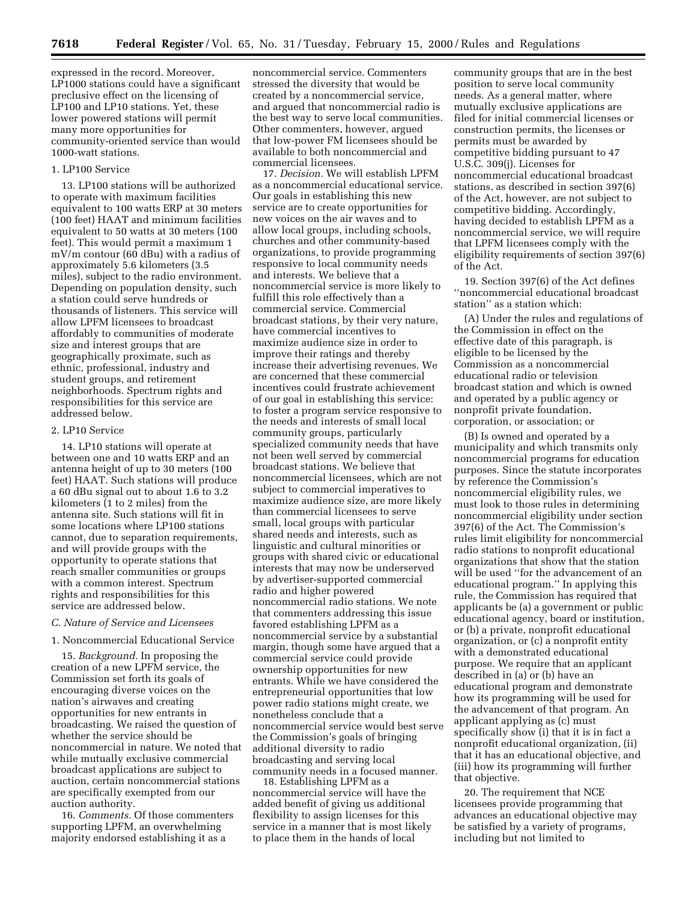expressed in the record. Moreover, LP1000 stations could have a significant preclusive effect on the licensing of LP100 and LP10 stations. Yet, these lower powered stations will permit many more opportunities for community-oriented service than would 1000-watt stations.

1. LP100 Service

13. LP100 stations will be authorized to operate with maximum facilities equivalent to 100 watts ERP at 30 meters (100 feet) HAAT and minimum facilities equivalent to 50 watts at 30 meters (100 feet). This would permit a maximum 1 mV/m contour (60 dBu) with a radius of approximately 5.6 kilometers (3.5 miles), subject to the radio environment. Depending on population density, such a station could serve hundreds or thousands of listeners. This service will allow LPFM licensees to broadcast affordably to communities of moderate size and interest groups that are geographically proximate, such as ethnic, professional, industry and student groups, and retirement neighborhoods. Spectrum rights and responsibilities for this service are addressed below.

2. LP10 Service

14. LP10 stations will operate at between one and 10 watts ERP and an antenna height of up to 30 meters (100 feet) HAAT. Such stations will produce a 60 dBu signal out to about 1.6 to 3.2 kilometers (1 to 2 miles) from the antenna site. Such stations will fit in some locations where LP100 stations cannot, due to separation requirements, and will provide groups with the opportunity to operate stations that reach smaller communities or groups with a common interest. Spectrum rights and responsibilities for this service are addressed below.

*C. Nature of Service and Licensees*

1. Noncommercial Educational Service

15. *Background.* In proposing the creation of a new LPFM service, the Commission set forth its goals of encouraging diverse voices on the nation's airwaves and creating opportunities for new entrants in broadcasting. We raised the question of whether the service should be noncommercial in nature. We noted that while mutually exclusive commercial broadcast applications are subject to auction, certain noncommercial stations are specifically exempted from our auction authority.

16. *Comments.* Of those commenters supporting LPFM, an overwhelming majority endorsed establishing it as a noncommercial service. Commenters stressed the diversity that would be created by a noncommercial service, and argued that noncommercial radio is the best way to serve local communities. Other commenters, however, argued that low-power FM licensees should be available to both noncommercial and commercial licensees.

17. *Decision.* We will establish LPFM as a noncommercial educational service. Our goals in establishing this new service are to create opportunities for new voices on the air waves and to allow local groups, including schools, churches and other community-based organizations, to provide programming responsive to local community needs and interests. We believe that a noncommercial service is more likely to fulfill this role effectively than a commercial service. Commercial broadcast stations, by their very nature, have commercial incentives to maximize audience size in order to improve their ratings and thereby increase their advertising revenues. We are concerned that these commercial incentives could frustrate achievement of our goal in establishing this service: to foster a program service responsive to the needs and interests of small local community groups, particularly specialized community needs that have not been well served by commercial broadcast stations. We believe that noncommercial licensees, which are not subject to commercial imperatives to maximize audience size, are more likely than commercial licensees to serve small, local groups with particular shared needs and interests, such as linguistic and cultural minorities or groups with shared civic or educational interests that may now be underserved by advertiser-supported commercial radio and higher powered noncommercial radio stations. We note that commenters addressing this issue favored establishing LPFM as a noncommercial service by a substantial margin, though some have argued that a commercial service could provide ownership opportunities for new entrants. While we have considered the entrepreneurial opportunities that low power radio stations might create, we nonetheless conclude that a noncommercial service would best serve the Commission's goals of bringing additional diversity to radio broadcasting and serving local community needs in a focused manner.

18. Establishing LPFM as a noncommercial service will have the added benefit of giving us additional flexibility to assign licenses for this service in a manner that is most likely to place them in the hands of local community groups that are in the best position to serve local community needs. As a general matter, where mutually exclusive applications are filed for initial commercial licenses or construction permits, the licenses or permits must be awarded by competitive bidding pursuant to 47 U.S.C. 309(j). Licenses for noncommercial educational broadcast stations, as described in section 397(6) of the Act, however, are not subject to competitive bidding. Accordingly, having decided to establish LPFM as a noncommercial service, we will require that LPFM licensees comply with the eligibility requirements of section 397(6) of the Act.

19. Section 397(6) of the Act defines "noncommercial educational broadcast station" as a station which:

(A) Under the rules and regulations of the Commission in effect on the effective date of this paragraph, is eligible to be licensed by the Commission as a noncommercial educational radio or television broadcast station and which is owned and operated by a public agency or nonprofit private foundation, corporation, or association; or

(B) Is owned and operated by a municipality and which transmits only noncommercial programs for education purposes. Since the statute incorporates by reference the Commission's noncommercial eligibility rules, we must look to those rules in determining noncommercial eligibility under section 397(6) of the Act. The Commission's rules limit eligibility for noncommercial radio stations to nonprofit educational organizations that show that the station will be used "for the advancement of an educational program." In applying this rule, the Commission has required that applicants be (a) a government or public educational agency, board or institution, or (b) a private, nonprofit educational organization, or (c) a nonprofit entity with a demonstrated educational purpose. We require that an applicant described in (a) or (b) have an educational program and demonstrate how its programming will be used for the advancement of that program. An applicant applying as (c) must specifically show (i) that it is in fact a nonprofit educational organization, (ii) that it has an educational objective, and (iii) how its programming will further that objective.

20. The requirement that NCE licensees provide programming that advances an educational objective may be satisfied by a variety of programs, including but not limited to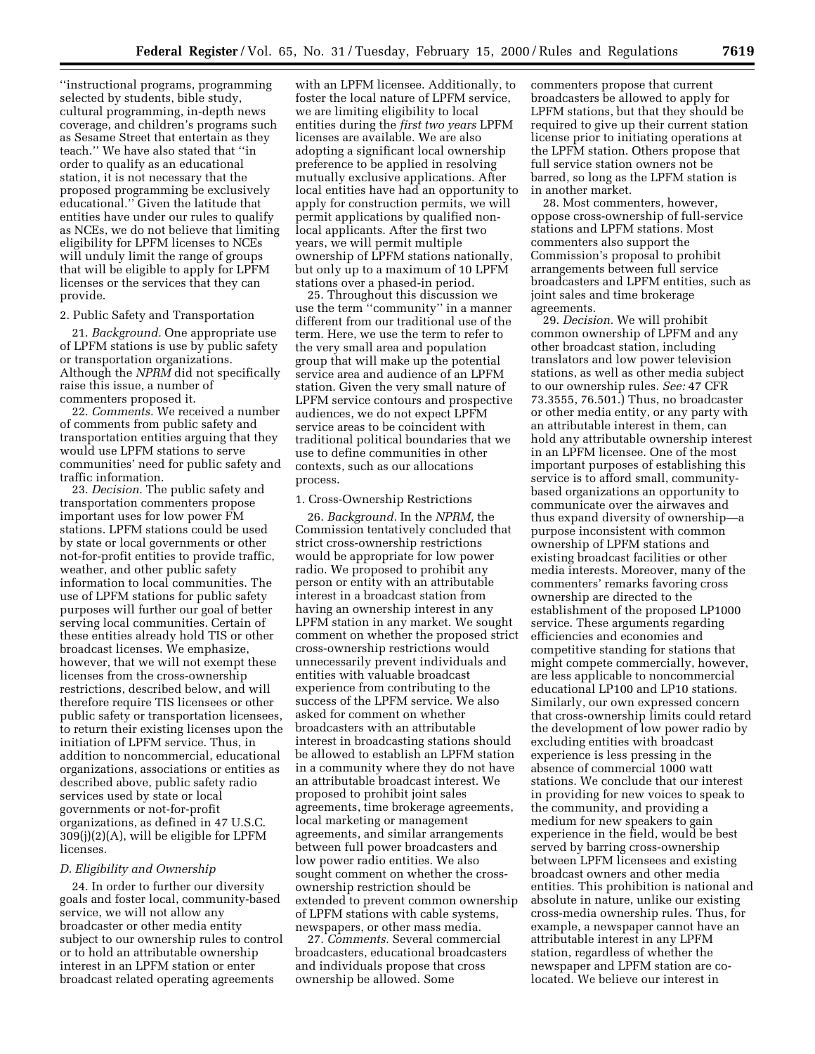''instructional programs, programming selected by students, bible study, cultural programming, in-depth news coverage, and children's programs such as Sesame Street that entertain as they teach.'' We have also stated that ''in order to qualify as an educational station, it is not necessary that the proposed programming be exclusively educational.'' Given the latitude that entities have under our rules to qualify as NCEs, we do not believe that limiting eligibility for LPFM licenses to NCEs will unduly limit the range of groups that will be eligible to apply for LPFM licenses or the services that they can provide.

2. Public Safety and Transportation

21. *Background.* One appropriate use of LPFM stations is use by public safety or transportation organizations. Although the *NPRM* did not specifically raise this issue, a number of commenters proposed it.

22. *Comments.* We received a number of comments from public safety and transportation entities arguing that they would use LPFM stations to serve communities' need for public safety and traffic information.

23. *Decision.* The public safety and transportation commenters propose important uses for low power FM stations. LPFM stations could be used by state or local governments or other not-for-profit entities to provide traffic, weather, and other public safety information to local communities. The use of LPFM stations for public safety purposes will further our goal of better serving local communities. Certain of these entities already hold TIS or other broadcast licenses. We emphasize, however, that we will not exempt these licenses from the cross-ownership restrictions, described below, and will therefore require TIS licensees or other public safety or transportation licensees, to return their existing licenses upon the initiation of LPFM service. Thus, in addition to noncommercial, educational organizations, associations or entities as described above, public safety radio services used by state or local governments or not-for-profit organizations, as defined in 47 U.S.C. 309(j)(2)(A), will be eligible for LPFM licenses.

*D. Eligibility and Ownership*

24. In order to further our diversity goals and foster local, community-based service, we will not allow any broadcaster or other media entity subject to our ownership rules to control or to hold an attributable ownership interest in an LPFM station or enter broadcast related operating agreements with an LPFM licensee. Additionally, to foster the local nature of LPFM service, we are limiting eligibility to local entities during the *first two years* LPFM licenses are available. We are also adopting a significant local ownership preference to be applied in resolving mutually exclusive applications. After local entities have had an opportunity to apply for construction permits, we will permit applications by qualified non-local applicants. After the first two years, we will permit multiple ownership of LPFM stations nationally, but only up to a maximum of 10 LPFM stations over a phased-in period.

25. Throughout this discussion we use the term ''community'' in a manner different from our traditional use of the term. Here, we use the term to refer to the very small area and population group that will make up the potential service area and audience of an LPFM station. Given the very small nature of LPFM service contours and prospective audiences, we do not expect LPFM service areas to be coincident with traditional political boundaries that we use to define communities in other contexts, such as our allocations process.

1. Cross-Ownership Restrictions

26. *Background.* In the *NPRM,* the Commission tentatively concluded that strict cross-ownership restrictions would be appropriate for low power radio. We proposed to prohibit any person or entity with an attributable interest in a broadcast station from having an ownership interest in any LPFM station in any market. We sought comment on whether the proposed strict cross-ownership restrictions would unnecessarily prevent individuals and entities with valuable broadcast experience from contributing to the success of the LPFM service. We also asked for comment on whether broadcasters with an attributable interest in broadcasting stations should be allowed to establish an LPFM station in a community where they do not have an attributable broadcast interest. We proposed to prohibit joint sales agreements, time brokerage agreements, local marketing or management agreements, and similar arrangements between full power broadcasters and low power radio entities. We also sought comment on whether the cross-ownership restriction should be extended to prevent common ownership of LPFM stations with cable systems, newspapers, or other mass media.

27. *Comments.* Several commercial broadcasters, educational broadcasters and individuals propose that cross ownership be allowed. Some commenters propose that current broadcasters be allowed to apply for LPFM stations, but that they should be required to give up their current station license prior to initiating operations at the LPFM station. Others propose that full service station owners not be barred, so long as the LPFM station is in another market.

28. Most commenters, however, oppose cross-ownership of full-service stations and LPFM stations. Most commenters also support the Commission's proposal to prohibit arrangements between full service broadcasters and LPFM entities, such as joint sales and time brokerage agreements.

29. *Decision.* We will prohibit common ownership of LPFM and any other broadcast station, including translators and low power television stations, as well as other media subject to our ownership rules. *See:* 47 CFR 73.3555, 76.501.) Thus, no broadcaster or other media entity, or any party with an attributable interest in them, can hold any attributable ownership interest in an LPFM licensee. One of the most important purposes of establishing this service is to afford small, community-based organizations an opportunity to communicate over the airwaves and thus expand diversity of ownership—a purpose inconsistent with common ownership of LPFM stations and existing broadcast facilities or other media interests. Moreover, many of the commenters' remarks favoring cross ownership are directed to the establishment of the proposed LP1000 service. These arguments regarding efficiencies and economies and competitive standing for stations that might compete commercially, however, are less applicable to noncommercial educational LP100 and LP10 stations. Similarly, our own expressed concern that cross-ownership limits could retard the development of low power radio by excluding entities with broadcast experience is less pressing in the absence of commercial 1000 watt stations. We conclude that our interest in providing for new voices to speak to the community, and providing a medium for new speakers to gain experience in the field, would be best served by barring cross-ownership between LPFM licensees and existing broadcast owners and other media entities. This prohibition is national and absolute in nature, unlike our existing cross-media ownership rules. Thus, for example, a newspaper cannot have an attributable interest in any LPFM station, regardless of whether the newspaper and LPFM station are co-located. We believe our interest in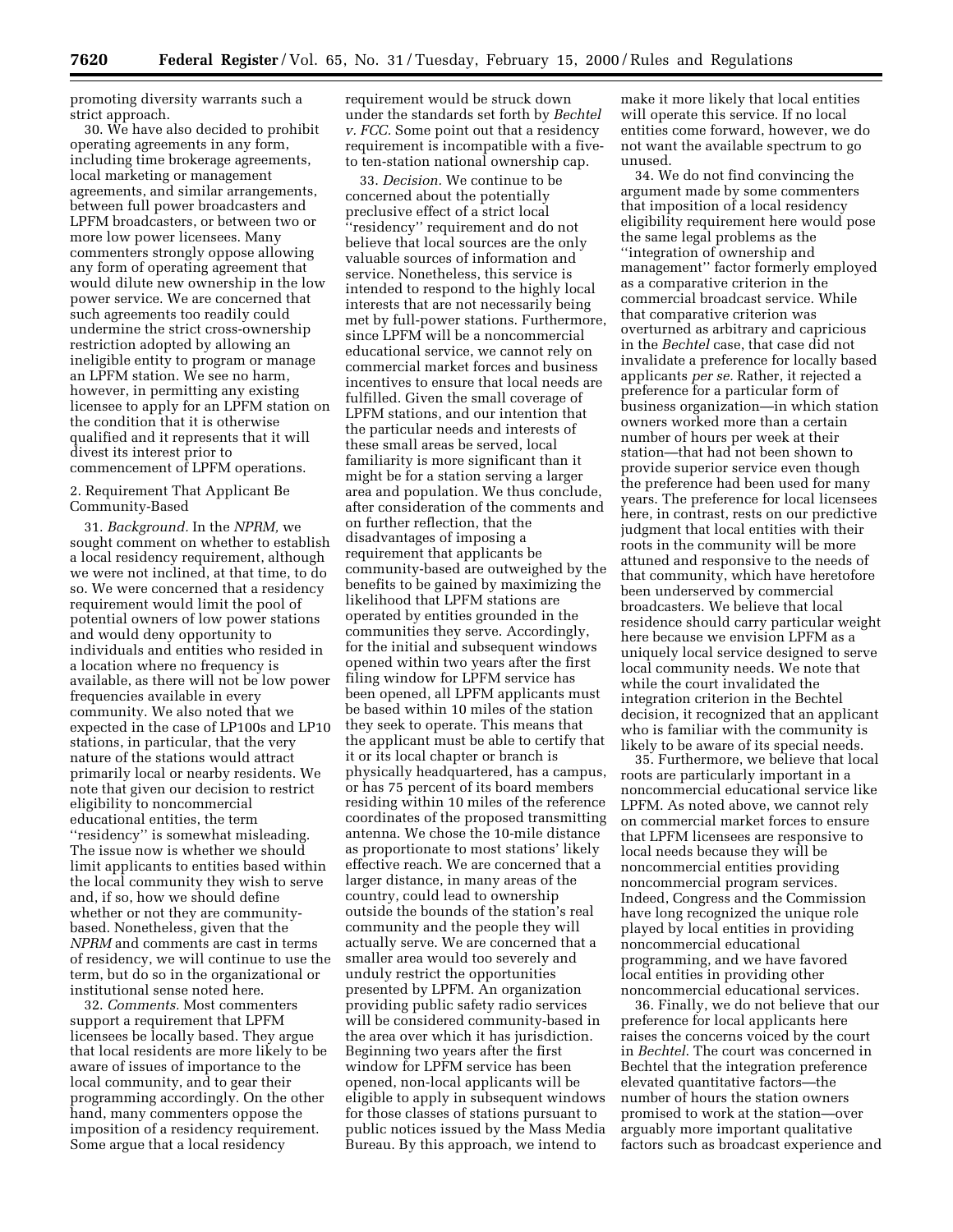promoting diversity warrants such a strict approach.

30. We have also decided to prohibit operating agreements in any form, including time brokerage agreements, local marketing or management agreements, and similar arrangements, between full power broadcasters and LPFM broadcasters, or between two or more low power licensees. Many commenters strongly oppose allowing any form of operating agreement that would dilute new ownership in the low power service. We are concerned that such agreements too readily could undermine the strict cross-ownership restriction adopted by allowing an ineligible entity to program or manage an LPFM station. We see no harm, however, in permitting any existing licensee to apply for an LPFM station on the condition that it is otherwise qualified and it represents that it will divest its interest prior to commencement of LPFM operations.

2. Requirement That Applicant Be Community-Based

31. *Background.* In the *NPRM,* we sought comment on whether to establish a local residency requirement, although we were not inclined, at that time, to do so. We were concerned that a residency requirement would limit the pool of potential owners of low power stations and would deny opportunity to individuals and entities who resided in a location where no frequency is available, as there will not be low power frequencies available in every community. We also noted that we expected in the case of LP100s and LP10 stations, in particular, that the very nature of the stations would attract primarily local or nearby residents. We note that given our decision to restrict eligibility to noncommercial educational entities, the term ''residency'' is somewhat misleading. The issue now is whether we should limit applicants to entities based within the local community they wish to serve and, if so, how we should define whether or not they are community-based. Nonetheless, given that the *NPRM* and comments are cast in terms of residency, we will continue to use the term, but do so in the organizational or institutional sense noted here.

32. *Comments.* Most commenters support a requirement that LPFM licensees be locally based. They argue that local residents are more likely to be aware of issues of importance to the local community, and to gear their programming accordingly. On the other hand, many commenters oppose the imposition of a residency requirement. Some argue that a local residency requirement would be struck down under the standards set forth by *Bechtel v. FCC.* Some point out that a residency requirement is incompatible with a five- to ten-station national ownership cap.

33. *Decision.* We continue to be concerned about the potentially preclusive effect of a strict local ''residency'' requirement and do not believe that local sources are the only valuable sources of information and service. Nonetheless, this service is intended to respond to the highly local interests that are not necessarily being met by full-power stations. Furthermore, since LPFM will be a noncommercial educational service, we cannot rely on commercial market forces and business incentives to ensure that local needs are fulfilled. Given the small coverage of LPFM stations, and our intention that the particular needs and interests of these small areas be served, local familiarity is more significant than it might be for a station serving a larger area and population. We thus conclude, after consideration of the comments and on further reflection, that the disadvantages of imposing a requirement that applicants be community-based are outweighed by the benefits to be gained by maximizing the likelihood that LPFM stations are operated by entities grounded in the communities they serve. Accordingly, for the initial and subsequent windows opened within two years after the first filing window for LPFM service has been opened, all LPFM applicants must be based within 10 miles of the station they seek to operate. This means that the applicant must be able to certify that it or its local chapter or branch is physically headquartered, has a campus, or has 75 percent of its board members residing within 10 miles of the reference coordinates of the proposed transmitting antenna. We chose the 10-mile distance as proportionate to most stations' likely effective reach. We are concerned that a larger distance, in many areas of the country, could lead to ownership outside the bounds of the station's real community and the people they will actually serve. We are concerned that a smaller area would too severely and unduly restrict the opportunities presented by LPFM. An organization providing public safety radio services will be considered community-based in the area over which it has jurisdiction. Beginning two years after the first window for LPFM service has been opened, non-local applicants will be eligible to apply in subsequent windows for those classes of stations pursuant to public notices issued by the Mass Media Bureau. By this approach, we intend to make it more likely that local entities will operate this service. If no local entities come forward, however, we do not want the available spectrum to go unused.

34. We do not find convincing the argument made by some commenters that imposition of a local residency eligibility requirement here would pose the same legal problems as the ''integration of ownership and management'' factor formerly employed as a comparative criterion in the commercial broadcast service. While that comparative criterion was overturned as arbitrary and capricious in the *Bechtel* case, that case did not invalidate a preference for locally based applicants *per se.* Rather, it rejected a preference for a particular form of business organization—in which station owners worked more than a certain number of hours per week at their station—that had not been shown to provide superior service even though the preference had been used for many years. The preference for local licensees here, in contrast, rests on our predictive judgment that local entities with their roots in the community will be more attuned and responsive to the needs of that community, which have heretofore been underserved by commercial broadcasters. We believe that local residence should carry particular weight here because we envision LPFM as a uniquely local service designed to serve local community needs. We note that while the court invalidated the integration criterion in the Bechtel decision, it recognized that an applicant who is familiar with the community is likely to be aware of its special needs.

35. Furthermore, we believe that local roots are particularly important in a noncommercial educational service like LPFM. As noted above, we cannot rely on commercial market forces to ensure that LPFM licensees are responsive to local needs because they will be noncommercial entities providing noncommercial program services. Indeed, Congress and the Commission have long recognized the unique role played by local entities in providing noncommercial educational programming, and we have favored local entities in providing other noncommercial educational services.

36. Finally, we do not believe that our preference for local applicants here raises the concerns voiced by the court in *Bechtel*. The court was concerned in Bechtel that the integration preference elevated quantitative factors—the number of hours the station owners promised to work at the station—over arguably more important qualitative factors such as broadcast experience and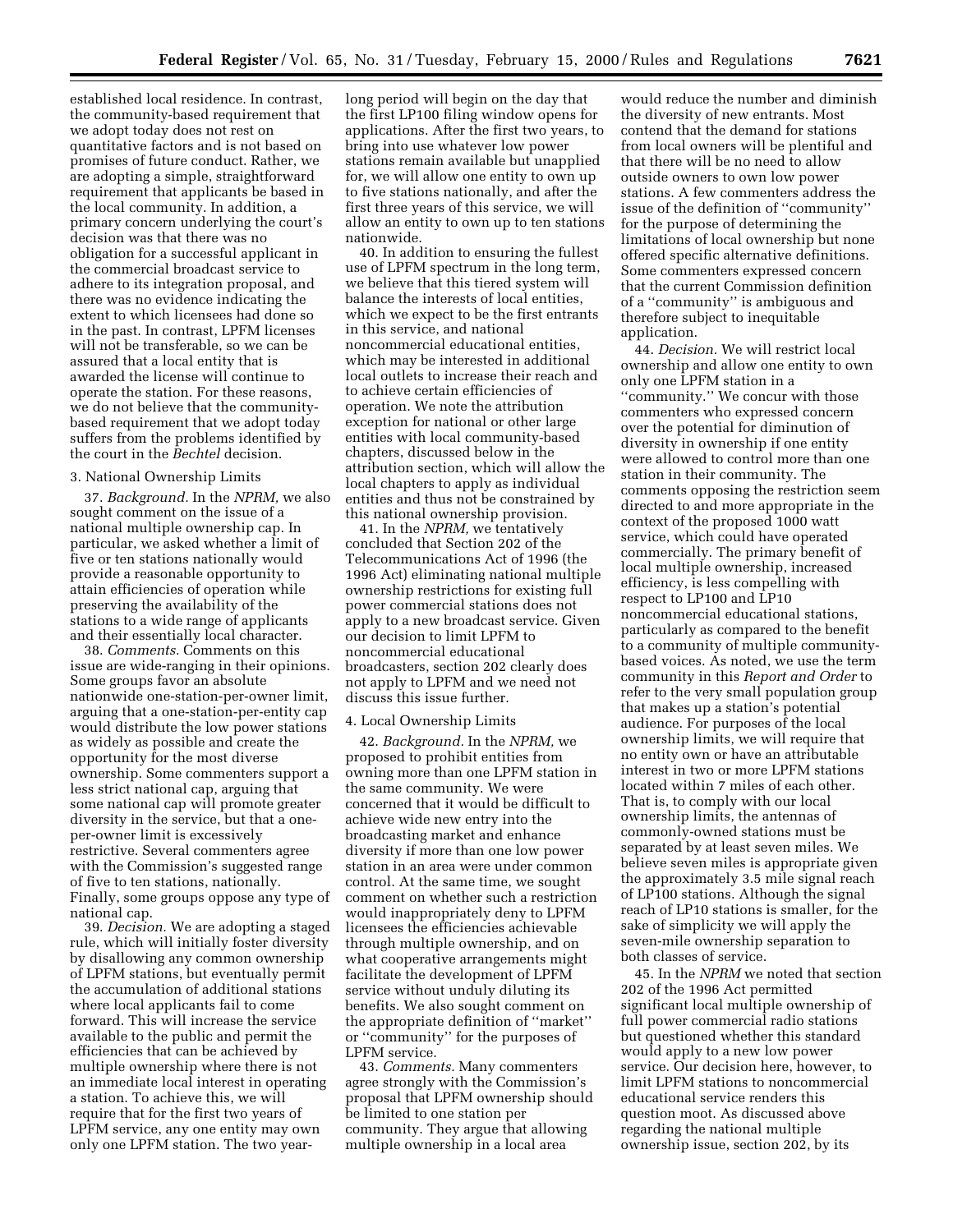established local residence. In contrast, the community-based requirement that we adopt today does not rest on quantitative factors and is not based on promises of future conduct. Rather, we are adopting a simple, straightforward requirement that applicants be based in the local community. In addition, a primary concern underlying the court's decision was that there was no obligation for a successful applicant in the commercial broadcast service to adhere to its integration proposal, and there was no evidence indicating the extent to which licensees had done so in the past. In contrast, LPFM licenses will not be transferable, so we can be assured that a local entity that is awarded the license will continue to operate the station. For these reasons, we do not believe that the community-based requirement that we adopt today suffers from the problems identified by the court in the *Bechtel* decision.

### 3. National Ownership Limits

37. *Background.* In the *NPRM,* we also sought comment on the issue of a national multiple ownership cap. In particular, we asked whether a limit of five or ten stations nationally would provide a reasonable opportunity to attain efficiencies of operation while preserving the availability of the stations to a wide range of applicants and their essentially local character.

38. *Comments.* Comments on this issue are wide-ranging in their opinions. Some groups favor an absolute nationwide one-station-per-owner limit, arguing that a one-station-per-entity cap would distribute the low power stations as widely as possible and create the opportunity for the most diverse ownership. Some commenters support a less strict national cap, arguing that some national cap will promote greater diversity in the service, but that a one-per-owner limit is excessively restrictive. Several commenters agree with the Commission's suggested range of five to ten stations, nationally. Finally, some groups oppose any type of national cap.

39. *Decision.* We are adopting a staged rule, which will initially foster diversity by disallowing any common ownership of LPFM stations, but eventually permit the accumulation of additional stations where local applicants fail to come forward. This will increase the service available to the public and permit the efficiencies that can be achieved by multiple ownership where there is not an immediate local interest in operating a station. To achieve this, we will require that for the first two years of LPFM service, any one entity may own only one LPFM station. The two year-long period will begin on the day that the first LP100 filing window opens for applications. After the first two years, to bring into use whatever low power stations remain available but unapplied for, we will allow one entity to own up to five stations nationally, and after the first three years of this service, we will allow an entity to own up to ten stations nationwide.

40. In addition to ensuring the fullest use of LPFM spectrum in the long term, we believe that this tiered system will balance the interests of local entities, which we expect to be the first entrants in this service, and national noncommercial educational entities, which may be interested in additional local outlets to increase their reach and to achieve certain efficiencies of operation. We note the attribution exception for national or other large entities with local community-based chapters, discussed below in the attribution section, which will allow the local chapters to apply as individual entities and thus not be constrained by this national ownership provision.

41. In the *NPRM,* we tentatively concluded that Section 202 of the Telecommunications Act of 1996 (the 1996 Act) eliminating national multiple ownership restrictions for existing full power commercial stations does not apply to a new broadcast service. Given our decision to limit LPFM to noncommercial educational broadcasters, section 202 clearly does not apply to LPFM and we need not discuss this issue further.

### 4. Local Ownership Limits

42. *Background.* In the *NPRM,* we proposed to prohibit entities from owning more than one LPFM station in the same community. We were concerned that it would be difficult to achieve wide new entry into the broadcasting market and enhance diversity if more than one low power station in an area were under common control. At the same time, we sought comment on whether such a restriction would inappropriately deny to LPFM licensees the efficiencies achievable through multiple ownership, and on what cooperative arrangements might facilitate the development of LPFM service without unduly diluting its benefits. We also sought comment on the appropriate definition of "market" or "community" for the purposes of LPFM service.

43. *Comments.* Many commenters agree strongly with the Commission's proposal that LPFM ownership should be limited to one station per community. They argue that allowing multiple ownership in a local area would reduce the number and diminish the diversity of new entrants. Most contend that the demand for stations from local owners will be plentiful and that there will be no need to allow outside owners to own low power stations. A few commenters address the issue of the definition of "community" for the purpose of determining the limitations of local ownership but none offered specific alternative definitions. Some commenters expressed concern that the current Commission definition of a "community" is ambiguous and therefore subject to inequitable application.

44. *Decision.* We will restrict local ownership and allow one entity to own only one LPFM station in a "community." We concur with those commenters who expressed concern over the potential for diminution of diversity in ownership if one entity were allowed to control more than one station in their community. The comments opposing the restriction seem directed to and more appropriate in the context of the proposed 1000 watt service, which could have operated commercially. The primary benefit of local multiple ownership, increased efficiency, is less compelling with respect to LP100 and LP10 noncommercial educational stations, particularly as compared to the benefit to a community of multiple community-based voices. As noted, we use the term community in this *Report and Order* to refer to the very small population group that makes up a station's potential audience. For purposes of the local ownership limits, we will require that no entity own or have an attributable interest in two or more LPFM stations located within 7 miles of each other. That is, to comply with our local ownership limits, the antennas of commonly-owned stations must be separated by at least seven miles. We believe seven miles is appropriate given the approximately 3.5 mile signal reach of LP100 stations. Although the signal reach of LP10 stations is smaller, for the sake of simplicity we will apply the seven-mile ownership separation to both classes of service.

45. In the *NPRM* we noted that section 202 of the 1996 Act permitted significant local multiple ownership of full power commercial radio stations but questioned whether this standard would apply to a new low power service. Our decision here, however, to limit LPFM stations to noncommercial educational service renders this question moot. As discussed above regarding the national multiple ownership issue, section 202, by its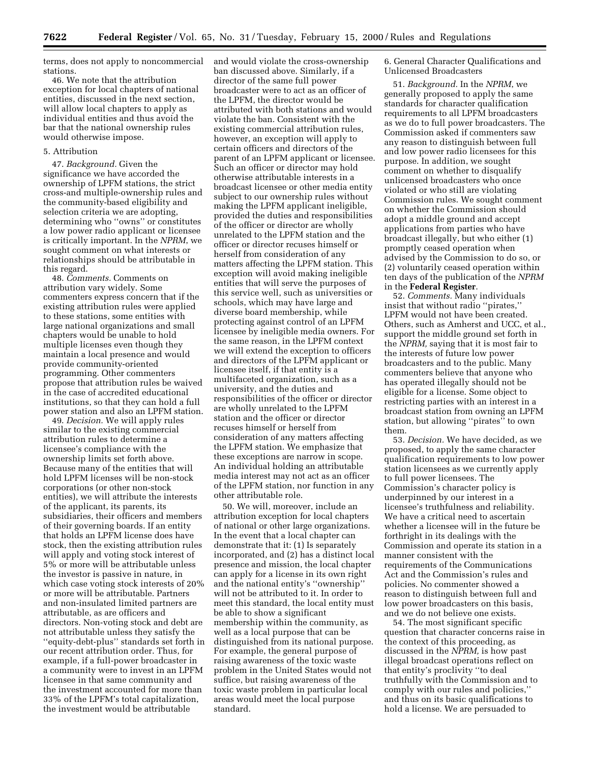terms, does not apply to noncommercial stations.

46. We note that the attribution exception for local chapters of national entities, discussed in the next section, will allow local chapters to apply as individual entities and thus avoid the bar that the national ownership rules would otherwise impose.

5. Attribution

47. *Background.* Given the significance we have accorded the ownership of LPFM stations, the strict cross-and multiple-ownership rules and the community-based eligibility and selection criteria we are adopting, determining who ''owns'' or constitutes a low power radio applicant or licensee is critically important. In the *NPRM*, we sought comment on what interests or relationships should be attributable in this regard.

48. *Comments.* Comments on attribution vary widely. Some commenters express concern that if the existing attribution rules were applied to these stations, some entities with large national organizations and small chapters would be unable to hold multiple licenses even though they maintain a local presence and would provide community-oriented programming. Other commenters propose that attribution rules be waived in the case of accredited educational institutions, so that they can hold a full power station and also an LPFM station.

49. *Decision.* We will apply rules similar to the existing commercial attribution rules to determine a licensee's compliance with the ownership limits set forth above. Because many of the entities that will hold LPFM licenses will be non-stock corporations (or other non-stock entities), we will attribute the interests of the applicant, its parents, its subsidiaries, their officers and members of their governing boards. If an entity that holds an LPFM license does have stock, then the existing attribution rules will apply and voting stock interest of 5% or more will be attributable unless the investor is passive in nature, in which case voting stock interests of 20% or more will be attributable. Partners and non-insulated limited partners are attributable, as are officers and directors. Non-voting stock and debt are not attributable unless they satisfy the ''equity-debt-plus'' standards set forth in our recent attribution order. Thus, for example, if a full-power broadcaster in a community were to invest in an LPFM licensee in that same community and the investment accounted for more than 33% of the LPFM's total capitalization, the investment would be attributable and would violate the cross-ownership ban discussed above. Similarly, if a director of the same full power broadcaster were to act as an officer of the LPFM, the director would be attributed with both stations and would violate the ban. Consistent with the existing commercial attribution rules, however, an exception will apply to certain officers and directors of the parent of an LPFM applicant or licensee. Such an officer or director may hold otherwise attributable interests in a broadcast licensee or other media entity subject to our ownership rules without making the LPFM applicant ineligible, provided the duties and responsibilities of the officer or director are wholly unrelated to the LPFM station and the officer or director recuses himself or herself from consideration of any matters affecting the LPFM station. This exception will avoid making ineligible entities that will serve the purposes of this service well, such as universities or schools, which may have large and diverse board membership, while protecting against control of an LPFM licensee by ineligible media owners. For the same reason, in the LPFM context we will extend the exception to officers and directors of the LPFM applicant or licensee itself, if that entity is a multifaceted organization, such as a university, and the duties and responsibilities of the officer or director are wholly unrelated to the LPFM station and the officer or director recuses himself or herself from consideration of any matters affecting the LPFM station. We emphasize that these exceptions are narrow in scope. An individual holding an attributable media interest may not act as an officer of the LPFM station, nor function in any other attributable role.

50. We will, moreover, include an attribution exception for local chapters of national or other large organizations. In the event that a local chapter can demonstrate that it: (1) Is separately incorporated, and (2) has a distinct local presence and mission, the local chapter can apply for a license in its own right and the national entity's ''ownership'' will not be attributed to it. In order to meet this standard, the local entity must be able to show a significant membership within the community, as well as a local purpose that can be distinguished from its national purpose. For example, the general purpose of raising awareness of the toxic waste problem in the United States would not suffice, but raising awareness of the toxic waste problem in particular local areas would meet the local purpose standard.

6. General Character Qualifications and Unlicensed Broadcasters

51. *Background.* In the *NPRM*, we generally proposed to apply the same standards for character qualification requirements to all LPFM broadcasters as we do to full power broadcasters. The Commission asked if commenters saw any reason to distinguish between full and low power radio licensees for this purpose. In addition, we sought comment on whether to disqualify unlicensed broadcasters who once violated or who still are violating Commission rules. We sought comment on whether the Commission should adopt a middle ground and accept applications from parties who have broadcast illegally, but who either (1) promptly ceased operation when advised by the Commission to do so, or (2) voluntarily ceased operation within ten days of the publication of the *NPRM* in the **Federal Register**.

52. *Comments.* Many individuals insist that without radio ''pirates,'' LPFM would not have been created. Others, such as Amherst and UCC, et al., support the middle ground set forth in the *NPRM,* saying that it is most fair to the interests of future low power broadcasters and to the public. Many commenters believe that anyone who has operated illegally should not be eligible for a license. Some object to restricting parties with an interest in a broadcast station from owning an LPFM station, but allowing ''pirates'' to own them.

53. *Decision.* We have decided, as we proposed, to apply the same character qualification requirements to low power station licensees as we currently apply to full power licensees. The Commission's character policy is underpinned by our interest in a licensee's truthfulness and reliability. We have a critical need to ascertain whether a licensee will in the future be forthright in its dealings with the Commission and operate its station in a manner consistent with the requirements of the Communications Act and the Commission's rules and policies. No commenter showed a reason to distinguish between full and low power broadcasters on this basis, and we do not believe one exists.

54. The most significant specific question that character concerns raise in the context of this proceeding, as discussed in the *NPRM,* is how past illegal broadcast operations reflect on that entity's proclivity ''to deal truthfully with the Commission and to comply with our rules and policies,'' and thus on its basic qualifications to hold a license. We are persuaded to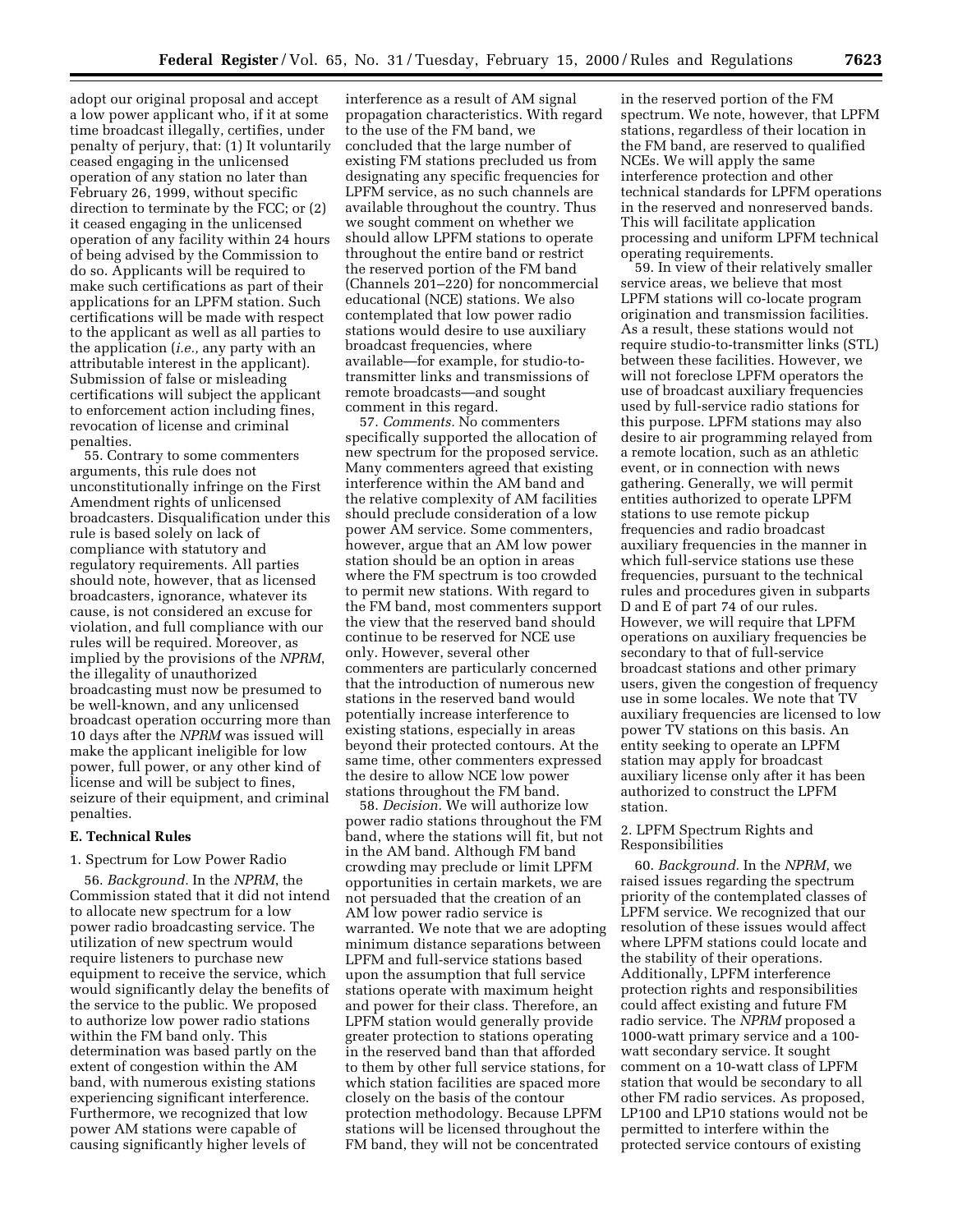adopt our original proposal and accept a low power applicant who, if it at some time broadcast illegally, certifies, under penalty of perjury, that: (1) It voluntarily ceased engaging in the unlicensed operation of any station no later than February 26, 1999, without specific direction to terminate by the FCC; or (2) it ceased engaging in the unlicensed operation of any facility within 24 hours of being advised by the Commission to do so. Applicants will be required to make such certifications as part of their applications for an LPFM station. Such certifications will be made with respect to the applicant as well as all parties to the application (*i.e.,* any party with an attributable interest in the applicant). Submission of false or misleading certifications will subject the applicant to enforcement action including fines, revocation of license and criminal penalties.

55. Contrary to some commenters arguments, this rule does not unconstitutionally infringe on the First Amendment rights of unlicensed broadcasters. Disqualification under this rule is based solely on lack of compliance with statutory and regulatory requirements. All parties should note, however, that as licensed broadcasters, ignorance, whatever its cause, is not considered an excuse for violation, and full compliance with our rules will be required. Moreover, as implied by the provisions of the *NPRM*, the illegality of unauthorized broadcasting must now be presumed to be well-known, and any unlicensed broadcast operation occurring more than 10 days after the *NPRM* was issued will make the applicant ineligible for low power, full power, or any other kind of license and will be subject to fines, seizure of their equipment, and criminal penalties.

### E. Technical Rules

#### 1. Spectrum for Low Power Radio

56. *Background.* In the *NPRM*, the Commission stated that it did not intend to allocate new spectrum for a low power radio broadcasting service. The utilization of new spectrum would require listeners to purchase new equipment to receive the service, which would significantly delay the benefits of the service to the public. We proposed to authorize low power radio stations within the FM band only. This determination was based partly on the extent of congestion within the AM band, with numerous existing stations experiencing significant interference. Furthermore, we recognized that low power AM stations were capable of causing significantly higher levels of interference as a result of AM signal propagation characteristics. With regard to the use of the FM band, we concluded that the large number of existing FM stations precluded us from designating any specific frequencies for LPFM service, as no such channels are available throughout the country. Thus we sought comment on whether we should allow LPFM stations to operate throughout the entire band or restrict the reserved portion of the FM band (Channels 201–220) for noncommercial educational (NCE) stations. We also contemplated that low power radio stations would desire to use auxiliary broadcast frequencies, where available—for example, for studio-to-transmitter links and transmissions of remote broadcasts—and sought comment in this regard.

57. *Comments.* No commenters specifically supported the allocation of new spectrum for the proposed service. Many commenters agreed that existing interference within the AM band and the relative complexity of AM facilities should preclude consideration of a low power AM service. Some commenters, however, argue that an AM low power station should be an option in areas where the FM spectrum is too crowded to permit new stations. With regard to the FM band, most commenters support the view that the reserved band should continue to be reserved for NCE use only. However, several other commenters are particularly concerned that the introduction of numerous new stations in the reserved band would potentially increase interference to existing stations, especially in areas beyond their protected contours. At the same time, other commenters expressed the desire to allow NCE low power stations throughout the FM band.

58. *Decision.* We will authorize low power radio stations throughout the FM band, where the stations will fit, but not in the AM band. Although FM band crowding may preclude or limit LPFM opportunities in certain markets, we are not persuaded that the creation of an AM low power radio service is warranted. We note that we are adopting minimum distance separations between LPFM and full-service stations based upon the assumption that full service stations operate with maximum height and power for their class. Therefore, an LPFM station would generally provide greater protection to stations operating in the reserved band than that afforded to them by other full service stations, for which station facilities are spaced more closely on the basis of the contour protection methodology. Because LPFM stations will be licensed throughout the FM band, they will not be concentrated in the reserved portion of the FM spectrum. We note, however, that LPFM stations, regardless of their location in the FM band, are reserved to qualified NCEs. We will apply the same interference protection and other technical standards for LPFM operations in the reserved and nonreserved bands. This will facilitate application processing and uniform LPFM technical operating requirements.

59. In view of their relatively smaller service areas, we believe that most LPFM stations will co-locate program origination and transmission facilities. As a result, these stations would not require studio-to-transmitter links (STL) between these facilities. However, we will not foreclose LPFM operators the use of broadcast auxiliary frequencies used by full-service radio stations for this purpose. LPFM stations may also desire to air programming relayed from a remote location, such as an athletic event, or in connection with news gathering. Generally, we will permit entities authorized to operate LPFM stations to use remote pickup frequencies and radio broadcast auxiliary frequencies in the manner in which full-service stations use these frequencies, pursuant to the technical rules and procedures given in subparts D and E of part 74 of our rules. However, we will require that LPFM operations on auxiliary frequencies be secondary to that of full-service broadcast stations and other primary users, given the congestion of frequency use in some locales. We note that TV auxiliary frequencies are licensed to low power TV stations on this basis. An entity seeking to operate an LPFM station may apply for broadcast auxiliary license only after it has been authorized to construct the LPFM station.

#### 2. LPFM Spectrum Rights and Responsibilities

60. *Background.* In the *NPRM*, we raised issues regarding the spectrum priority of the contemplated classes of LPFM service. We recognized that our resolution of these issues would affect where LPFM stations could locate and the stability of their operations. Additionally, LPFM interference protection rights and responsibilities could affect existing and future FM radio service. The *NPRM* proposed a 1000-watt primary service and a 100-watt secondary service. It sought comment on a 10-watt class of LPFM station that would be secondary to all other FM radio services. As proposed, LP100 and LP10 stations would not be permitted to interfere within the protected service contours of existing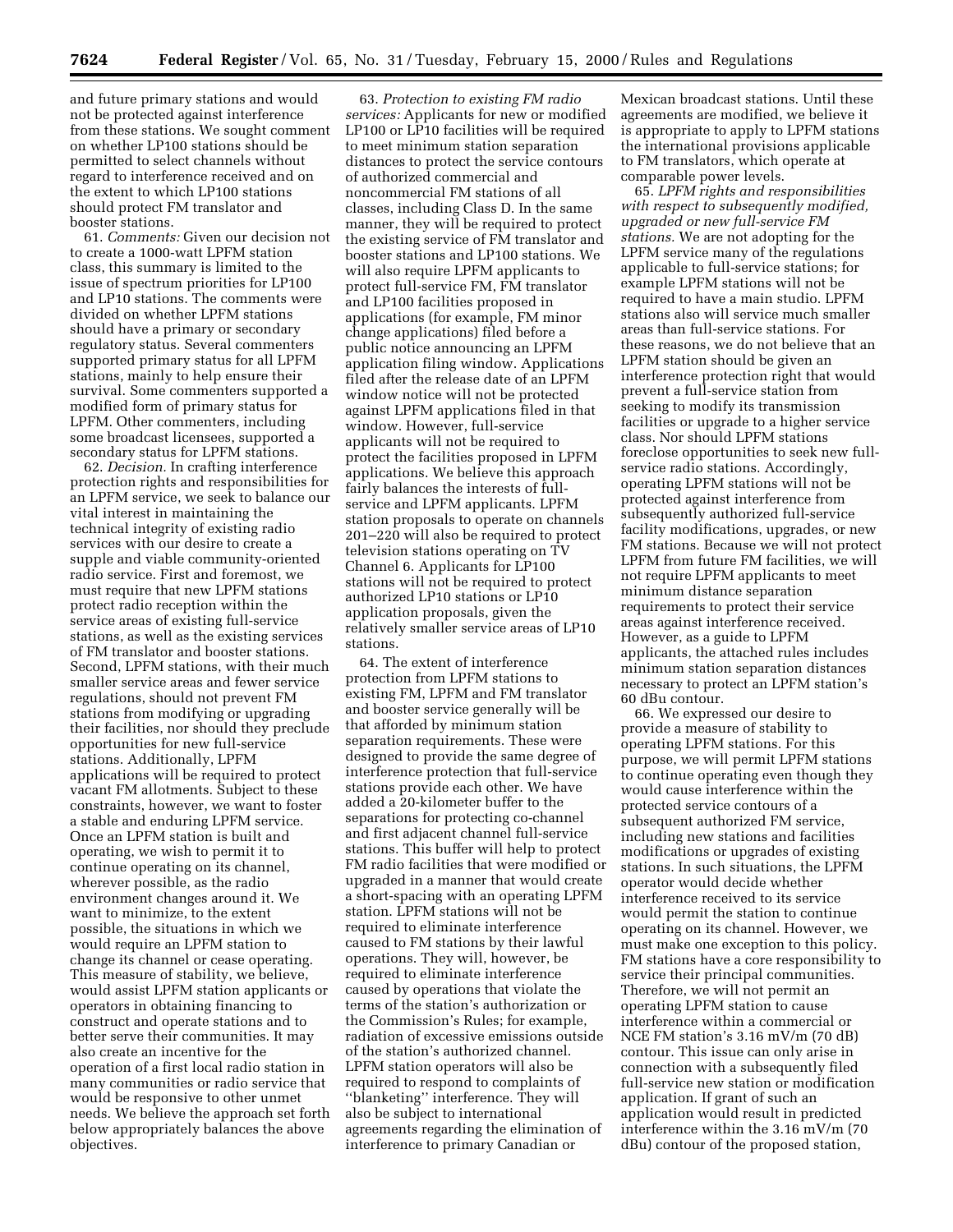and future primary stations and would not be protected against interference from these stations. We sought comment on whether LP100 stations should be permitted to select channels without regard to interference received and on the extent to which LP100 stations should protect FM translator and booster stations.

61. *Comments:* Given our decision not to create a 1000-watt LPFM station class, this summary is limited to the issue of spectrum priorities for LP100 and LP10 stations. The comments were divided on whether LPFM stations should have a primary or secondary regulatory status. Several commenters supported primary status for all LPFM stations, mainly to help ensure their survival. Some commenters supported a modified form of primary status for LPFM. Other commenters, including some broadcast licensees, supported a secondary status for LPFM stations.

62. *Decision.* In crafting interference protection rights and responsibilities for an LPFM service, we seek to balance our vital interest in maintaining the technical integrity of existing radio services with our desire to create a supple and viable community-oriented radio service. First and foremost, we must require that new LPFM stations protect radio reception within the service areas of existing full-service stations, as well as the existing services of FM translator and booster stations. Second, LPFM stations, with their much smaller service areas and fewer service regulations, should not prevent FM stations from modifying or upgrading their facilities, nor should they preclude opportunities for new full-service stations. Additionally, LPFM applications will be required to protect vacant FM allotments. Subject to these constraints, however, we want to foster a stable and enduring LPFM service. Once an LPFM station is built and operating, we wish to permit it to continue operating on its channel, wherever possible, as the radio environment changes around it. We want to minimize, to the extent possible, the situations in which we would require an LPFM station to change its channel or cease operating. This measure of stability, we believe, would assist LPFM station applicants or operators in obtaining financing to construct and operate stations and to better serve their communities. It may also create an incentive for the operation of a first local radio station in many communities or radio service that would be responsive to other unmet needs. We believe the approach set forth below appropriately balances the above objectives.

63. *Protection to existing FM radio services:* Applicants for new or modified LP100 or LP10 facilities will be required to meet minimum station separation distances to protect the service contours of authorized commercial and noncommercial FM stations of all classes, including Class D. In the same manner, they will be required to protect the existing service of FM translator and booster stations and LP100 stations. We will also require LPFM applicants to protect full-service FM, FM translator and LP100 facilities proposed in applications (for example, FM minor change applications) filed before a public notice announcing an LPFM application filing window. Applications filed after the release date of an LPFM window notice will not be protected against LPFM applications filed in that window. However, full-service applicants will not be required to protect the facilities proposed in LPFM applications. We believe this approach fairly balances the interests of full-service and LPFM applicants. LPFM station proposals to operate on channels 201–220 will also be required to protect television stations operating on TV Channel 6. Applicants for LP100 stations will not be required to protect authorized LP10 stations or LP10 application proposals, given the relatively smaller service areas of LP10 stations.

64. The extent of interference protection from LPFM stations to existing FM, LPFM and FM translator and booster service generally will be that afforded by minimum station separation requirements. These were designed to provide the same degree of interference protection that full-service stations provide each other. We have added a 20-kilometer buffer to the separations for protecting co-channel and first adjacent channel full-service stations. This buffer will help to protect FM radio facilities that were modified or upgraded in a manner that would create a short-spacing with an operating LPFM station. LPFM stations will not be required to eliminate interference caused to FM stations by their lawful operations. They will, however, be required to eliminate interference caused by operations that violate the terms of the station's authorization or the Commission's Rules; for example, radiation of excessive emissions outside of the station's authorized channel. LPFM station operators will also be required to respond to complaints of ''blanketing'' interference. They will also be subject to international agreements regarding the elimination of interference to primary Canadian or Mexican broadcast stations. Until these agreements are modified, we believe it is appropriate to apply to LPFM stations the international provisions applicable to FM translators, which operate at comparable power levels.

65. *LPFM rights and responsibilities with respect to subsequently modified, upgraded or new full-service FM stations.* We are not adopting for the LPFM service many of the regulations applicable to full-service stations; for example LPFM stations will not be required to have a main studio. LPFM stations also will service much smaller areas than full-service stations. For these reasons, we do not believe that an LPFM station should be given an interference protection right that would prevent a full-service station from seeking to modify its transmission facilities or upgrade to a higher service class. Nor should LPFM stations foreclose opportunities to seek new full-service radio stations. Accordingly, operating LPFM stations will not be protected against interference from subsequently authorized full-service facility modifications, upgrades, or new FM stations. Because we will not protect LPFM from future FM facilities, we will not require LPFM applicants to meet minimum distance separation requirements to protect their service areas against interference received. However, as a guide to LPFM applicants, the attached rules includes minimum station separation distances necessary to protect an LPFM station's 60 dBu contour.

66. We expressed our desire to provide a measure of stability to operating LPFM stations. For this purpose, we will permit LPFM stations to continue operating even though they would cause interference within the protected service contours of a subsequent authorized FM service, including new stations and facilities modifications or upgrades of existing stations. In such situations, the LPFM operator would decide whether interference received to its service would permit the station to continue operating on its channel. However, we must make one exception to this policy. FM stations have a core responsibility to service their principal communities. Therefore, we will not permit an operating LPFM station to cause interference within a commercial or NCE FM station's 3.16 mV/m (70 dB) contour. This issue can only arise in connection with a subsequently filed full-service new station or modification application. If grant of such an application would result in predicted interference within the 3.16 mV/m (70 dBu) contour of the proposed station,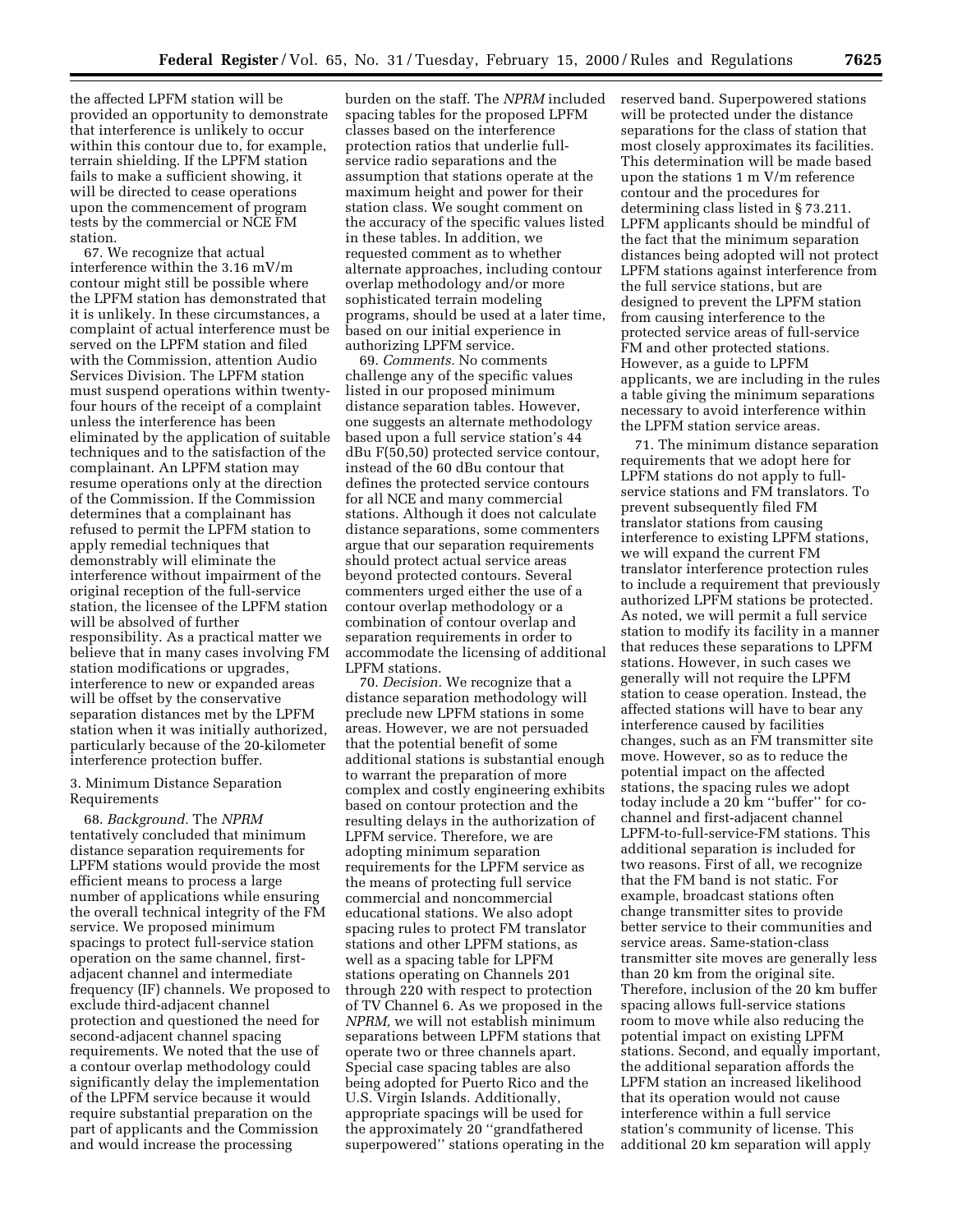the affected LPFM station will be provided an opportunity to demonstrate that interference is unlikely to occur within this contour due to, for example, terrain shielding. If the LPFM station fails to make a sufficient showing, it will be directed to cease operations upon the commencement of program tests by the commercial or NCE FM station.

67. We recognize that actual interference within the 3.16 mV/m contour might still be possible where the LPFM station has demonstrated that it is unlikely. In these circumstances, a complaint of actual interference must be served on the LPFM station and filed with the Commission, attention Audio Services Division. The LPFM station must suspend operations within twenty-four hours of the receipt of a complaint unless the interference has been eliminated by the application of suitable techniques and to the satisfaction of the complainant. An LPFM station may resume operations only at the direction of the Commission. If the Commission determines that a complainant has refused to permit the LPFM station to apply remedial techniques that demonstrably will eliminate the interference without impairment of the original reception of the full-service station, the licensee of the LPFM station will be absolved of further responsibility. As a practical matter we believe that in many cases involving FM station modifications or upgrades, interference to new or expanded areas will be offset by the conservative separation distances met by the LPFM station when it was initially authorized, particularly because of the 20-kilometer interference protection buffer.

### 3. Minimum Distance Separation Requirements

68. *Background.* The *NPRM* tentatively concluded that minimum distance separation requirements for LPFM stations would provide the most efficient means to process a large number of applications while ensuring the overall technical integrity of the FM service. We proposed minimum spacings to protect full-service station operation on the same channel, first-adjacent channel and intermediate frequency (IF) channels. We proposed to exclude third-adjacent channel protection and questioned the need for second-adjacent channel spacing requirements. We noted that the use of a contour overlap methodology could significantly delay the implementation of the LPFM service because it would require substantial preparation on the part of applicants and the Commission and would increase the processing burden on the staff. The *NPRM* included spacing tables for the proposed LPFM classes based on the interference protection ratios that underlie full-service radio separations and the assumption that stations operate at the maximum height and power for their station class. We sought comment on the accuracy of the specific values listed in these tables. In addition, we requested comment as to whether alternate approaches, including contour overlap methodology and/or more sophisticated terrain modeling programs, should be used at a later time, based on our initial experience in authorizing LPFM service.

69. *Comments.* No comments challenge any of the specific values listed in our proposed minimum distance separation tables. However, one suggests an alternate methodology based upon a full service station's 44 dBu F(50,50) protected service contour, instead of the 60 dBu contour that defines the protected service contours for all NCE and many commercial stations. Although it does not calculate distance separations, some commenters argue that our separation requirements should protect actual service areas beyond protected contours. Several commenters urged either the use of a contour overlap methodology or a combination of contour overlap and separation requirements in order to accommodate the licensing of additional LPFM stations.

70. *Decision.* We recognize that a distance separation methodology will preclude new LPFM stations in some areas. However, we are not persuaded that the potential benefit of some additional stations is substantial enough to warrant the preparation of more complex and costly engineering exhibits based on contour protection and the resulting delays in the authorization of LPFM service. Therefore, we are adopting minimum separation requirements for the LPFM service as the means of protecting full service commercial and noncommercial educational stations. We also adopt spacing rules to protect FM translator stations and other LPFM stations, as well as a spacing table for LPFM stations operating on Channels 201 through 220 with respect to protection of TV Channel 6. As we proposed in the *NPRM,* we will not establish minimum separations between LPFM stations that operate two or three channels apart. Special case spacing tables are also being adopted for Puerto Rico and the U.S. Virgin Islands. Additionally, appropriate spacings will be used for the approximately 20 "grandfathered superpowered" stations operating in the reserved band. Superpowered stations will be protected under the distance separations for the class of station that most closely approximates its facilities. This determination will be made based upon the stations 1 m V/m reference contour and the procedures for determining class listed in § 73.211. LPFM applicants should be mindful of the fact that the minimum separation distances being adopted will not protect LPFM stations against interference from the full service stations, but are designed to prevent the LPFM station from causing interference to the protected service areas of full-service FM and other protected stations. However, as a guide to LPFM applicants, we are including in the rules a table giving the minimum separations necessary to avoid interference within the LPFM station service areas.

71. The minimum distance separation requirements that we adopt here for LPFM stations do not apply to full-service stations and FM translators. To prevent subsequently filed FM translator stations from causing interference to existing LPFM stations, we will expand the current FM translator interference protection rules to include a requirement that previously authorized LPFM stations be protected. As noted, we will permit a full service station to modify its facility in a manner that reduces these separations to LPFM stations. However, in such cases we generally will not require the LPFM station to cease operation. Instead, the affected stations will have to bear any interference caused by facilities changes, such as an FM transmitter site move. However, so as to reduce the potential impact on the affected stations, the spacing rules we adopt today include a 20 km "buffer" for co-channel and first-adjacent channel LPFM-to-full-service-FM stations. This additional separation is included for two reasons. First of all, we recognize that the FM band is not static. For example, broadcast stations often change transmitter sites to provide better service to their communities and service areas. Same-station-class transmitter site moves are generally less than 20 km from the original site. Therefore, inclusion of the 20 km buffer spacing allows full-service stations room to move while also reducing the potential impact on existing LPFM stations. Second, and equally important, the additional separation affords the LPFM station an increased likelihood that its operation would not cause interference within a full service station's community of license. This additional 20 km separation will apply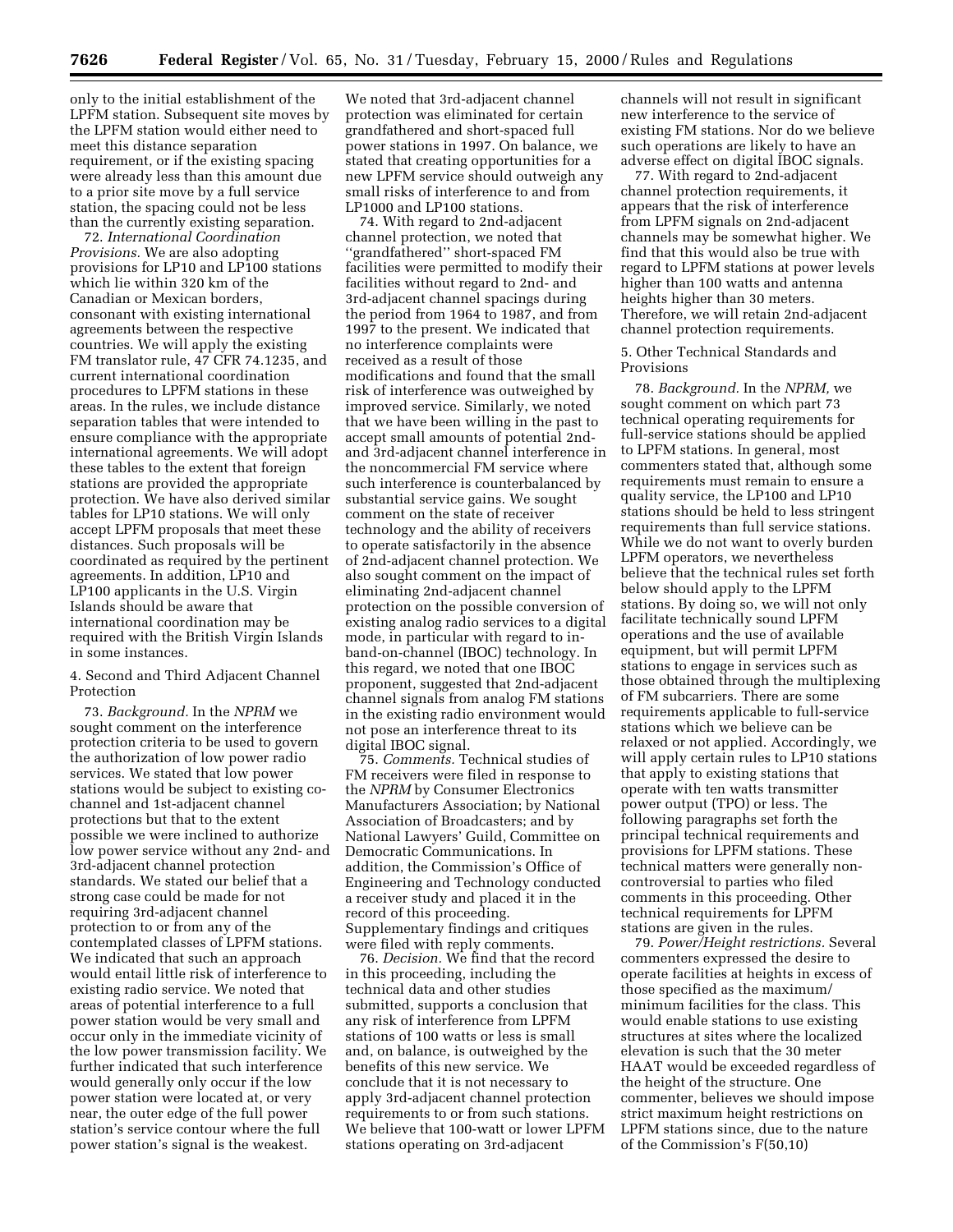only to the initial establishment of the LPFM station. Subsequent site moves by the LPFM station would either need to meet this distance separation requirement, or if the existing spacing were already less than this amount due to a prior site move by a full service station, the spacing could not be less than the currently existing separation.

72. *International Coordination Provisions.* We are also adopting provisions for LP10 and LP100 stations which lie within 320 km of the Canadian or Mexican borders, consonant with existing international agreements between the respective countries. We will apply the existing FM translator rule, 47 CFR 74.1235, and current international coordination procedures to LPFM stations in these areas. In the rules, we include distance separation tables that were intended to ensure compliance with the appropriate international agreements. We will adopt these tables to the extent that foreign stations are provided the appropriate protection. We have also derived similar tables for LP10 stations. We will only accept LPFM proposals that meet these distances. Such proposals will be coordinated as required by the pertinent agreements. In addition, LP10 and LP100 applicants in the U.S. Virgin Islands should be aware that international coordination may be required with the British Virgin Islands in some instances.

### 4. Second and Third Adjacent Channel Protection

73. *Background.* In the *NPRM* we sought comment on the interference protection criteria to be used to govern the authorization of low power radio services. We stated that low power stations would be subject to existing co-channel and 1st-adjacent channel protections but that to the extent possible we were inclined to authorize low power service without any 2nd- and 3rd-adjacent channel protection standards. We stated our belief that a strong case could be made for not requiring 3rd-adjacent channel protection to or from any of the contemplated classes of LPFM stations. We indicated that such an approach would entail little risk of interference to existing radio service. We noted that areas of potential interference to a full power station would be very small and occur only in the immediate vicinity of the low power transmission facility. We further indicated that such interference would generally only occur if the low power station were located at, or very near, the outer edge of the full power station's service contour where the full power station's signal is the weakest. We noted that 3rd-adjacent channel protection was eliminated for certain grandfathered and short-spaced full power stations in 1997. On balance, we stated that creating opportunities for a new LPFM service should outweigh any small risks of interference to and from LP1000 and LP100 stations.

74. With regard to 2nd-adjacent channel protection, we noted that ''grandfathered'' short-spaced FM facilities were permitted to modify their facilities without regard to 2nd- and 3rd-adjacent channel spacings during the period from 1964 to 1987, and from 1997 to the present. We indicated that no interference complaints were received as a result of those modifications and found that the small risk of interference was outweighed by improved service. Similarly, we noted that we have been willing in the past to accept small amounts of potential 2nd- and 3rd-adjacent channel interference in the noncommercial FM service where such interference is counterbalanced by substantial service gains. We sought comment on the state of receiver technology and the ability of receivers to operate satisfactorily in the absence of 2nd-adjacent channel protection. We also sought comment on the impact of eliminating 2nd-adjacent channel protection on the possible conversion of existing analog radio services to a digital mode, in particular with regard to in-band-on-channel (IBOC) technology. In this regard, we noted that one IBOC proponent, suggested that 2nd-adjacent channel signals from analog FM stations in the existing radio environment would not pose an interference threat to its digital IBOC signal.

75. *Comments.* Technical studies of FM receivers were filed in response to the *NPRM* by Consumer Electronics Manufacturers Association; by National Association of Broadcasters; and by National Lawyers' Guild, Committee on Democratic Communications. In addition, the Commission's Office of Engineering and Technology conducted a receiver study and placed it in the record of this proceeding. Supplementary findings and critiques were filed with reply comments.

76. *Decision.* We find that the record in this proceeding, including the technical data and other studies submitted, supports a conclusion that any risk of interference from LPFM stations of 100 watts or less is small and, on balance, is outweighed by the benefits of this new service. We conclude that it is not necessary to apply 3rd-adjacent channel protection requirements to or from such stations. We believe that 100-watt or lower LPFM stations operating on 3rd-adjacent channels will not result in significant new interference to the service of existing FM stations. Nor do we believe such operations are likely to have an adverse effect on digital IBOC signals.

77. With regard to 2nd-adjacent channel protection requirements, it appears that the risk of interference from LPFM signals on 2nd-adjacent channels may be somewhat higher. We find that this would also be true with regard to LPFM stations at power levels higher than 100 watts and antenna heights higher than 30 meters. Therefore, we will retain 2nd-adjacent channel protection requirements.

### 5. Other Technical Standards and Provisions

78. *Background.* In the *NPRM,* we sought comment on which part 73 technical operating requirements for full-service stations should be applied to LPFM stations. In general, most commenters stated that, although some requirements must remain to ensure a quality service, the LP100 and LP10 stations should be held to less stringent requirements than full service stations. While we do not want to overly burden LPFM operators, we nevertheless believe that the technical rules set forth below should apply to the LPFM stations. By doing so, we will not only facilitate technically sound LPFM operations and the use of available equipment, but will permit LPFM stations to engage in services such as those obtained through the multiplexing of FM subcarriers. There are some requirements applicable to full-service stations which we believe can be relaxed or not applied. Accordingly, we will apply certain rules to LP10 stations that apply to existing stations that operate with ten watts transmitter power output (TPO) or less. The following paragraphs set forth the principal technical requirements and provisions for LPFM stations. These technical matters were generally non-controversial to parties who filed comments in this proceeding. Other technical requirements for LPFM stations are given in the rules.

79. *Power/Height restrictions.* Several commenters expressed the desire to operate facilities at heights in excess of those specified as the maximum/minimum facilities for the class. This would enable stations to use existing structures at sites where the localized elevation is such that the 30 meter HAAT would be exceeded regardless of the height of the structure. One commenter, believes we should impose strict maximum height restrictions on LPFM stations since, due to the nature of the Commission's F(50,10)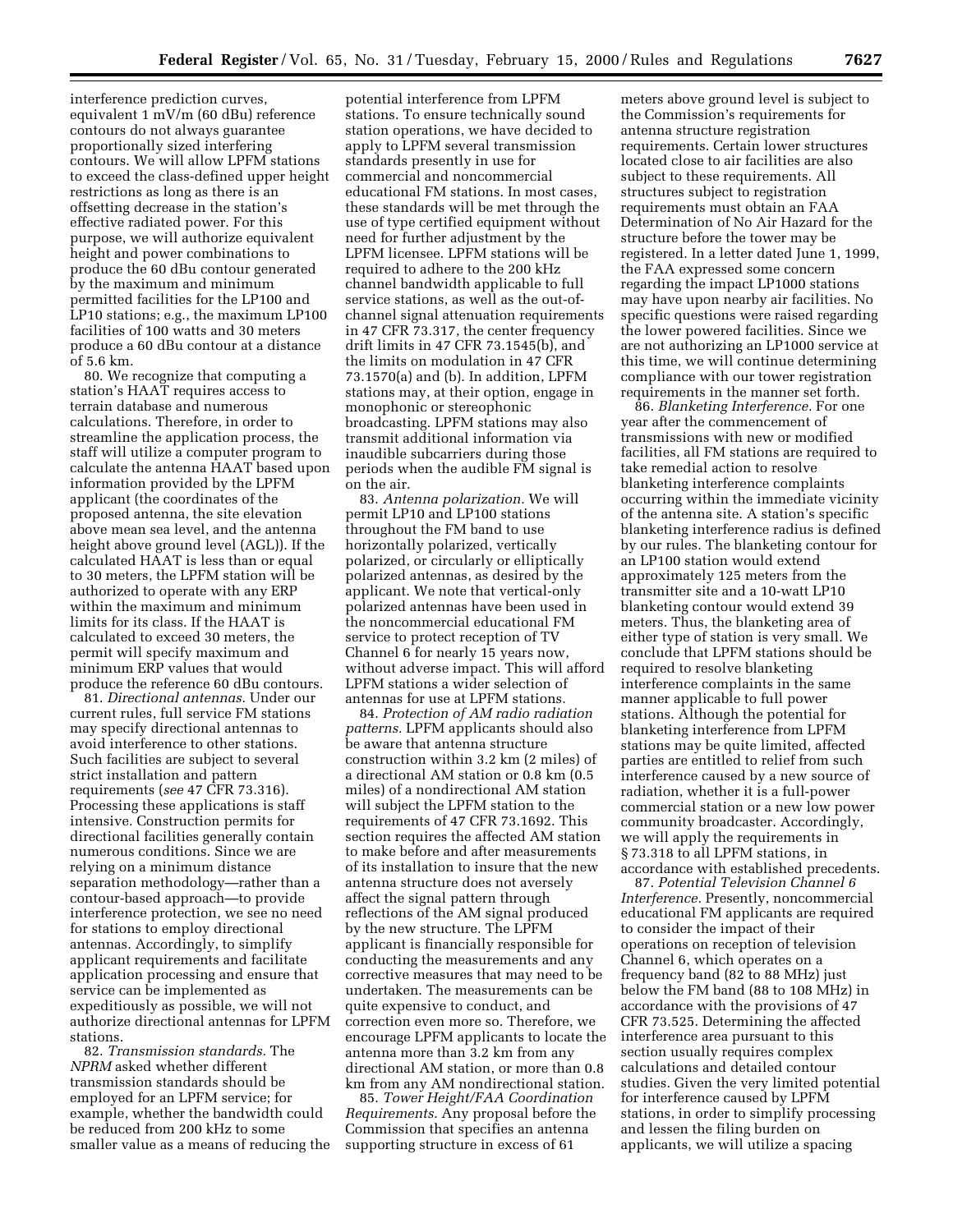interference prediction curves, equivalent 1 mV/m (60 dBu) reference contours do not always guarantee proportionally sized interfering contours. We will allow LPFM stations to exceed the class-defined upper height restrictions as long as there is an offsetting decrease in the station's effective radiated power. For this purpose, we will authorize equivalent height and power combinations to produce the 60 dBu contour generated by the maximum and minimum permitted facilities for the LP100 and LP10 stations; e.g., the maximum LP100 facilities of 100 watts and 30 meters produce a 60 dBu contour at a distance of 5.6 km.

80. We recognize that computing a station's HAAT requires access to terrain database and numerous calculations. Therefore, in order to streamline the application process, the staff will utilize a computer program to calculate the antenna HAAT based upon information provided by the LPFM applicant (the coordinates of the proposed antenna, the site elevation above mean sea level, and the antenna height above ground level (AGL)). If the calculated HAAT is less than or equal to 30 meters, the LPFM station will be authorized to operate with any ERP within the maximum and minimum limits for its class. If the HAAT is calculated to exceed 30 meters, the permit will specify maximum and minimum ERP values that would produce the reference 60 dBu contours.

81. *Directional antennas.* Under our current rules, full service FM stations may specify directional antennas to avoid interference to other stations. Such facilities are subject to several strict installation and pattern requirements (*see* 47 CFR 73.316). Processing these applications is staff intensive. Construction permits for directional facilities generally contain numerous conditions. Since we are relying on a minimum distance separation methodology—rather than a contour-based approach—to provide interference protection, we see no need for stations to employ directional antennas. Accordingly, to simplify applicant requirements and facilitate application processing and ensure that service can be implemented as expeditiously as possible, we will not authorize directional antennas for LPFM stations.

82. *Transmission standards.* The *NPRM* asked whether different transmission standards should be employed for an LPFM service; for example, whether the bandwidth could be reduced from 200 kHz to some smaller value as a means of reducing the potential interference from LPFM stations. To ensure technically sound station operations, we have decided to apply to LPFM several transmission standards presently in use for commercial and noncommercial educational FM stations. In most cases, these standards will be met through the use of type certified equipment without need for further adjustment by the LPFM licensee. LPFM stations will be required to adhere to the 200 kHz channel bandwidth applicable to full service stations, as well as the out-of-channel signal attenuation requirements in 47 CFR 73.317, the center frequency drift limits in 47 CFR 73.1545(b), and the limits on modulation in 47 CFR 73.1570(a) and (b). In addition, LPFM stations may, at their option, engage in monophonic or stereophonic broadcasting. LPFM stations may also transmit additional information via inaudible subcarriers during those periods when the audible FM signal is on the air.

83. *Antenna polarization.* We will permit LP10 and LP100 stations throughout the FM band to use horizontally polarized, vertically polarized, or circularly or elliptically polarized antennas, as desired by the applicant. We note that vertical-only polarized antennas have been used in the noncommercial educational FM service to protect reception of TV Channel 6 for nearly 15 years now, without adverse impact. This will afford LPFM stations a wider selection of antennas for use at LPFM stations.

84. *Protection of AM radio radiation patterns.* LPFM applicants should also be aware that antenna structure construction within 3.2 km (2 miles) of a directional AM station or 0.8 km (0.5 miles) of a nondirectional AM station will subject the LPFM station to the requirements of 47 CFR 73.1692. This section requires the affected AM station to make before and after measurements of its installation to insure that the new antenna structure does not aversely affect the signal pattern through reflections of the AM signal produced by the new structure. The LPFM applicant is financially responsible for conducting the measurements and any corrective measures that may need to be undertaken. The measurements can be quite expensive to conduct, and correction even more so. Therefore, we encourage LPFM applicants to locate the antenna more than 3.2 km from any directional AM station, or more than 0.8 km from any AM nondirectional station.

85. *Tower Height/FAA Coordination Requirements.* Any proposal before the Commission that specifies an antenna supporting structure in excess of 61 meters above ground level is subject to the Commission's requirements for antenna structure registration requirements. Certain lower structures located close to air facilities are also subject to these requirements. All structures subject to registration requirements must obtain an FAA Determination of No Air Hazard for the structure before the tower may be registered. In a letter dated June 1, 1999, the FAA expressed some concern regarding the impact LP1000 stations may have upon nearby air facilities. No specific questions were raised regarding the lower powered facilities. Since we are not authorizing an LP1000 service at this time, we will continue determining compliance with our tower registration requirements in the manner set forth.

86. *Blanketing Interference.* For one year after the commencement of transmissions with new or modified facilities, all FM stations are required to take remedial action to resolve blanketing interference complaints occurring within the immediate vicinity of the antenna site. A station's specific blanketing interference radius is defined by our rules. The blanketing contour for an LP100 station would extend approximately 125 meters from the transmitter site and a 10-watt LP10 blanketing contour would extend 39 meters. Thus, the blanketing area of either type of station is very small. We conclude that LPFM stations should be required to resolve blanketing interference complaints in the same manner applicable to full power stations. Although the potential for blanketing interference from LPFM stations may be quite limited, affected parties are entitled to relief from such interference caused by a new source of radiation, whether it is a full-power commercial station or a new low power community broadcaster. Accordingly, we will apply the requirements in § 73.318 to all LPFM stations, in accordance with established precedents.

87. *Potential Television Channel 6 Interference.* Presently, noncommercial educational FM applicants are required to consider the impact of their operations on reception of television Channel 6, which operates on a frequency band (82 to 88 MHz) just below the FM band (88 to 108 MHz) in accordance with the provisions of 47 CFR 73.525. Determining the affected interference area pursuant to this section usually requires complex calculations and detailed contour studies. Given the very limited potential for interference caused by LPFM stations, in order to simplify processing and lessen the filing burden on applicants, we will utilize a spacing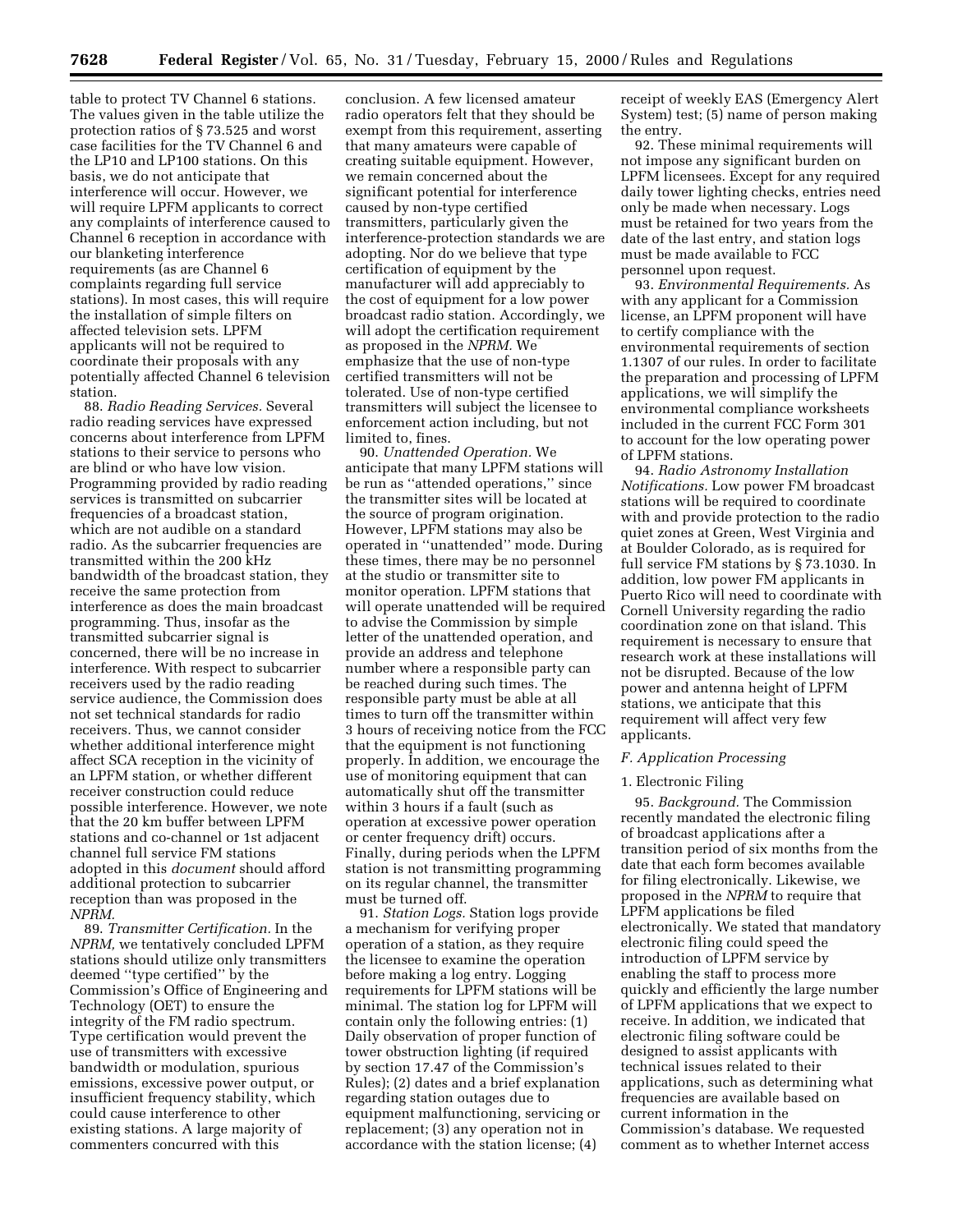table to protect TV Channel 6 stations. The values given in the table utilize the protection ratios of § 73.525 and worst case facilities for the TV Channel 6 and the LP10 and LP100 stations. On this basis, we do not anticipate that interference will occur. However, we will require LPFM applicants to correct any complaints of interference caused to Channel 6 reception in accordance with our blanketing interference requirements (as are Channel 6 complaints regarding full service stations). In most cases, this will require the installation of simple filters on affected television sets. LPFM applicants will not be required to coordinate their proposals with any potentially affected Channel 6 television station.

88. *Radio Reading Services.* Several radio reading services have expressed concerns about interference from LPFM stations to their service to persons who are blind or who have low vision. Programming provided by radio reading services is transmitted on subcarrier frequencies of a broadcast station, which are not audible on a standard radio. As the subcarrier frequencies are transmitted within the 200 kHz bandwidth of the broadcast station, they receive the same protection from interference as does the main broadcast programming. Thus, insofar as the transmitted subcarrier signal is concerned, there will be no increase in interference. With respect to subcarrier receivers used by the radio reading service audience, the Commission does not set technical standards for radio receivers. Thus, we cannot consider whether additional interference might affect SCA reception in the vicinity of an LPFM station, or whether different receiver construction could reduce possible interference. However, we note that the 20 km buffer between LPFM stations and co-channel or 1st adjacent channel full service FM stations adopted in this *document* should afford additional protection to subcarrier reception than was proposed in the *NPRM.*

89. *Transmitter Certification.* In the *NPRM,* we tentatively concluded LPFM stations should utilize only transmitters deemed "type certified" by the Commission's Office of Engineering and Technology (OET) to ensure the integrity of the FM radio spectrum. Type certification would prevent the use of transmitters with excessive bandwidth or modulation, spurious emissions, excessive power output, or insufficient frequency stability, which could cause interference to other existing stations. A large majority of commenters concurred with this conclusion. A few licensed amateur radio operators felt that they should be exempt from this requirement, asserting that many amateurs were capable of creating suitable equipment. However, we remain concerned about the significant potential for interference caused by non-type certified transmitters, particularly given the interference-protection standards we are adopting. Nor do we believe that type certification of equipment by the manufacturer will add appreciably to the cost of equipment for a low power broadcast radio station. Accordingly, we will adopt the certification requirement as proposed in the *NPRM.* We emphasize that the use of non-type certified transmitters will not be tolerated. Use of non-type certified transmitters will subject the licensee to enforcement action including, but not limited to, fines.

90. *Unattended Operation.* We anticipate that many LPFM stations will be run as "attended operations," since the transmitter sites will be located at the source of program origination. However, LPFM stations may also be operated in "unattended" mode. During these times, there may be no personnel at the studio or transmitter site to monitor operation. LPFM stations that will operate unattended will be required to advise the Commission by simple letter of the unattended operation, and provide an address and telephone number where a responsible party can be reached during such times. The responsible party must be able at all times to turn off the transmitter within 3 hours of receiving notice from the FCC that the equipment is not functioning properly. In addition, we encourage the use of monitoring equipment that can automatically shut off the transmitter within 3 hours if a fault (such as operation at excessive power operation or center frequency drift) occurs. Finally, during periods when the LPFM station is not transmitting programming on its regular channel, the transmitter must be turned off.

91. *Station Logs.* Station logs provide a mechanism for verifying proper operation of a station, as they require the licensee to examine the operation before making a log entry. Logging requirements for LPFM stations will be minimal. The station log for LPFM will contain only the following entries: (1) Daily observation of proper function of tower obstruction lighting (if required by section 17.47 of the Commission's Rules); (2) dates and a brief explanation regarding station outages due to equipment malfunctioning, servicing or replacement; (3) any operation not in accordance with the station license; (4) receipt of weekly EAS (Emergency Alert System) test; (5) name of person making the entry.

92. These minimal requirements will not impose any significant burden on LPFM licensees. Except for any required daily tower lighting checks, entries need only be made when necessary. Logs must be retained for two years from the date of the last entry, and station logs must be made available to FCC personnel upon request.

93. *Environmental Requirements.* As with any applicant for a Commission license, an LPFM proponent will have to certify compliance with the environmental requirements of section 1.1307 of our rules. In order to facilitate the preparation and processing of LPFM applications, we will simplify the environmental compliance worksheets included in the current FCC Form 301 to account for the low operating power of LPFM stations.

94. *Radio Astronomy Installation Notifications.* Low power FM broadcast stations will be required to coordinate with and provide protection to the radio quiet zones at Green, West Virginia and at Boulder Colorado, as is required for full service FM stations by § 73.1030. In addition, low power FM applicants in Puerto Rico will need to coordinate with Cornell University regarding the radio coordination zone on that island. This requirement is necessary to ensure that research work at these installations will not be disrupted. Because of the low power and antenna height of LPFM stations, we anticipate that this requirement will affect very few applicants.

### *F. Application Processing*

#### 1. Electronic Filing

95. *Background.* The Commission recently mandated the electronic filing of broadcast applications after a transition period of six months from the date that each form becomes available for filing electronically. Likewise, we proposed in the *NPRM* to require that LPFM applications be filed electronically. We stated that mandatory electronic filing could speed the introduction of LPFM service by enabling the staff to process more quickly and efficiently the large number of LPFM applications that we expect to receive. In addition, we indicated that electronic filing software could be designed to assist applicants with technical issues related to their applications, such as determining what frequencies are available based on current information in the Commission's database. We requested comment as to whether Internet access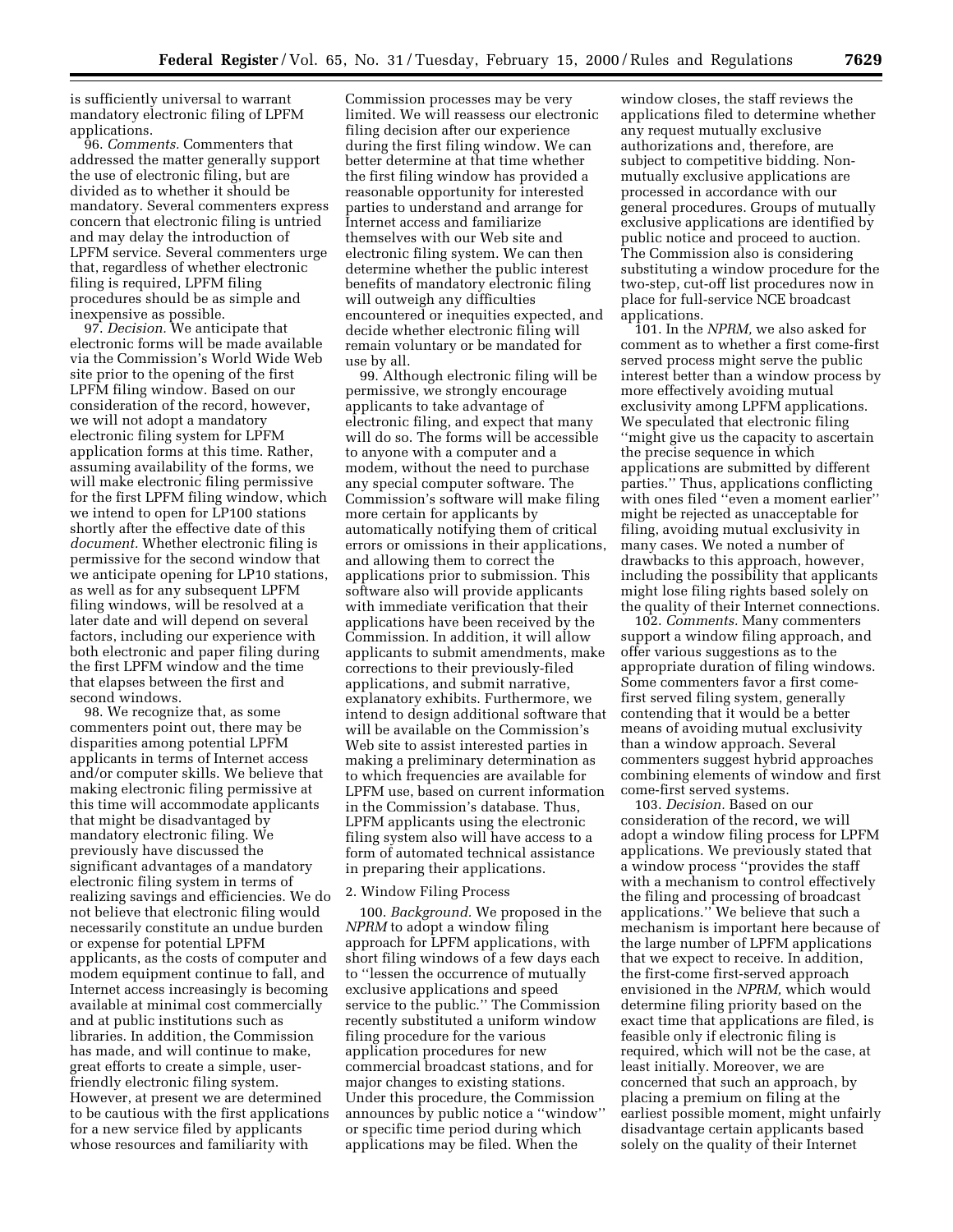is sufficiently universal to warrant mandatory electronic filing of LPFM applications.

96. *Comments.* Commenters that addressed the matter generally support the use of electronic filing, but are divided as to whether it should be mandatory. Several commenters express concern that electronic filing is untried and may delay the introduction of LPFM service. Several commenters urge that, regardless of whether electronic filing is required, LPFM filing procedures should be as simple and inexpensive as possible.

97. *Decision.* We anticipate that electronic forms will be made available via the Commission's World Wide Web site prior to the opening of the first LPFM filing window. Based on our consideration of the record, however, we will not adopt a mandatory electronic filing system for LPFM application forms at this time. Rather, assuming availability of the forms, we will make electronic filing permissive for the first LPFM filing window, which we intend to open for LP100 stations shortly after the effective date of this *document.* Whether electronic filing is permissive for the second window that we anticipate opening for LP10 stations, as well as for any subsequent LPFM filing windows, will be resolved at a later date and will depend on several factors, including our experience with both electronic and paper filing during the first LPFM window and the time that elapses between the first and second windows.

98. We recognize that, as some commenters point out, there may be disparities among potential LPFM applicants in terms of Internet access and/or computer skills. We believe that making electronic filing permissive at this time will accommodate applicants that might be disadvantaged by mandatory electronic filing. We previously have discussed the significant advantages of a mandatory electronic filing system in terms of realizing savings and efficiencies. We do not believe that electronic filing would necessarily constitute an undue burden or expense for potential LPFM applicants, as the costs of computer and modem equipment continue to fall, and Internet access increasingly is becoming available at minimal cost commercially and at public institutions such as libraries. In addition, the Commission has made, and will continue to make, great efforts to create a simple, user-friendly electronic filing system. However, at present we are determined to be cautious with the first applications for a new service filed by applicants whose resources and familiarity with Commission processes may be very limited. We will reassess our electronic filing decision after our experience during the first filing window. We can better determine at that time whether the first filing window has provided a reasonable opportunity for interested parties to understand and arrange for Internet access and familiarize themselves with our Web site and electronic filing system. We can then determine whether the public interest benefits of mandatory electronic filing will outweigh any difficulties encountered or inequities expected, and decide whether electronic filing will remain voluntary or be mandated for use by all.

99. Although electronic filing will be permissive, we strongly encourage applicants to take advantage of electronic filing, and expect that many will do so. The forms will be accessible to anyone with a computer and a modem, without the need to purchase any special computer software. The Commission's software will make filing more certain for applicants by automatically notifying them of critical errors or omissions in their applications, and allowing them to correct the applications prior to submission. This software also will provide applicants with immediate verification that their applications have been received by the Commission. In addition, it will allow applicants to submit amendments, make corrections to their previously-filed applications, and submit narrative, explanatory exhibits. Furthermore, we intend to design additional software that will be available on the Commission's Web site to assist interested parties in making a preliminary determination as to which frequencies are available for LPFM use, based on current information in the Commission's database. Thus, LPFM applicants using the electronic filing system also will have access to a form of automated technical assistance in preparing their applications.

2. Window Filing Process

100. *Background.* We proposed in the *NPRM* to adopt a window filing approach for LPFM applications, with short filing windows of a few days each to ''lessen the occurrence of mutually exclusive applications and speed service to the public.'' The Commission recently substituted a uniform window filing procedure for the various application procedures for new commercial broadcast stations, and for major changes to existing stations. Under this procedure, the Commission announces by public notice a ''window'' or specific time period during which applications may be filed. When the window closes, the staff reviews the applications filed to determine whether any request mutually exclusive authorizations and, therefore, are subject to competitive bidding. Non-mutually exclusive applications are processed in accordance with our general procedures. Groups of mutually exclusive applications are identified by public notice and proceed to auction. The Commission also is considering substituting a window procedure for the two-step, cut-off list procedures now in place for full-service NCE broadcast applications.

101. In the *NPRM,* we also asked for comment as to whether a first come-first served process might serve the public interest better than a window process by more effectively avoiding mutual exclusivity among LPFM applications. We speculated that electronic filing ''might give us the capacity to ascertain the precise sequence in which applications are submitted by different parties.'' Thus, applications conflicting with ones filed ''even a moment earlier'' might be rejected as unacceptable for filing, avoiding mutual exclusivity in many cases. We noted a number of drawbacks to this approach, however, including the possibility that applicants might lose filing rights based solely on the quality of their Internet connections.

102. *Comments.* Many commenters support a window filing approach, and offer various suggestions as to the appropriate duration of filing windows. Some commenters favor a first come-first served filing system, generally contending that it would be a better means of avoiding mutual exclusivity than a window approach. Several commenters suggest hybrid approaches combining elements of window and first come-first served systems.

103. *Decision.* Based on our consideration of the record, we will adopt a window filing process for LPFM applications. We previously stated that a window process ''provides the staff with a mechanism to control effectively the filing and processing of broadcast applications.'' We believe that such a mechanism is important here because of the large number of LPFM applications that we expect to receive. In addition, the first-come first-served approach envisioned in the *NPRM,* which would determine filing priority based on the exact time that applications are filed, is feasible only if electronic filing is required, which will not be the case, at least initially. Moreover, we are concerned that such an approach, by placing a premium on filing at the earliest possible moment, might unfairly disadvantage certain applicants based solely on the quality of their Internet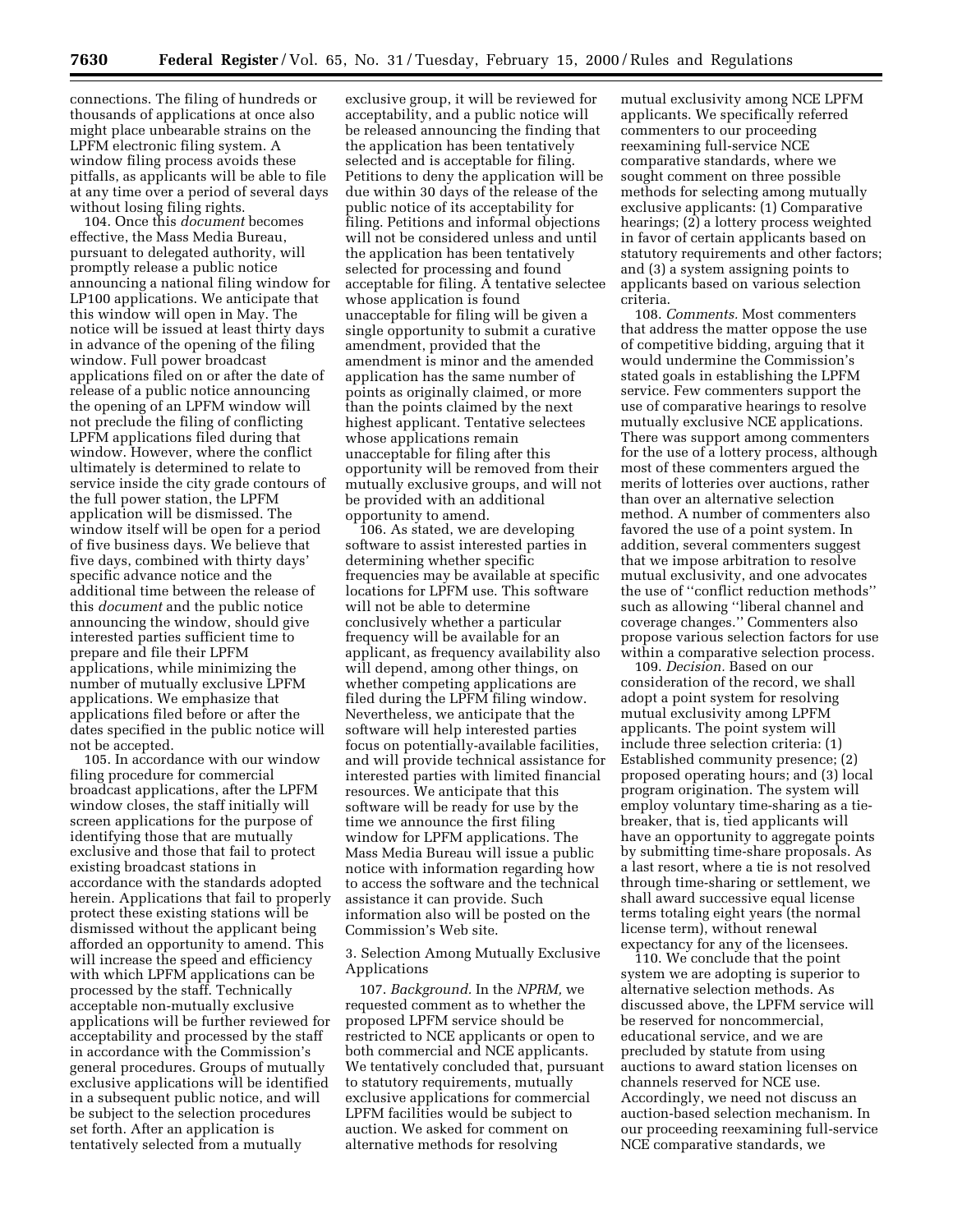connections. The filing of hundreds or thousands of applications at once also might place unbearable strains on the LPFM electronic filing system. A window filing process avoids these pitfalls, as applicants will be able to file at any time over a period of several days without losing filing rights.

104. Once this *document* becomes effective, the Mass Media Bureau, pursuant to delegated authority, will promptly release a public notice announcing a national filing window for LP100 applications. We anticipate that this window will open in May. The notice will be issued at least thirty days in advance of the opening of the filing window. Full power broadcast applications filed on or after the date of release of a public notice announcing the opening of an LPFM window will not preclude the filing of conflicting LPFM applications filed during that window. However, where the conflict ultimately is determined to relate to service inside the city grade contours of the full power station, the LPFM application will be dismissed. The window itself will be open for a period of five business days. We believe that five days, combined with thirty days' specific advance notice and the additional time between the release of this *document* and the public notice announcing the window, should give interested parties sufficient time to prepare and file their LPFM applications, while minimizing the number of mutually exclusive LPFM applications. We emphasize that applications filed before or after the dates specified in the public notice will not be accepted.

105. In accordance with our window filing procedure for commercial broadcast applications, after the LPFM window closes, the staff initially will screen applications for the purpose of identifying those that are mutually exclusive and those that fail to protect existing broadcast stations in accordance with the standards adopted herein. Applications that fail to properly protect these existing stations will be dismissed without the applicant being afforded an opportunity to amend. This will increase the speed and efficiency with which LPFM applications can be processed by the staff. Technically acceptable non-mutually exclusive applications will be further reviewed for acceptability and processed by the staff in accordance with the Commission's general procedures. Groups of mutually exclusive applications will be identified in a subsequent public notice, and will be subject to the selection procedures set forth. After an application is tentatively selected from a mutually exclusive group, it will be reviewed for acceptability, and a public notice will be released announcing the finding that the application has been tentatively selected and is acceptable for filing. Petitions to deny the application will be due within 30 days of the release of the public notice of its acceptability for filing. Petitions and informal objections will not be considered unless and until the application has been tentatively selected for processing and found acceptable for filing. A tentative selectee whose application is found unacceptable for filing will be given a single opportunity to submit a curative amendment, provided that the amendment is minor and the amended application has the same number of points as originally claimed, or more than the points claimed by the next highest applicant. Tentative selectees whose applications remain unacceptable for filing after this opportunity will be removed from their mutually exclusive groups, and will not be provided with an additional opportunity to amend.

106. As stated, we are developing software to assist interested parties in determining whether specific frequencies may be available at specific locations for LPFM use. This software will not be able to determine conclusively whether a particular frequency will be available for an applicant, as frequency availability also will depend, among other things, on whether competing applications are filed during the LPFM filing window. Nevertheless, we anticipate that the software will help interested parties focus on potentially-available facilities, and will provide technical assistance for interested parties with limited financial resources. We anticipate that this software will be ready for use by the time we announce the first filing window for LPFM applications. The Mass Media Bureau will issue a public notice with information regarding how to access the software and the technical assistance it can provide. Such information also will be posted on the Commission's Web site.

3. Selection Among Mutually Exclusive Applications

107. *Background.* In the *NPRM,* we requested comment as to whether the proposed LPFM service should be restricted to NCE applicants or open to both commercial and NCE applicants. We tentatively concluded that, pursuant to statutory requirements, mutually exclusive applications for commercial LPFM facilities would be subject to auction. We asked for comment on alternative methods for resolving mutual exclusivity among NCE LPFM applicants. We specifically referred commenters to our proceeding reexamining full-service NCE comparative standards, where we sought comment on three possible methods for selecting among mutually exclusive applicants: (1) Comparative hearings; (2) a lottery process weighted in favor of certain applicants based on statutory requirements and other factors; and (3) a system assigning points to applicants based on various selection criteria.

108. *Comments.* Most commenters that address the matter oppose the use of competitive bidding, arguing that it would undermine the Commission's stated goals in establishing the LPFM service. Few commenters support the use of comparative hearings to resolve mutually exclusive NCE applications. There was support among commenters for the use of a lottery process, although most of these commenters argued the merits of lotteries over auctions, rather than over an alternative selection method. A number of commenters also favored the use of a point system. In addition, several commenters suggest that we impose arbitration to resolve mutual exclusivity, and one advocates the use of ''conflict reduction methods'' such as allowing ''liberal channel and coverage changes.'' Commenters also propose various selection factors for use within a comparative selection process.

109. *Decision.* Based on our consideration of the record, we shall adopt a point system for resolving mutual exclusivity among LPFM applicants. The point system will include three selection criteria: (1) Established community presence; (2) proposed operating hours; and (3) local program origination. The system will employ voluntary time-sharing as a tie-breaker, that is, tied applicants will have an opportunity to aggregate points by submitting time-share proposals. As a last resort, where a tie is not resolved through time-sharing or settlement, we shall award successive equal license terms totaling eight years (the normal license term), without renewal expectancy for any of the licensees.

110. We conclude that the point system we are adopting is superior to alternative selection methods. As discussed above, the LPFM service will be reserved for noncommercial, educational service, and we are precluded by statute from using auctions to award station licenses on channels reserved for NCE use. Accordingly, we need not discuss an auction-based selection mechanism. In our proceeding reexamining full-service NCE comparative standards, we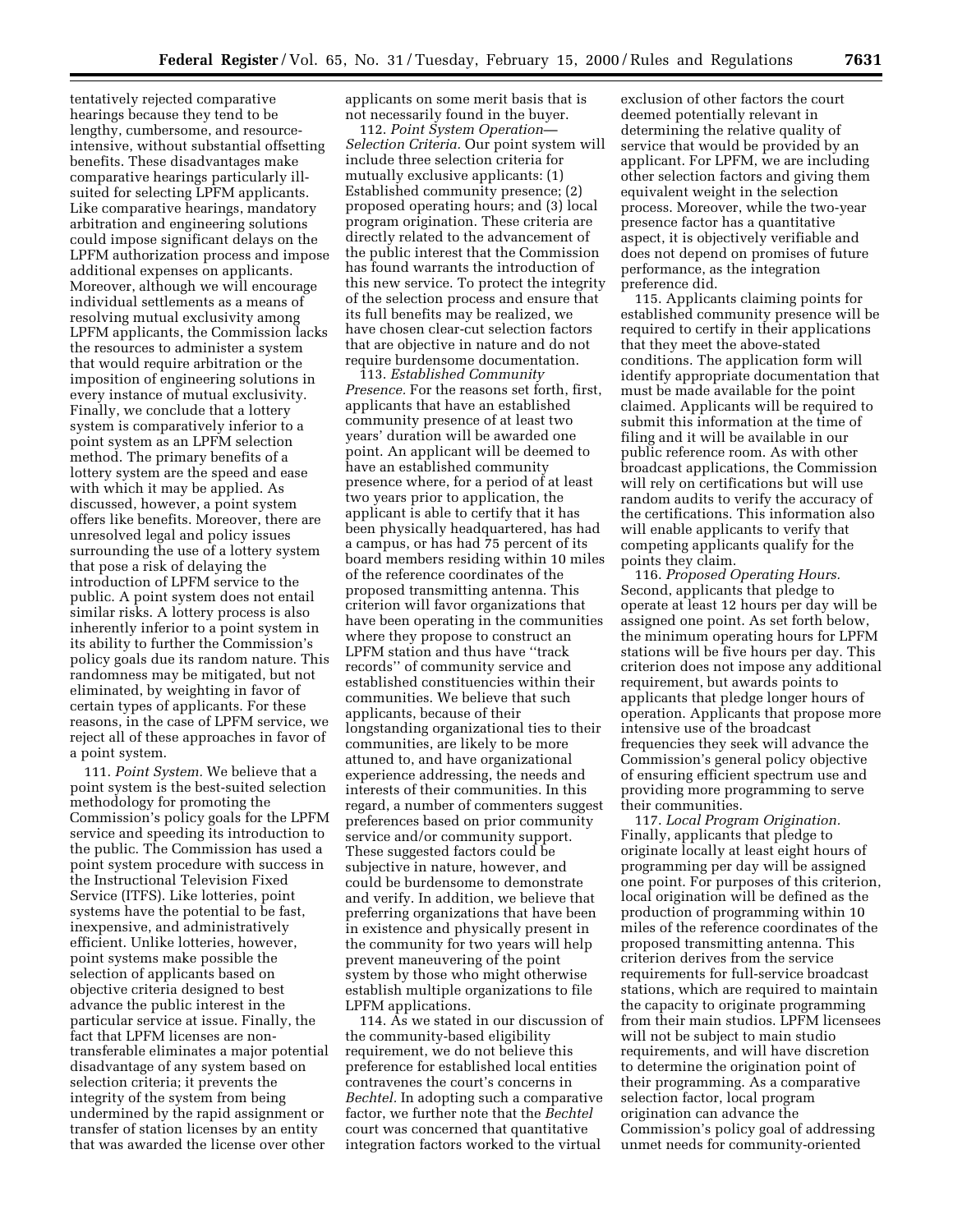tentatively rejected comparative hearings because they tend to be lengthy, cumbersome, and resource-intensive, without substantial offsetting benefits. These disadvantages make comparative hearings particularly ill-suited for selecting LPFM applicants. Like comparative hearings, mandatory arbitration and engineering solutions could impose significant delays on the LPFM authorization process and impose additional expenses on applicants. Moreover, although we will encourage individual settlements as a means of resolving mutual exclusivity among LPFM applicants, the Commission lacks the resources to administer a system that would require arbitration or the imposition of engineering solutions in every instance of mutual exclusivity. Finally, we conclude that a lottery system is comparatively inferior to a point system as an LPFM selection method. The primary benefits of a lottery system are the speed and ease with which it may be applied. As discussed, however, a point system offers like benefits. Moreover, there are unresolved legal and policy issues surrounding the use of a lottery system that pose a risk of delaying the introduction of LPFM service to the public. A point system does not entail similar risks. A lottery process is also inherently inferior to a point system in its ability to further the Commission's policy goals due its random nature. This randomness may be mitigated, but not eliminated, by weighting in favor of certain types of applicants. For these reasons, in the case of LPFM service, we reject all of these approaches in favor of a point system.

111. *Point System.* We believe that a point system is the best-suited selection methodology for promoting the Commission's policy goals for the LPFM service and speeding its introduction to the public. The Commission has used a point system procedure with success in the Instructional Television Fixed Service (ITFS). Like lotteries, point systems have the potential to be fast, inexpensive, and administratively efficient. Unlike lotteries, however, point systems make possible the selection of applicants based on objective criteria designed to best advance the public interest in the particular service at issue. Finally, the fact that LPFM licenses are non-transferable eliminates a major potential disadvantage of any system based on selection criteria; it prevents the integrity of the system from being undermined by the rapid assignment or transfer of station licenses by an entity that was awarded the license over other applicants on some merit basis that is not necessarily found in the buyer.

112. *Point System Operation—Selection Criteria.* Our point system will include three selection criteria for mutually exclusive applicants: (1) Established community presence; (2) proposed operating hours; and (3) local program origination. These criteria are directly related to the advancement of the public interest that the Commission has found warrants the introduction of this new service. To protect the integrity of the selection process and ensure that its full benefits may be realized, we have chosen clear-cut selection factors that are objective in nature and do not require burdensome documentation.

113. *Established Community Presence.* For the reasons set forth, first, applicants that have an established community presence of at least two years' duration will be awarded one point. An applicant will be deemed to have an established community presence where, for a period of at least two years prior to application, the applicant is able to certify that it has been physically headquartered, has had a campus, or has had 75 percent of its board members residing within 10 miles of the reference coordinates of the proposed transmitting antenna. This criterion will favor organizations that have been operating in the communities where they propose to construct an LPFM station and thus have "track records" of community service and established constituencies within their communities. We believe that such applicants, because of their longstanding organizational ties to their communities, are likely to be more attuned to, and have organizational experience addressing, the needs and interests of their communities. In this regard, a number of commenters suggest preferences based on prior community service and/or community support. These suggested factors could be subjective in nature, however, and could be burdensome to demonstrate and verify. In addition, we believe that preferring organizations that have been in existence and physically present in the community for two years will help prevent maneuvering of the point system by those who might otherwise establish multiple organizations to file LPFM applications.

114. As we stated in our discussion of the community-based eligibility requirement, we do not believe this preference for established local entities contravenes the court's concerns in *Bechtel.* In adopting such a comparative factor, we further note that the *Bechtel* court was concerned that quantitative integration factors worked to the virtual exclusion of other factors the court deemed potentially relevant in determining the relative quality of service that would be provided by an applicant. For LPFM, we are including other selection factors and giving them equivalent weight in the selection process. Moreover, while the two-year presence factor has a quantitative aspect, it is objectively verifiable and does not depend on promises of future performance, as the integration preference did.

115. Applicants claiming points for established community presence will be required to certify in their applications that they meet the above-stated conditions. The application form will identify appropriate documentation that must be made available for the point claimed. Applicants will be required to submit this information at the time of filing and it will be available in our public reference room. As with other broadcast applications, the Commission will rely on certifications but will use random audits to verify the accuracy of the certifications. This information also will enable applicants to verify that competing applicants qualify for the points they claim.

116. *Proposed Operating Hours.* Second, applicants that pledge to operate at least 12 hours per day will be assigned one point. As set forth below, the minimum operating hours for LPFM stations will be five hours per day. This criterion does not impose any additional requirement, but awards points to applicants that pledge longer hours of operation. Applicants that propose more intensive use of the broadcast frequencies they seek will advance the Commission's general policy objective of ensuring efficient spectrum use and providing more programming to serve their communities.

117. *Local Program Origination.* Finally, applicants that pledge to originate locally at least eight hours of programming per day will be assigned one point. For purposes of this criterion, local origination will be defined as the production of programming within 10 miles of the reference coordinates of the proposed transmitting antenna. This criterion derives from the service requirements for full-service broadcast stations, which are required to maintain the capacity to originate programming from their main studios. LPFM licensees will not be subject to main studio requirements, and will have discretion to determine the origination point of their programming. As a comparative selection factor, local program origination can advance the Commission's policy goal of addressing unmet needs for community-oriented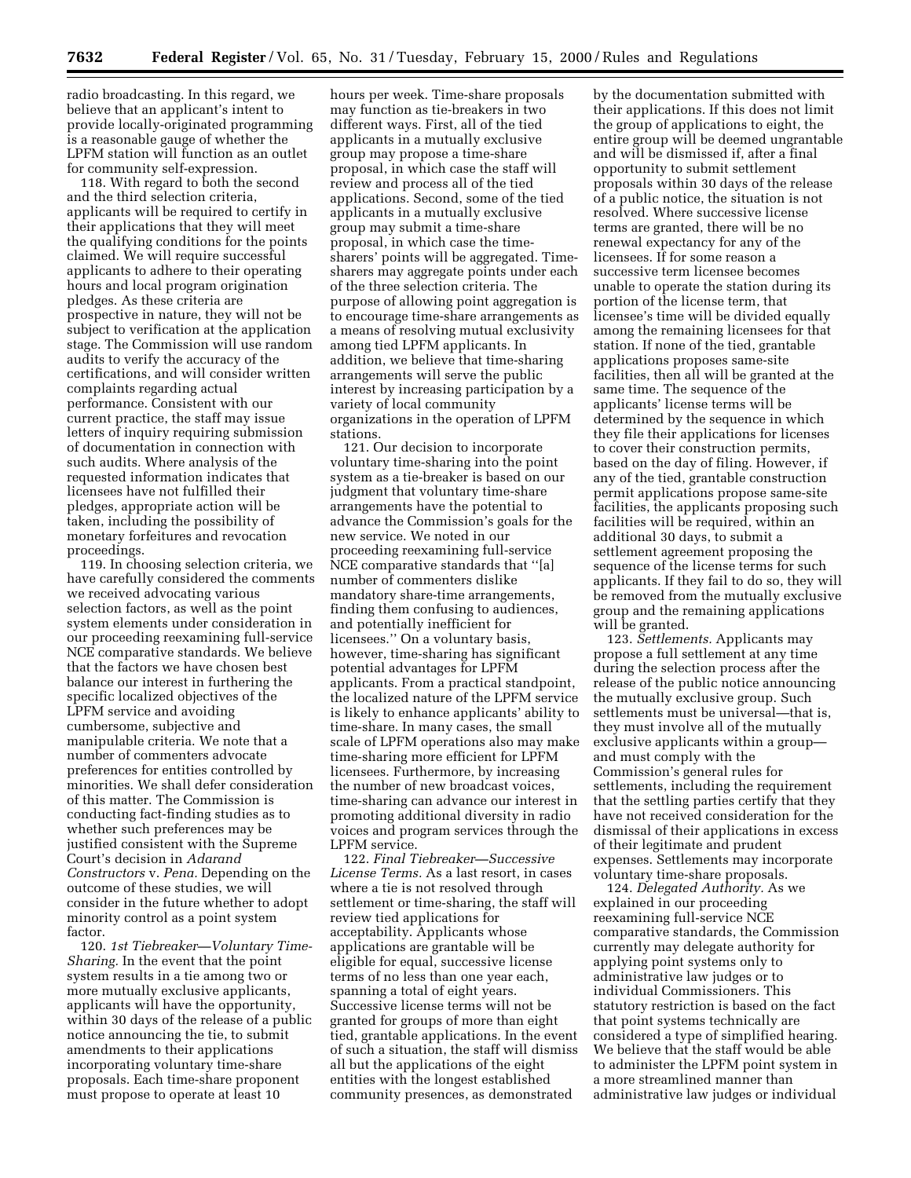radio broadcasting. In this regard, we believe that an applicant's intent to provide locally-originated programming is a reasonable gauge of whether the LPFM station will function as an outlet for community self-expression.

118. With regard to both the second and the third selection criteria, applicants will be required to certify in their applications that they will meet the qualifying conditions for the points claimed. We will require successful applicants to adhere to their operating hours and local program origination pledges. As these criteria are prospective in nature, they will not be subject to verification at the application stage. The Commission will use random audits to verify the accuracy of the certifications, and will consider written complaints regarding actual performance. Consistent with our current practice, the staff may issue letters of inquiry requiring submission of documentation in connection with such audits. Where analysis of the requested information indicates that licensees have not fulfilled their pledges, appropriate action will be taken, including the possibility of monetary forfeitures and revocation proceedings.

119. In choosing selection criteria, we have carefully considered the comments we received advocating various selection factors, as well as the point system elements under consideration in our proceeding reexamining full-service NCE comparative standards. We believe that the factors we have chosen best balance our interest in furthering the specific localized objectives of the LPFM service and avoiding cumbersome, subjective and manipulable criteria. We note that a number of commenters advocate preferences for entities controlled by minorities. We shall defer consideration of this matter. The Commission is conducting fact-finding studies as to whether such preferences may be justified consistent with the Supreme Court's decision in *Adarand Constructors* v. *Pena.* Depending on the outcome of these studies, we will consider in the future whether to adopt minority control as a point system factor.

120. *1st Tiebreaker—Voluntary Time-Sharing.* In the event that the point system results in a tie among two or more mutually exclusive applicants, applicants will have the opportunity, within 30 days of the release of a public notice announcing the tie, to submit amendments to their applications incorporating voluntary time-share proposals. Each time-share proponent must propose to operate at least 10 hours per week. Time-share proposals may function as tie-breakers in two different ways. First, all of the tied applicants in a mutually exclusive group may propose a time-share proposal, in which case the staff will review and process all of the tied applications. Second, some of the tied applicants in a mutually exclusive group may submit a time-share proposal, in which case the time-sharers' points will be aggregated. Time-sharers may aggregate points under each of the three selection criteria. The purpose of allowing point aggregation is to encourage time-share arrangements as a means of resolving mutual exclusivity among tied LPFM applicants. In addition, we believe that time-sharing arrangements will serve the public interest by increasing participation by a variety of local community organizations in the operation of LPFM stations.

121. Our decision to incorporate voluntary time-sharing into the point system as a tie-breaker is based on our judgment that voluntary time-share arrangements have the potential to advance the Commission's goals for the new service. We noted in our proceeding reexamining full-service NCE comparative standards that ''[a] number of commenters dislike mandatory share-time arrangements, finding them confusing to audiences, and potentially inefficient for licensees.'' On a voluntary basis, however, time-sharing has significant potential advantages for LPFM applicants. From a practical standpoint, the localized nature of the LPFM service is likely to enhance applicants' ability to time-share. In many cases, the small scale of LPFM operations also may make time-sharing more efficient for LPFM licensees. Furthermore, by increasing the number of new broadcast voices, time-sharing can advance our interest in promoting additional diversity in radio voices and program services through the LPFM service.

122. *Final Tiebreaker—Successive License Terms.* As a last resort, in cases where a tie is not resolved through settlement or time-sharing, the staff will review tied applications for acceptability. Applicants whose applications are grantable will be eligible for equal, successive license terms of no less than one year each, spanning a total of eight years. Successive license terms will not be granted for groups of more than eight tied, grantable applications. In the event of such a situation, the staff will dismiss all but the applications of the eight entities with the longest established community presences, as demonstrated by the documentation submitted with their applications. If this does not limit the group of applications to eight, the entire group will be deemed ungrantable and will be dismissed if, after a final opportunity to submit settlement proposals within 30 days of the release of a public notice, the situation is not resolved. Where successive license terms are granted, there will be no renewal expectancy for any of the licensees. If for some reason a successive term licensee becomes unable to operate the station during its portion of the license term, that licensee's time will be divided equally among the remaining licensees for that station. If none of the tied, grantable applications proposes same-site facilities, then all will be granted at the same time. The sequence of the applicants' license terms will be determined by the sequence in which they file their applications for licenses to cover their construction permits, based on the day of filing. However, if any of the tied, grantable construction permit applications propose same-site facilities, the applicants proposing such facilities will be required, within an additional 30 days, to submit a settlement agreement proposing the sequence of the license terms for such applicants. If they fail to do so, they will be removed from the mutually exclusive group and the remaining applications will be granted.

123. *Settlements.* Applicants may propose a full settlement at any time during the selection process after the release of the public notice announcing the mutually exclusive group. Such settlements must be universal—that is, they must involve all of the mutually exclusive applicants within a group—and must comply with the Commission's general rules for settlements, including the requirement that the settling parties certify that they have not received consideration for the dismissal of their applications in excess of their legitimate and prudent expenses. Settlements may incorporate voluntary time-share proposals.

124. *Delegated Authority.* As we explained in our proceeding reexamining full-service NCE comparative standards, the Commission currently may delegate authority for applying point systems only to administrative law judges or to individual Commissioners. This statutory restriction is based on the fact that point systems technically are considered a type of simplified hearing. We believe that the staff would be able to administer the LPFM point system in a more streamlined manner than administrative law judges or individual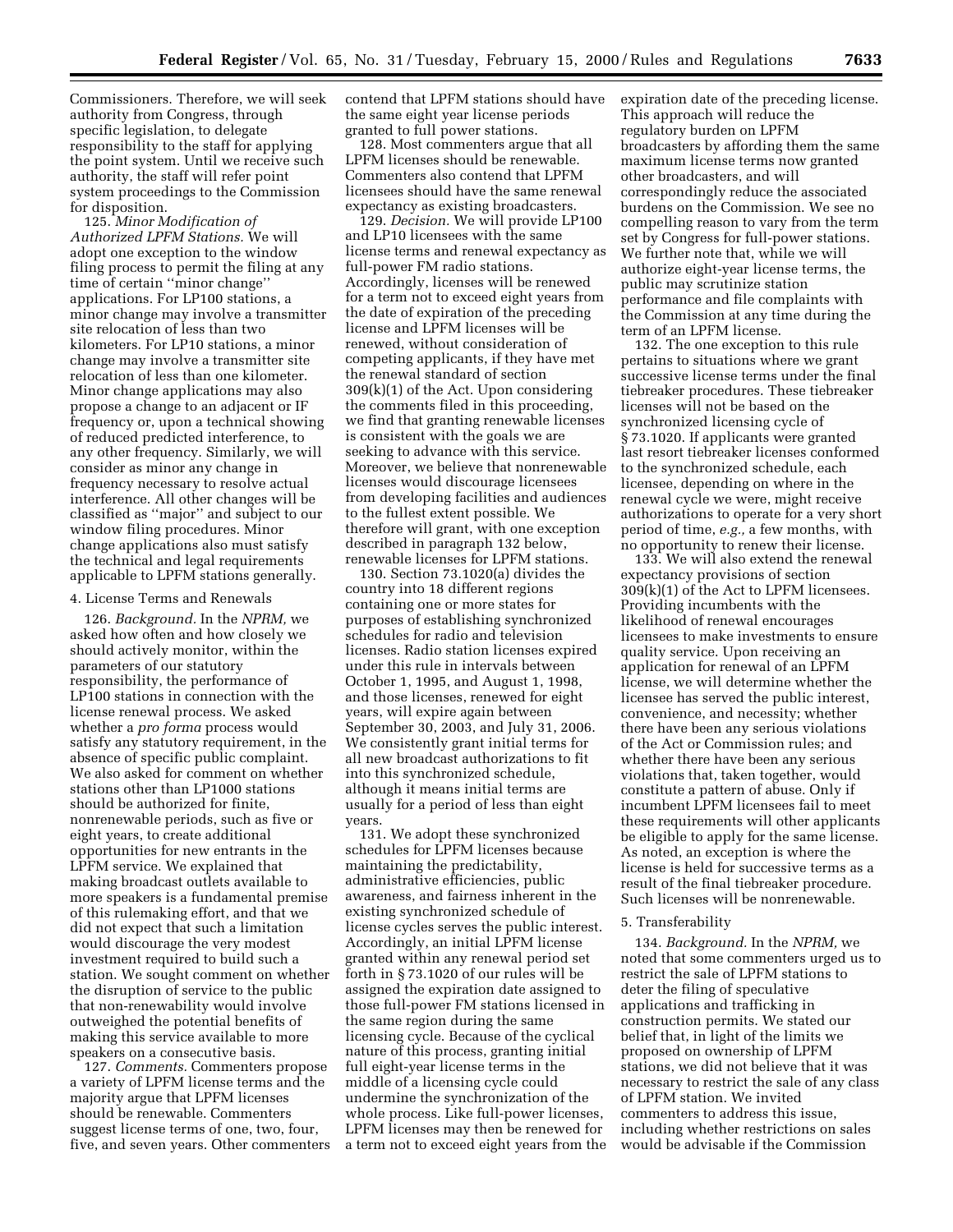Commissioners. Therefore, we will seek authority from Congress, through specific legislation, to delegate responsibility to the staff for applying the point system. Until we receive such authority, the staff will refer point system proceedings to the Commission for disposition.

125. *Minor Modification of Authorized LPFM Stations.* We will adopt one exception to the window filing process to permit the filing at any time of certain ''minor change'' applications. For LP100 stations, a minor change may involve a transmitter site relocation of less than two kilometers. For LP10 stations, a minor change may involve a transmitter site relocation of less than one kilometer. Minor change applications may also propose a change to an adjacent or IF frequency or, upon a technical showing of reduced predicted interference, to any other frequency. Similarly, we will consider as minor any change in frequency necessary to resolve actual interference. All other changes will be classified as ''major'' and subject to our window filing procedures. Minor change applications also must satisfy the technical and legal requirements applicable to LPFM stations generally.

### 4. License Terms and Renewals

126. *Background.* In the *NPRM,* we asked how often and how closely we should actively monitor, within the parameters of our statutory responsibility, the performance of LP100 stations in connection with the license renewal process. We asked whether a *pro forma* process would satisfy any statutory requirement, in the absence of specific public complaint. We also asked for comment on whether stations other than LP1000 stations should be authorized for finite, nonrenewable periods, such as five or eight years, to create additional opportunities for new entrants in the LPFM service. We explained that making broadcast outlets available to more speakers is a fundamental premise of this rulemaking effort, and that we did not expect that such a limitation would discourage the very modest investment required to build such a station. We sought comment on whether the disruption of service to the public that non-renewability would involve outweighed the potential benefits of making this service available to more speakers on a consecutive basis.

127. *Comments.* Commenters propose a variety of LPFM license terms and the majority argue that LPFM licenses should be renewable. Commenters suggest license terms of one, two, four, five, and seven years. Other commenters contend that LPFM stations should have the same eight year license periods granted to full power stations.

128. Most commenters argue that all LPFM licenses should be renewable. Commenters also contend that LPFM licensees should have the same renewal expectancy as existing broadcasters.

129. *Decision.* We will provide LP100 and LP10 licensees with the same license terms and renewal expectancy as full-power FM radio stations. Accordingly, licenses will be renewed for a term not to exceed eight years from the date of expiration of the preceding license and LPFM licenses will be renewed, without consideration of competing applicants, if they have met the renewal standard of section 309(k)(1) of the Act. Upon considering the comments filed in this proceeding, we find that granting renewable licenses is consistent with the goals we are seeking to advance with this service. Moreover, we believe that nonrenewable licenses would discourage licensees from developing facilities and audiences to the fullest extent possible. We therefore will grant, with one exception described in paragraph 132 below, renewable licenses for LPFM stations.

130. Section 73.1020(a) divides the country into 18 different regions containing one or more states for purposes of establishing synchronized schedules for radio and television licenses. Radio station licenses expired under this rule in intervals between October 1, 1995, and August 1, 1998, and those licenses, renewed for eight years, will expire again between September 30, 2003, and July 31, 2006. We consistently grant initial terms for all new broadcast authorizations to fit into this synchronized schedule, although it means initial terms are usually for a period of less than eight years.

131. We adopt these synchronized schedules for LPFM licenses because maintaining the predictability, administrative efficiencies, public awareness, and fairness inherent in the existing synchronized schedule of license cycles serves the public interest. Accordingly, an initial LPFM license granted within any renewal period set forth in § 73.1020 of our rules will be assigned the expiration date assigned to those full-power FM stations licensed in the same region during the same licensing cycle. Because of the cyclical nature of this process, granting initial full eight-year license terms in the middle of a licensing cycle could undermine the synchronization of the whole process. Like full-power licenses, LPFM licenses may then be renewed for a term not to exceed eight years from the expiration date of the preceding license. This approach will reduce the regulatory burden on LPFM broadcasters by affording them the same maximum license terms now granted other broadcasters, and will correspondingly reduce the associated burdens on the Commission. We see no compelling reason to vary from the term set by Congress for full-power stations. We further note that, while we will authorize eight-year license terms, the public may scrutinize station performance and file complaints with the Commission at any time during the term of an LPFM license.

132. The one exception to this rule pertains to situations where we grant successive license terms under the final tiebreaker procedures. These tiebreaker licenses will not be based on the synchronized licensing cycle of § 73.1020. If applicants were granted last resort tiebreaker licenses conformed to the synchronized schedule, each licensee, depending on where in the renewal cycle we were, might receive authorizations to operate for a very short period of time, *e.g.,* a few months, with no opportunity to renew their license.

133. We will also extend the renewal expectancy provisions of section 309(k)(1) of the Act to LPFM licensees. Providing incumbents with the likelihood of renewal encourages licensees to make investments to ensure quality service. Upon receiving an application for renewal of an LPFM license, we will determine whether the licensee has served the public interest, convenience, and necessity; whether there have been any serious violations of the Act or Commission rules; and whether there have been any serious violations that, taken together, would constitute a pattern of abuse. Only if incumbent LPFM licensees fail to meet these requirements will other applicants be eligible to apply for the same license. As noted, an exception is where the license is held for successive terms as a result of the final tiebreaker procedure. Such licenses will be nonrenewable.

### 5. Transferability

134. *Background.* In the *NPRM,* we noted that some commenters urged us to restrict the sale of LPFM stations to deter the filing of speculative applications and trafficking in construction permits. We stated our belief that, in light of the limits we proposed on ownership of LPFM stations, we did not believe that it was necessary to restrict the sale of any class of LPFM station. We invited commenters to address this issue, including whether restrictions on sales would be advisable if the Commission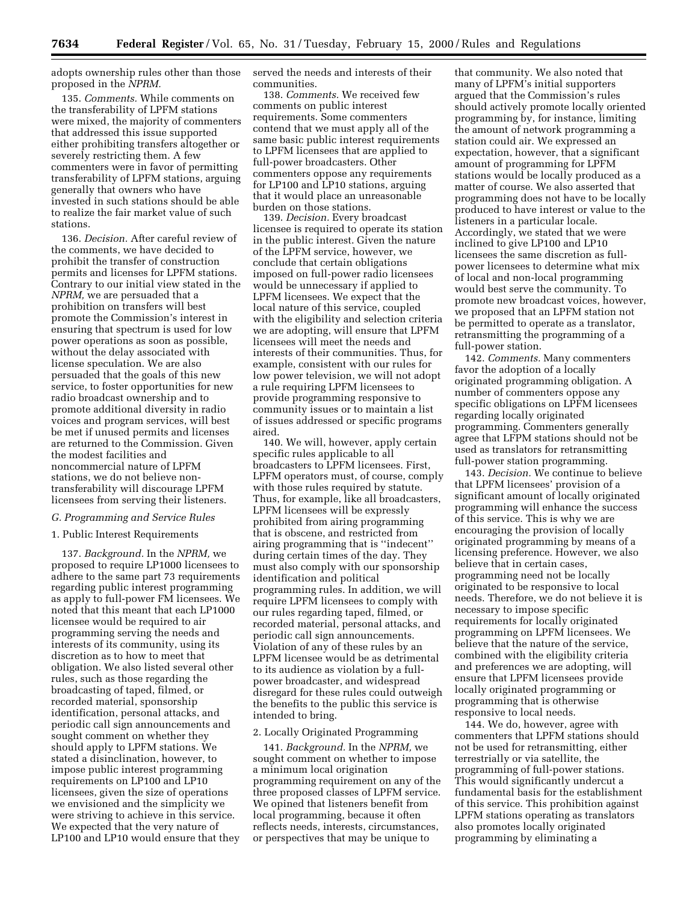adopts ownership rules other than those proposed in the *NPRM.*

135. *Comments.* While comments on the transferability of LPFM stations were mixed, the majority of commenters that addressed this issue supported either prohibiting transfers altogether or severely restricting them. A few commenters were in favor of permitting transferability of LPFM stations, arguing generally that owners who have invested in such stations should be able to realize the fair market value of such stations.

136. *Decision.* After careful review of the comments, we have decided to prohibit the transfer of construction permits and licenses for LPFM stations. Contrary to our initial view stated in the *NPRM,* we are persuaded that a prohibition on transfers will best promote the Commission's interest in ensuring that spectrum is used for low power operations as soon as possible, without the delay associated with license speculation. We are also persuaded that the goals of this new service, to foster opportunities for new radio broadcast ownership and to promote additional diversity in radio voices and program services, will best be met if unused permits and licenses are returned to the Commission. Given the modest facilities and noncommercial nature of LPFM stations, we do not believe non-transferability will discourage LPFM licensees from serving their listeners.

### *G. Programming and Service Rules*

#### 1. Public Interest Requirements

137. *Background.* In the *NPRM,* we proposed to require LP1000 licensees to adhere to the same part 73 requirements regarding public interest programming as apply to full-power FM licensees. We noted that this meant that each LP1000 licensee would be required to air programming serving the needs and interests of its community, using its discretion as to how to meet that obligation. We also listed several other rules, such as those regarding the broadcasting of taped, filmed, or recorded material, sponsorship identification, personal attacks, and periodic call sign announcements and sought comment on whether they should apply to LPFM stations. We stated a disinclination, however, to impose public interest programming requirements on LP100 and LP10 licensees, given the size of operations we envisioned and the simplicity we were striving to achieve in this service. We expected that the very nature of LP100 and LP10 would ensure that they served the needs and interests of their communities.

138. *Comments.* We received few comments on public interest requirements. Some commenters contend that we must apply all of the same basic public interest requirements to LPFM licensees that are applied to full-power broadcasters. Other commenters oppose any requirements for LP100 and LP10 stations, arguing that it would place an unreasonable burden on those stations.

139. *Decision.* Every broadcast licensee is required to operate its station in the public interest. Given the nature of the LPFM service, however, we conclude that certain obligations imposed on full-power radio licensees would be unnecessary if applied to LPFM licensees. We expect that the local nature of this service, coupled with the eligibility and selection criteria we are adopting, will ensure that LPFM licensees will meet the needs and interests of their communities. Thus, for example, consistent with our rules for low power television, we will not adopt a rule requiring LPFM licensees to provide programming responsive to community issues or to maintain a list of issues addressed or specific programs aired.

140. We will, however, apply certain specific rules applicable to all broadcasters to LPFM licensees. First, LPFM operators must, of course, comply with those rules required by statute. Thus, for example, like all broadcasters, LPFM licensees will be expressly prohibited from airing programming that is obscene, and restricted from airing programming that is "indecent" during certain times of the day. They must also comply with our sponsorship identification and political programming rules. In addition, we will require LPFM licensees to comply with our rules regarding taped, filmed, or recorded material, personal attacks, and periodic call sign announcements. Violation of any of these rules by an LPFM licensee would be as detrimental to its audience as violation by a full-power broadcaster, and widespread disregard for these rules could outweigh the benefits to the public this service is intended to bring.

#### 2. Locally Originated Programming

141. *Background.* In the *NPRM,* we sought comment on whether to impose a minimum local origination programming requirement on any of the three proposed classes of LPFM service. We opined that listeners benefit from local programming, because it often reflects needs, interests, circumstances, or perspectives that may be unique to that community. We also noted that many of LPFM's initial supporters argued that the Commission's rules should actively promote locally oriented programming by, for instance, limiting the amount of network programming a station could air. We expressed an expectation, however, that a significant amount of programming for LPFM stations would be locally produced as a matter of course. We also asserted that programming does not have to be locally produced to have interest or value to the listeners in a particular locale. Accordingly, we stated that we were inclined to give LP100 and LP10 licensees the same discretion as full-power licensees to determine what mix of local and non-local programming would best serve the community. To promote new broadcast voices, however, we proposed that an LPFM station not be permitted to operate as a translator, retransmitting the programming of a full-power station.

142. *Comments.* Many commenters favor the adoption of a locally originated programming obligation. A number of commenters oppose any specific obligations on LPFM licensees regarding locally originated programming. Commenters generally agree that LFPM stations should not be used as translators for retransmitting full-power station programming.

143. *Decision.* We continue to believe that LPFM licensees' provision of a significant amount of locally originated programming will enhance the success of this service. This is why we are encouraging the provision of locally originated programming by means of a licensing preference. However, we also believe that in certain cases, programming need not be locally originated to be responsive to local needs. Therefore, we do not believe it is necessary to impose specific requirements for locally originated programming on LPFM licensees. We believe that the nature of the service, combined with the eligibility criteria and preferences we are adopting, will ensure that LPFM licensees provide locally originated programming or programming that is otherwise responsive to local needs.

144. We do, however, agree with commenters that LPFM stations should not be used for retransmitting, either terrestrially or via satellite, the programming of full-power stations. This would significantly undercut a fundamental basis for the establishment of this service. This prohibition against LPFM stations operating as translators also promotes locally originated programming by eliminating a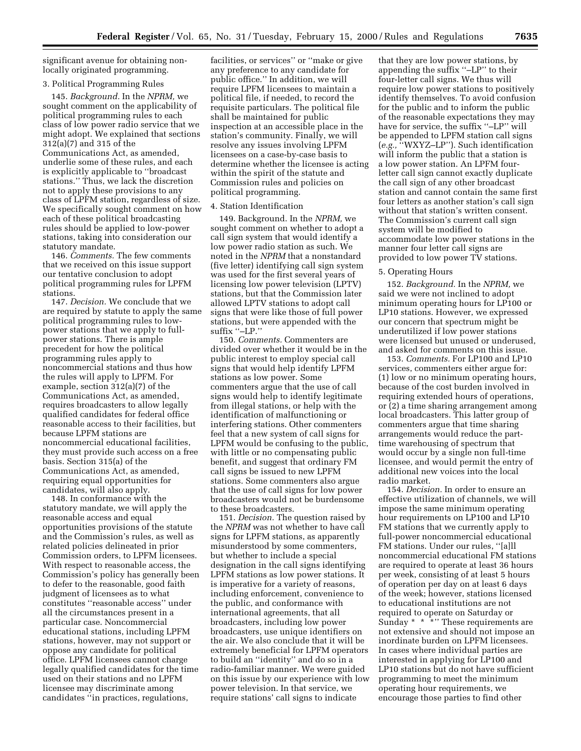significant avenue for obtaining non-locally originated programming.

### 3. Political Programming Rules

145. *Background.* In the *NPRM,* we sought comment on the applicability of political programming rules to each class of low power radio service that we might adopt. We explained that sections 312(a)(7) and 315 of the Communications Act, as amended, underlie some of these rules, and each is explicitly applicable to ''broadcast stations.'' Thus, we lack the discretion not to apply these provisions to any class of LPFM station, regardless of size. We specifically sought comment on how each of these political broadcasting rules should be applied to low-power stations, taking into consideration our statutory mandate.

146. *Comments.* The few comments that we received on this issue support our tentative conclusion to adopt political programming rules for LPFM stations.

147. *Decision.* We conclude that we are required by statute to apply the same political programming rules to low-power stations that we apply to full-power stations. There is ample precedent for how the political programming rules apply to noncommercial stations and thus how the rules will apply to LPFM. For example, section 312(a)(7) of the Communications Act, as amended, requires broadcasters to allow legally qualified candidates for federal office reasonable access to their facilities, but because LPFM stations are noncommercial educational facilities, they must provide such access on a free basis. Section 315(a) of the Communications Act, as amended, requiring equal opportunities for candidates, will also apply.

148. In conformance with the statutory mandate, we will apply the reasonable access and equal opportunities provisions of the statute and the Commission's rules, as well as related policies delineated in prior Commission orders, to LPFM licensees. With respect to reasonable access, the Commission's policy has generally been to defer to the reasonable, good faith judgment of licensees as to what constitutes ''reasonable access'' under all the circumstances present in a particular case. Noncommercial educational stations, including LPFM stations, however, may not support or oppose any candidate for political office. LPFM licensees cannot charge legally qualified candidates for the time used on their stations and no LPFM licensee may discriminate among candidates ''in practices, regulations, facilities, or services'' or ''make or give any preference to any candidate for public office.'' In addition, we will require LPFM licensees to maintain a political file, if needed, to record the requisite particulars. The political file shall be maintained for public inspection at an accessible place in the station's community. Finally, we will resolve any issues involving LPFM licensees on a case-by-case basis to determine whether the licensee is acting within the spirit of the statute and Commission rules and policies on political programming.

### 4. Station Identification

149. Background. In the *NPRM,* we sought comment on whether to adopt a call sign system that would identify a low power radio station as such. We noted in the *NPRM* that a nonstandard (five letter) identifying call sign system was used for the first several years of licensing low power television (LPTV) stations, but that the Commission later allowed LPTV stations to adopt call signs that were like those of full power stations, but were appended with the suffix ''–LP.''

150. *Comments.* Commenters are divided over whether it would be in the public interest to employ special call signs that would help identify LPFM stations as low power. Some commenters argue that the use of call signs would help to identify legitimate from illegal stations, or help with the identification of malfunctioning or interfering stations. Other commenters feel that a new system of call signs for LPFM would be confusing to the public, with little or no compensating public benefit, and suggest that ordinary FM call signs be issued to new LPFM stations. Some commenters also argue that the use of call signs for low power broadcasters would not be burdensome to these broadcasters.

151. *Decision.* The question raised by the *NPRM* was not whether to have call signs for LPFM stations, as apparently misunderstood by some commenters, but whether to include a special designation in the call signs identifying LPFM stations as low power stations. It is imperative for a variety of reasons, including enforcement, convenience to the public, and conformance with international agreements, that all broadcasters, including low power broadcasters, use unique identifiers on the air. We also conclude that it will be extremely beneficial for LPFM operators to build an ''identity'' and do so in a radio-familiar manner. We were guided on this issue by our experience with low power television. In that service, we require stations' call signs to indicate that they are low power stations, by appending the suffix ''–LP'' to their four-letter call signs. We thus will require low power stations to positively identify themselves. To avoid confusion for the public and to inform the public of the reasonable expectations they may have for service, the suffix ''–LP'' will be appended to LPFM station call signs (*e.g.,* ''WXYZ–LP''). Such identification will inform the public that a station is a low power station. An LPFM four-letter call sign cannot exactly duplicate the call sign of any other broadcast station and cannot contain the same first four letters as another station's call sign without that station's written consent. The Commission's current call sign system will be modified to accommodate low power stations in the manner four letter call signs are provided to low power TV stations.

### 5. Operating Hours

152. *Background.* In the *NPRM,* we said we were not inclined to adopt minimum operating hours for LP100 or LP10 stations. However, we expressed our concern that spectrum might be underutilized if low power stations were licensed but unused or underused, and asked for comments on this issue.

153. *Comments.* For LP100 and LP10 services, commenters either argue for: (1) low or no minimum operating hours, because of the cost burden involved in requiring extended hours of operations, or (2) a time sharing arrangement among local broadcasters. This latter group of commenters argue that time sharing arrangements would reduce the part-time warehousing of spectrum that would occur by a single non full-time licensee, and would permit the entry of additional new voices into the local radio market.

154. *Decision.* In order to ensure an effective utilization of channels, we will impose the same minimum operating hour requirements on LP100 and LP10 FM stations that we currently apply to full-power noncommercial educational FM stations. Under our rules, ''[a]ll noncommercial educational FM stations are required to operate at least 36 hours per week, consisting of at least 5 hours of operation per day on at least 6 days of the week; however, stations licensed to educational institutions are not required to operate on Saturday or Sunday * * *'' These requirements are not extensive and should not impose an inordinate burden on LPFM licensees. In cases where individual parties are interested in applying for LP100 and LP10 stations but do not have sufficient programming to meet the minimum operating hour requirements, we encourage those parties to find other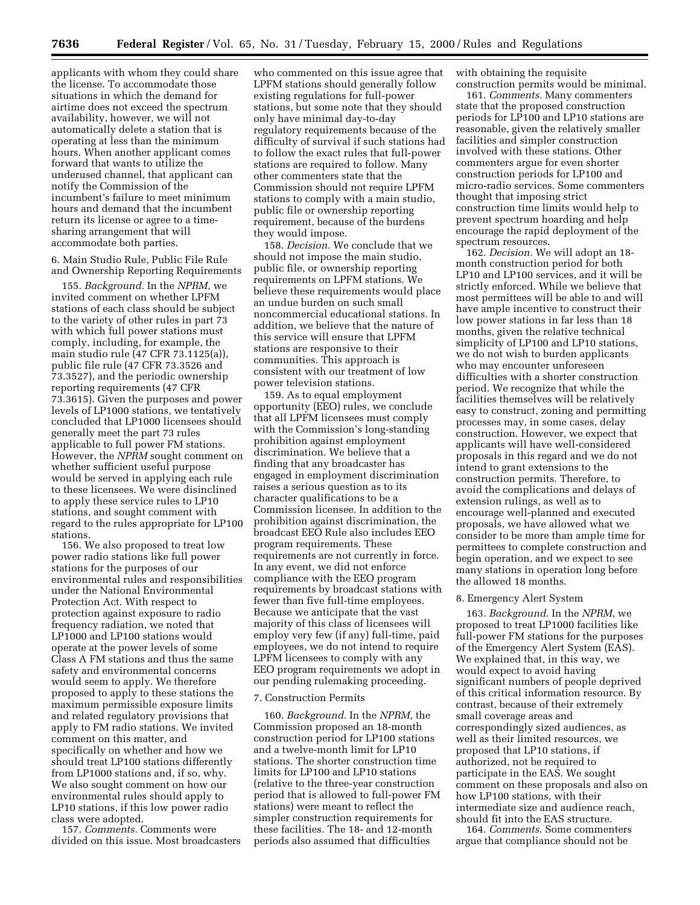applicants with whom they could share the license. To accommodate those situations in which the demand for airtime does not exceed the spectrum availability, however, we will not automatically delete a station that is operating at less than the minimum hours. When another applicant comes forward that wants to utilize the underused channel, that applicant can notify the Commission of the incumbent's failure to meet minimum hours and demand that the incumbent return its license or agree to a time-sharing arrangement that will accommodate both parties.

6. Main Studio Rule, Public File Rule and Ownership Reporting Requirements

155. *Background.* In the *NPRM,* we invited comment on whether LPFM stations of each class should be subject to the variety of other rules in part 73 with which full power stations must comply, including, for example, the main studio rule (47 CFR 73.1125(a)), public file rule (47 CFR 73.3526 and 73.3527), and the periodic ownership reporting requirements (47 CFR 73.3615). Given the purposes and power levels of LP1000 stations, we tentatively concluded that LP1000 licensees should generally meet the part 73 rules applicable to full power FM stations. However, the *NPRM* sought comment on whether sufficient useful purpose would be served in applying each rule to these licensees. We were disinclined to apply these service rules to LP10 stations, and sought comment with regard to the rules appropriate for LP100 stations.

156. We also proposed to treat low power radio stations like full power stations for the purposes of our environmental rules and responsibilities under the National Environmental Protection Act. With respect to protection against exposure to radio frequency radiation, we noted that LP1000 and LP100 stations would operate at the power levels of some Class A FM stations and thus the same safety and environmental concerns would seem to apply. We therefore proposed to apply to these stations the maximum permissible exposure limits and related regulatory provisions that apply to FM radio stations. We invited comment on this matter, and specifically on whether and how we should treat LP100 stations differently from LP1000 stations and, if so, why. We also sought comment on how our environmental rules should apply to LP10 stations, if this low power radio class were adopted.

157. *Comments.* Comments were divided on this issue. Most broadcasters who commented on this issue agree that LPFM stations should generally follow existing regulations for full-power stations, but some note that they should only have minimal day-to-day regulatory requirements because of the difficulty of survival if such stations had to follow the exact rules that full-power stations are required to follow. Many other commenters state that the Commission should not require LPFM stations to comply with a main studio, public file or ownership reporting requirement, because of the burdens they would impose.

158. *Decision.* We conclude that we should not impose the main studio, public file, or ownership reporting requirements on LPFM stations. We believe these requirements would place an undue burden on such small noncommercial educational stations. In addition, we believe that the nature of this service will ensure that LPFM stations are responsive to their communities. This approach is consistent with our treatment of low power television stations.

159. As to equal employment opportunity (EEO) rules, we conclude that all LPFM licensees must comply with the Commission's long-standing prohibition against employment discrimination. We believe that a finding that any broadcaster has engaged in employment discrimination raises a serious question as to its character qualifications to be a Commission licensee. In addition to the prohibition against discrimination, the broadcast EEO Rule also includes EEO program requirements. These requirements are not currently in force. In any event, we did not enforce compliance with the EEO program requirements by broadcast stations with fewer than five full-time employees. Because we anticipate that the vast majority of this class of licensees will employ very few (if any) full-time, paid employees, we do not intend to require LPFM licensees to comply with any EEO program requirements we adopt in our pending rulemaking proceeding.

7. Construction Permits

160. *Background.* In the *NPRM,* the Commission proposed an 18-month construction period for LP100 stations and a twelve-month limit for LP10 stations. The shorter construction time limits for LP100 and LP10 stations (relative to the three-year construction period that is allowed to full-power FM stations) were meant to reflect the simpler construction requirements for these facilities. The 18- and 12-month periods also assumed that difficulties with obtaining the requisite construction permits would be minimal.

161. *Comments.* Many commenters state that the proposed construction periods for LP100 and LP10 stations are reasonable, given the relatively smaller facilities and simpler construction involved with these stations. Other commenters argue for even shorter construction periods for LP100 and micro-radio services. Some commenters thought that imposing strict construction time limits would help to prevent spectrum hoarding and help encourage the rapid deployment of the spectrum resources.

162. *Decision.* We will adopt an 18-month construction period for both LP10 and LP100 services, and it will be strictly enforced. While we believe that most permittees will be able to and will have ample incentive to construct their low power stations in far less than 18 months, given the relative technical simplicity of LP100 and LP10 stations, we do not wish to burden applicants who may encounter unforeseen difficulties with a shorter construction period. We recognize that while the facilities themselves will be relatively easy to construct, zoning and permitting processes may, in some cases, delay construction. However, we expect that applicants will have well-considered proposals in this regard and we do not intend to grant extensions to the construction permits. Therefore, to avoid the complications and delays of extension rulings, as well as to encourage well-planned and executed proposals, we have allowed what we consider to be more than ample time for permittees to complete construction and begin operation, and we expect to see many stations in operation long before the allowed 18 months.

8. Emergency Alert System

163. *Background.* In the *NPRM,* we proposed to treat LP1000 facilities like full-power FM stations for the purposes of the Emergency Alert System (EAS). We explained that, in this way, we would expect to avoid having significant numbers of people deprived of this critical information resource. By contrast, because of their extremely small coverage areas and correspondingly sized audiences, as well as their limited resources, we proposed that LP10 stations, if authorized, not be required to participate in the EAS. We sought comment on these proposals and also on how LP100 stations, with their intermediate size and audience reach, should fit into the EAS structure.

164. *Comments.* Some commenters argue that compliance should not be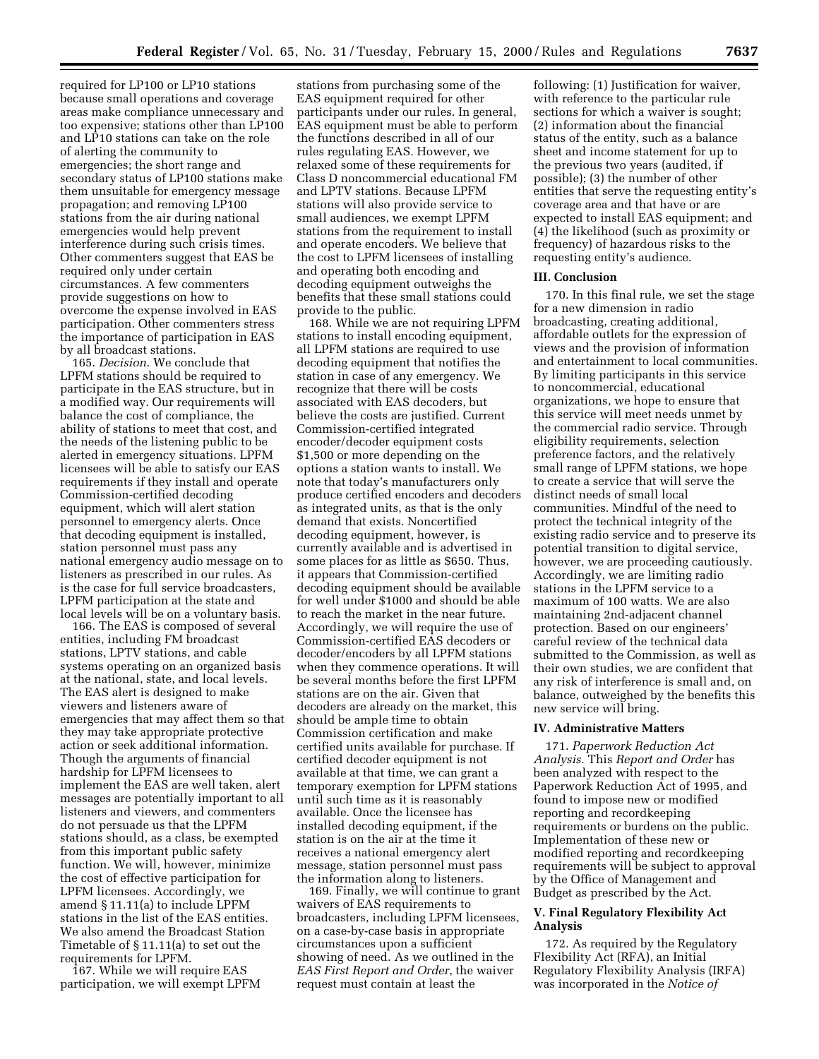required for LP100 or LP10 stations because small operations and coverage areas make compliance unnecessary and too expensive; stations other than LP100 and LP10 stations can take on the role of alerting the community to emergencies; the short range and secondary status of LP100 stations make them unsuitable for emergency message propagation; and removing LP100 stations from the air during national emergencies would help prevent interference during such crisis times. Other commenters suggest that EAS be required only under certain circumstances. A few commenters provide suggestions on how to overcome the expense involved in EAS participation. Other commenters stress the importance of participation in EAS by all broadcast stations.

165. *Decision.* We conclude that LPFM stations should be required to participate in the EAS structure, but in a modified way. Our requirements will balance the cost of compliance, the ability of stations to meet that cost, and the needs of the listening public to be alerted in emergency situations. LPFM licensees will be able to satisfy our EAS requirements if they install and operate Commission-certified decoding equipment, which will alert station personnel to emergency alerts. Once that decoding equipment is installed, station personnel must pass any national emergency audio message on to listeners as prescribed in our rules. As is the case for full service broadcasters, LPFM participation at the state and local levels will be on a voluntary basis.

166. The EAS is composed of several entities, including FM broadcast stations, LPTV stations, and cable systems operating on an organized basis at the national, state, and local levels. The EAS alert is designed to make viewers and listeners aware of emergencies that may affect them so that they may take appropriate protective action or seek additional information. Though the arguments of financial hardship for LPFM licensees to implement the EAS are well taken, alert messages are potentially important to all listeners and viewers, and commenters do not persuade us that the LPFM stations should, as a class, be exempted from this important public safety function. We will, however, minimize the cost of effective participation for LPFM licensees. Accordingly, we amend § 11.11(a) to include LPFM stations in the list of the EAS entities. We also amend the Broadcast Station Timetable of § 11.11(a) to set out the requirements for LPFM.

167. While we will require EAS participation, we will exempt LPFM stations from purchasing some of the EAS equipment required for other participants under our rules. In general, EAS equipment must be able to perform the functions described in all of our rules regulating EAS. However, we relaxed some of these requirements for Class D noncommercial educational FM and LPTV stations. Because LPFM stations will also provide service to small audiences, we exempt LPFM stations from the requirement to install and operate encoders. We believe that the cost to LPFM licensees of installing and operating both encoding and decoding equipment outweighs the benefits that these small stations could provide to the public.

168. While we are not requiring LPFM stations to install encoding equipment, all LPFM stations are required to use decoding equipment that notifies the station in case of any emergency. We recognize that there will be costs associated with EAS decoders, but believe the costs are justified. Current Commission-certified integrated encoder/decoder equipment costs $1,500 or more depending on the options a station wants to install. We note that today's manufacturers only produce certified encoders and decoders as integrated units, as that is the only demand that exists. Noncertified decoding equipment, however, is currently available and is advertised in some places for as little as $650. Thus, it appears that Commission-certified decoding equipment should be available for well under $1000 and should be able to reach the market in the near future. Accordingly, we will require the use of Commission-certified EAS decoders or decoder/encoders by all LPFM stations when they commence operations. It will be several months before the first LPFM stations are on the air. Given that decoders are already on the market, this should be ample time to obtain Commission certification and make certified units available for purchase. If certified decoder equipment is not available at that time, we can grant a temporary exemption for LPFM stations until such time as it is reasonably available. Once the licensee has installed decoding equipment, if the station is on the air at the time it receives a national emergency alert message, station personnel must pass the information along to listeners.

169. Finally, we will continue to grant waivers of EAS requirements to broadcasters, including LPFM licensees, on a case-by-case basis in appropriate circumstances upon a sufficient showing of need. As we outlined in the *EAS First Report and Order*, the waiver request must contain at least the following: (1) Justification for waiver, with reference to the particular rule sections for which a waiver is sought; (2) information about the financial status of the entity, such as a balance sheet and income statement for up to the previous two years (audited, if possible); (3) the number of other entities that serve the requesting entity's coverage area and that have or are expected to install EAS equipment; and (4) the likelihood (such as proximity or frequency) of hazardous risks to the requesting entity's audience.

## III. Conclusion

170. In this final rule, we set the stage for a new dimension in radio broadcasting, creating additional, affordable outlets for the expression of views and the provision of information and entertainment to local communities. By limiting participants in this service to noncommercial, educational organizations, we hope to ensure that this service will meet needs unmet by the commercial radio service. Through eligibility requirements, selection preference factors, and the relatively small range of LPFM stations, we hope to create a service that will serve the distinct needs of small local communities. Mindful of the need to protect the technical integrity of the existing radio service and to preserve its potential transition to digital service, however, we are proceeding cautiously. Accordingly, we are limiting radio stations in the LPFM service to a maximum of 100 watts. We are also maintaining 2nd-adjacent channel protection. Based on our engineers' careful review of the technical data submitted to the Commission, as well as their own studies, we are confident that any risk of interference is small and, on balance, outweighed by the benefits this new service will bring.

## IV. Administrative Matters

171. *Paperwork Reduction Act Analysis*. This *Report and Order* has been analyzed with respect to the Paperwork Reduction Act of 1995, and found to impose new or modified reporting and recordkeeping requirements or burdens on the public. Implementation of these new or modified reporting and recordkeeping requirements will be subject to approval by the Office of Management and Budget as prescribed by the Act.

## V. Final Regulatory Flexibility Act Analysis

172. As required by the Regulatory Flexibility Act (RFA), an Initial Regulatory Flexibility Analysis (IRFA) was incorporated in the *Notice of*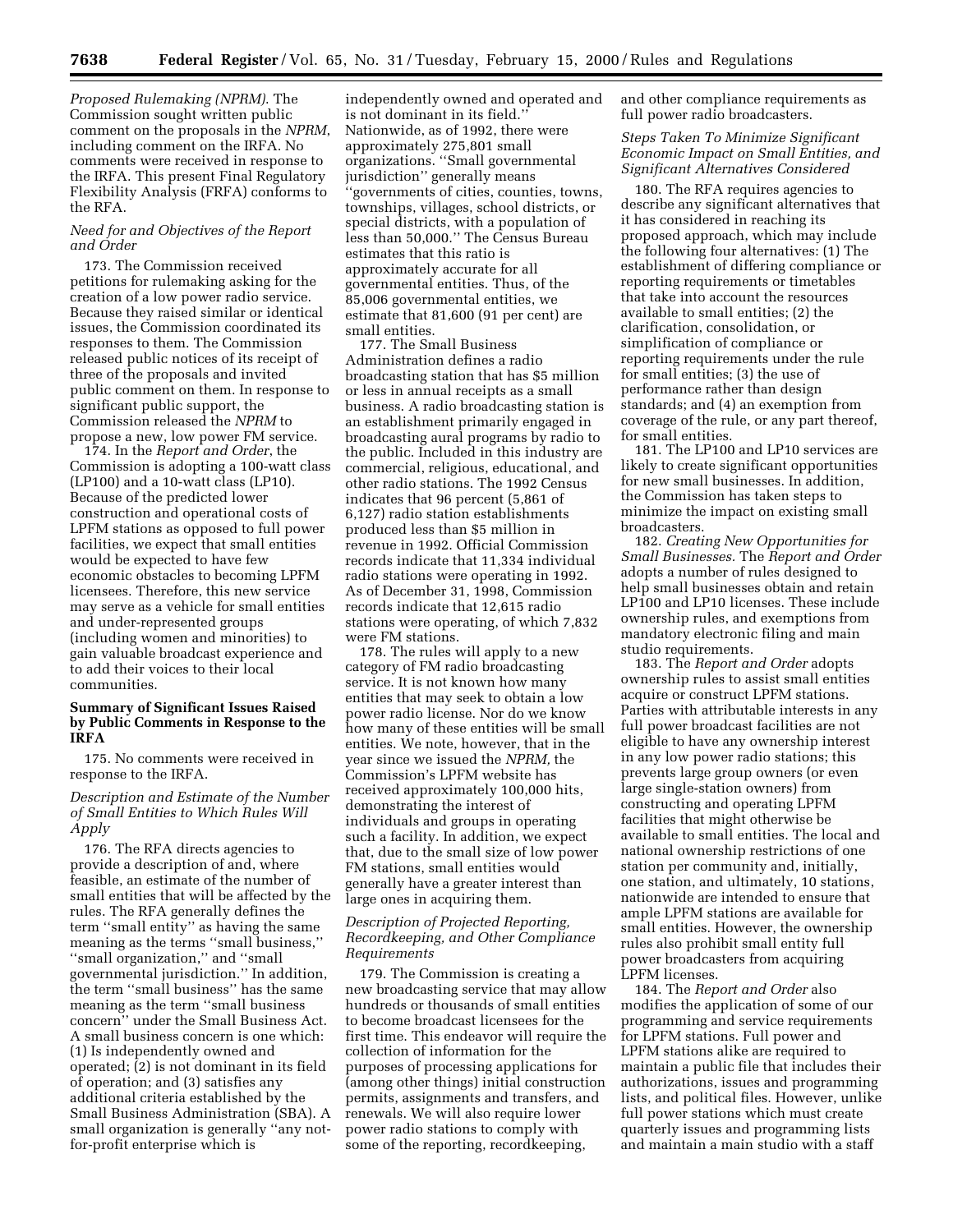*Proposed Rulemaking (NPRM)*. The Commission sought written public comment on the proposals in the *NPRM*, including comment on the IRFA. No comments were received in response to the IRFA. This present Final Regulatory Flexibility Analysis (FRFA) conforms to the RFA.

*Need for and Objectives of the Report and Order*

173. The Commission received petitions for rulemaking asking for the creation of a low power radio service. Because they raised similar or identical issues, the Commission coordinated its responses to them. The Commission released public notices of its receipt of three of the proposals and invited public comment on them. In response to significant public support, the Commission released the *NPRM* to propose a new, low power FM service.

174. In the *Report and Order*, the Commission is adopting a 100-watt class (LP100) and a 10-watt class (LP10). Because of the predicted lower construction and operational costs of LPFM stations as opposed to full power facilities, we expect that small entities would be expected to have few economic obstacles to becoming LPFM licensees. Therefore, this new service may serve as a vehicle for small entities and under-represented groups (including women and minorities) to gain valuable broadcast experience and to add their voices to their local communities.

**Summary of Significant Issues Raised by Public Comments in Response to the IRFA**

175. No comments were received in response to the IRFA.

*Description and Estimate of the Number of Small Entities to Which Rules Will Apply*

176. The RFA directs agencies to provide a description of and, where feasible, an estimate of the number of small entities that will be affected by the rules. The RFA generally defines the term ''small entity'' as having the same meaning as the terms ''small business,'' ''small organization,'' and ''small governmental jurisdiction.'' In addition, the term ''small business'' has the same meaning as the term ''small business concern'' under the Small Business Act. A small business concern is one which: (1) Is independently owned and operated; (2) is not dominant in its field of operation; and (3) satisfies any additional criteria established by the Small Business Administration (SBA). A small organization is generally ''any not-for-profit enterprise which is independently owned and operated and is not dominant in its field.'' Nationwide, as of 1992, there were approximately 275,801 small organizations. ''Small governmental jurisdiction'' generally means ''governments of cities, counties, towns, townships, villages, school districts, or special districts, with a population of less than 50,000.'' The Census Bureau estimates that this ratio is approximately accurate for all governmental entities. Thus, of the 85,006 governmental entities, we estimate that 81,600 (91 per cent) are small entities.

177. The Small Business Administration defines a radio broadcasting station that has $5 million or less in annual receipts as a small business. A radio broadcasting station is an establishment primarily engaged in broadcasting aural programs by radio to the public. Included in this industry are commercial, religious, educational, and other radio stations. The 1992 Census indicates that 96 percent (5,861 of 6,127) radio station establishments produced less than $5 million in revenue in 1992. Official Commission records indicate that 11,334 individual radio stations were operating in 1992. As of December 31, 1998, Commission records indicate that 12,615 radio stations were operating, of which 7,832 were FM stations.

178. The rules will apply to a new category of FM radio broadcasting service. It is not known how many entities that may seek to obtain a low power radio license. Nor do we know how many of these entities will be small entities. We note, however, that in the year since we issued the *NPRM,* the Commission's LPFM website has received approximately 100,000 hits, demonstrating the interest of individuals and groups in operating such a facility. In addition, we expect that, due to the small size of low power FM stations, small entities would generally have a greater interest than large ones in acquiring them.

*Description of Projected Reporting, Recordkeeping, and Other Compliance Requirements*

179. The Commission is creating a new broadcasting service that may allow hundreds or thousands of small entities to become broadcast licensees for the first time. This endeavor will require the collection of information for the purposes of processing applications for (among other things) initial construction permits, assignments and transfers, and renewals. We will also require lower power radio stations to comply with some of the reporting, recordkeeping, and other compliance requirements as full power radio broadcasters.

*Steps Taken To Minimize Significant Economic Impact on Small Entities, and Significant Alternatives Considered*

180. The RFA requires agencies to describe any significant alternatives that it has considered in reaching its proposed approach, which may include the following four alternatives: (1) The establishment of differing compliance or reporting requirements or timetables that take into account the resources available to small entities; (2) the clarification, consolidation, or simplification of compliance or reporting requirements under the rule for small entities; (3) the use of performance rather than design standards; and (4) an exemption from coverage of the rule, or any part thereof, for small entities.

181. The LP100 and LP10 services are likely to create significant opportunities for new small businesses. In addition, the Commission has taken steps to minimize the impact on existing small broadcasters.

182. *Creating New Opportunities for Small Businesses.* The *Report and Order* adopts a number of rules designed to help small businesses obtain and retain LP100 and LP10 licenses. These include ownership rules, and exemptions from mandatory electronic filing and main studio requirements.

183. The *Report and Order* adopts ownership rules to assist small entities acquire or construct LPFM stations. Parties with attributable interests in any full power broadcast facilities are not eligible to have any ownership interest in any low power radio stations; this prevents large group owners (or even large single-station owners) from constructing and operating LPFM facilities that might otherwise be available to small entities. The local and national ownership restrictions of one station per community and, initially, one station, and ultimately, 10 stations, nationwide are intended to ensure that ample LPFM stations are available for small entities. However, the ownership rules also prohibit small entity full power broadcasters from acquiring LPFM licenses.

184. The *Report and Order* also modifies the application of some of our programming and service requirements for LPFM stations. Full power and LPFM stations alike are required to maintain a public file that includes their authorizations, issues and programming lists, and political files. However, unlike full power stations which must create quarterly issues and programming lists and maintain a main studio with a staff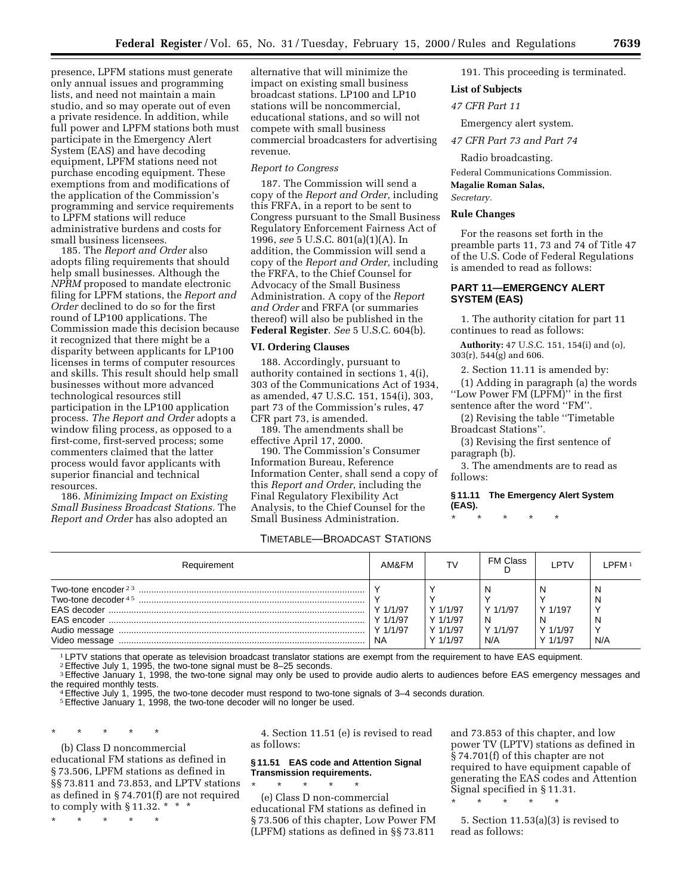presence, LPFM stations must generate only annual issues and programming lists, and need not maintain a main studio, and so may operate out of even a private residence. In addition, while full power and LPFM stations both must participate in the Emergency Alert System (EAS) and have decoding equipment, LPFM stations need not purchase encoding equipment. These exemptions from and modifications of the application of the Commission's programming and service requirements to LPFM stations will reduce administrative burdens and costs for small business licensees.

185. The *Report and Order* also adopts filing requirements that should help small businesses. Although the *NPRM* proposed to mandate electronic filing for LPFM stations, the *Report and Order* declined to do so for the first round of LP100 applications. The Commission made this decision because it recognized that there might be a disparity between applicants for LP100 licenses in terms of computer resources and skills. This result should help small businesses without more advanced technological resources still participation in the LP100 application process. *The Report and Order* adopts a window filing process, as opposed to a first-come, first-served process; some commenters claimed that the latter process would favor applicants with superior financial and technical resources.

186. *Minimizing Impact on Existing Small Business Broadcast Stations.* The *Report and Order* has also adopted an alternative that will minimize the impact on existing small business broadcast stations. LP100 and LP10 stations will be noncommercial, educational stations, and so will not compete with small business commercial broadcasters for advertising revenue.

*Report to Congress*

187. The Commission will send a copy of the *Report and Order,* including this FRFA, in a report to be sent to Congress pursuant to the Small Business Regulatory Enforcement Fairness Act of 1996, *see* 5 U.S.C. 801(a)(1)(A). In addition, the Commission will send a copy of the *Report and Order,* including the FRFA, to the Chief Counsel for Advocacy of the Small Business Administration. A copy of the *Report and Order* and FRFA (or summaries thereof) will also be published in the **Federal Register**. *See* 5 U.S.C. 604(b).

**VI. Ordering Clauses**

188. Accordingly, pursuant to authority contained in sections 1, 4(i), 303 of the Communications Act of 1934, as amended, 47 U.S.C. 151, 154(i), 303, part 73 of the Commission's rules, 47 CFR part 73, is amended.

189. The amendments shall be effective April 17, 2000.

190. The Commission's Consumer Information Bureau, Reference Information Center, shall send a copy of this *Report and Order*, including the Final Regulatory Flexibility Act Analysis, to the Chief Counsel for the Small Business Administration.

191. This proceeding is terminated.

**List of Subjects**

*47 CFR Part 11*

Emergency alert system.

*47 CFR Part 73 and Part 74*

Radio broadcasting.

Federal Communications Commission.

**Magalie Roman Salas,**

*Secretary.*

**Rule Changes**

For the reasons set forth in the preamble parts 11, 73 and 74 of Title 47 of the U.S. Code of Federal Regulations is amended to read as follows:

## PART 11—EMERGENCY ALERT SYSTEM (EAS)

1. The authority citation for part 11 continues to read as follows:

**Authority:** 47 U.S.C. 151, 154(i) and (o), 303(r), 544(g) and 606.

2. Section 11.11 is amended by:

(1) Adding in paragraph (a) the words ''Low Power FM (LPFM)'' in the first sentence after the word ''FM''.

(2) Revising the table ''Timetable Broadcast Stations''.

(3) Revising the first sentence of paragraph (b).

3. The amendments are to read as follows:

**§ 11.11 The Emergency Alert System (EAS).**

\* \* \* \* \*

TIMETABLE—BROADCAST STATIONS

| Requirement | AM&FM | TV | FM Class D | LPTV | LPFM [1] |
|---|---|---|---|---|---|
| Two-tone encoder [2 3] | Y | Y | N | N | N |
| Two-tone decoder [4 5] | Y | Y | Y | Y | N |
| EAS decoder | Y 1/1/97 | Y 1/1/97 | Y 1/1/97 | Y 1/197 | Y |
| EAS encoder | Y 1/1/97 | Y 1/1/97 | N | N | N |
| Audio message | Y 1/1/97 | Y 1/1/97 | Y 1/1/97 | Y 1/1/97 | Y |
| Video message | NA | Y 1/1/97 | N/A | Y 1/1/97 | N/A |

[1] LPTV stations that operate as television broadcast translator stations are exempt from the requirement to have EAS equipment.

[2] Effective July 1, 1995, the two-tone signal must be 8–25 seconds.

[3] Effective January 1, 1998, the two-tone signal may only be used to provide audio alerts to audiences before EAS emergency messages and the required monthly tests.

[4] Effective July 1, 1995, the two-tone decoder must respond to two-tone signals of 3–4 seconds duration.

[5] Effective January 1, 1998, the two-tone decoder will no longer be used.

\* \* \* \* \*

(b) Class D noncommercial educational FM stations as defined in § 73.506, LPFM stations as defined in §§ 73.811 and 73.853, and LPTV stations as defined in § 74.701(f) are not required to comply with § 11.32. \* \* \*

\* \* \* \* \*

4. Section 11.51 (e) is revised to read as follows:

**§ 11.51 EAS code and Attention Signal Transmission requirements.**

\* \* \* \* \*

(e) Class D non-commercial educational FM stations as defined in § 73.506 of this chapter, Low Power FM (LPFM) stations as defined in §§ 73.811 and 73.853 of this chapter, and low power TV (LPTV) stations as defined in § 74.701(f) of this chapter are not required to have equipment capable of generating the EAS codes and Attention Signal specified in § 11.31.

\* \* \* \* \*

5. Section 11.53(a)(3) is revised to read as follows: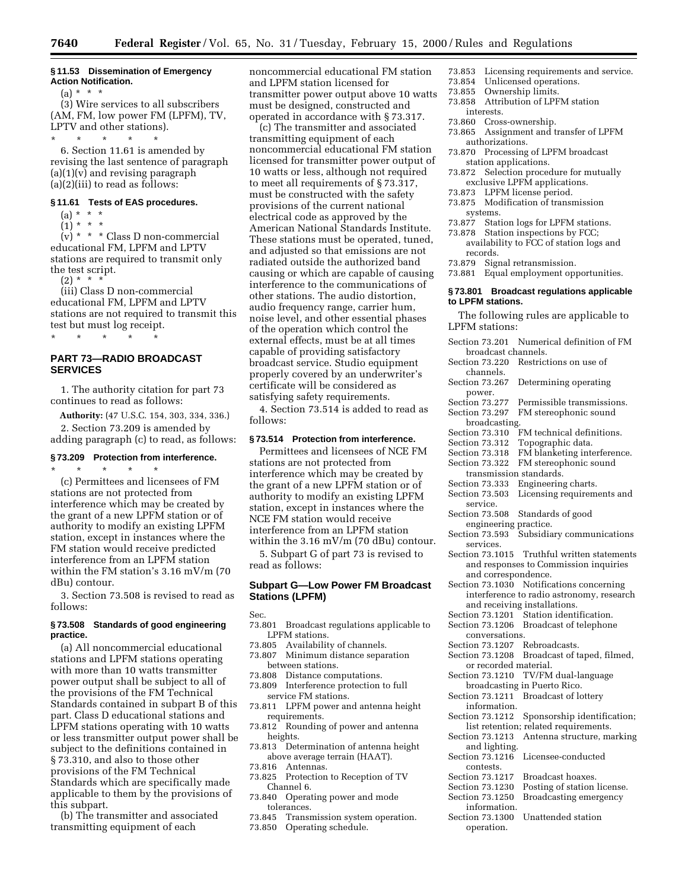**§ 11.53 Dissemination of Emergency Action Notification.**

(a) * * *

(3) Wire services to all subscribers (AM, FM, low power FM (LPFM), TV, LPTV and other stations).

\* \* \* \* \*

6. Section 11.61 is amended by revising the last sentence of paragraph (a)(1)(v) and revising paragraph (a)(2)(iii) to read as follows:

**§ 11.61 Tests of EAS procedures.**

(a) * * *

(1) * * *

(v) * * * Class D non-commercial educational FM, LPFM and LPTV stations are required to transmit only the test script.

(2) * * *

(iii) Class D non-commercial educational FM, LPFM and LPTV stations are not required to transmit this test but must log receipt.

\* \* \* \* \*

## PART 73—RADIO BROADCAST SERVICES

1. The authority citation for part 73 continues to read as follows:

**Authority:** (47 U.S.C. 154, 303, 334, 336.)

2. Section 73.209 is amended by adding paragraph (c) to read, as follows:

**§ 73.209 Protection from interference.**

\* \* \* \* \*

(c) Permittees and licensees of FM stations are not protected from interference which may be created by the grant of a new LPFM station or of authority to modify an existing LPFM station, except in instances where the FM station would receive predicted interference from an LPFM station within the FM station's 3.16 mV/m (70 dBu) contour.

3. Section 73.508 is revised to read as follows:

**§ 73.508 Standards of good engineering practice.**

(a) All noncommercial educational stations and LPFM stations operating with more than 10 watts transmitter power output shall be subject to all of the provisions of the FM Technical Standards contained in subpart B of this part. Class D educational stations and LPFM stations operating with 10 watts or less transmitter output power shall be subject to the definitions contained in § 73.310, and also to those other provisions of the FM Technical Standards which are specifically made applicable to them by the provisions of this subpart.

(b) The transmitter and associated transmitting equipment of each noncommercial educational FM station and LPFM station licensed for transmitter power output above 10 watts must be designed, constructed and operated in accordance with § 73.317.

(c) The transmitter and associated transmitting equipment of each noncommercial educational FM station licensed for transmitter power output of 10 watts or less, although not required to meet all requirements of § 73.317, must be constructed with the safety provisions of the current national electrical code as approved by the American National Standards Institute. These stations must be operated, tuned, and adjusted so that emissions are not radiated outside the authorized band causing or which are capable of causing interference to the communications of other stations. The audio distortion, audio frequency range, carrier hum, noise level, and other essential phases of the operation which control the external effects, must be at all times capable of providing satisfactory broadcast service. Studio equipment properly covered by an underwriter's certificate will be considered as satisfying safety requirements.

4. Section 73.514 is added to read as follows:

**§ 73.514 Protection from interference.**

Permittees and licensees of NCE FM stations are not protected from interference which may be created by the grant of a new LPFM station or of authority to modify an existing LPFM station, except in instances where the NCE FM station would receive interference from an LPFM station within the 3.16 mV/m (70 dBu) contour.

5. Subpart G of part 73 is revised to read as follows:

### Subpart G—Low Power FM Broadcast Stations (LPFM)

Sec.
- 73.801 Broadcast regulations applicable to LPFM stations.
- 73.805 Availability of channels.
- 73.807 Minimum distance separation between stations.
- 73.808 Distance computations.
- 73.809 Interference protection to full service FM stations.
- 73.811 LPFM power and antenna height requirements.
- 73.812 Rounding of power and antenna heights.
- 73.813 Determination of antenna height above average terrain (HAAT).
- 73.816 Antennas.
- 73.825 Protection to Reception of TV Channel 6.
- 73.840 Operating power and mode tolerances.
- 73.845 Transmission system operation.
- 73.850 Operating schedule.
- 73.853 Licensing requirements and service.
- 73.854 Unlicensed operations.
- 73.855 Ownership limits.
- 73.858 Attribution of LPFM station interests.
- 73.860 Cross-ownership.
- 73.865 Assignment and transfer of LPFM authorizations.
- 73.870 Processing of LPFM broadcast station applications.
- 73.872 Selection procedure for mutually exclusive LPFM applications.
- 73.873 LPFM license period.
- 73.875 Modification of transmission systems.
- 73.877 Station logs for LPFM stations.
- 73.878 Station inspections by FCC; availability to FCC of station logs and records.
- 73.879 Signal retransmission.
- 73.881 Equal employment opportunities.

**§ 73.801 Broadcast regulations applicable to LPFM stations.**

The following rules are applicable to LPFM stations:

- Section 73.201 Numerical definition of FM broadcast channels.
- Section 73.220 Restrictions on use of channels.
- Section 73.267 Determining operating power.
- Section 73.277 Permissible transmissions.
- Section 73.297 FM stereophonic sound broadcasting.
- Section 73.310 FM technical definitions.
- Section 73.312 Topographic data.
- Section 73.318 FM blanketing interference.
- Section 73.322 FM stereophonic sound transmission standards.
- Section 73.333 Engineering charts.
- Section 73.503 Licensing requirements and service.
- Section 73.508 Standards of good engineering practice.
- Section 73.593 Subsidiary communications services.
- Section 73.1015 Truthful written statements and responses to Commission inquiries and correspondence.
- Section 73.1030 Notifications concerning interference to radio astronomy, research and receiving installations.
- Section 73.1201 Station identification.
- Section 73.1206 Broadcast of telephone conversations.
- Section 73.1207 Rebroadcasts.
- Section 73.1208 Broadcast of taped, filmed, or recorded material.
- Section 73.1210 TV/FM dual-language broadcasting in Puerto Rico.
- Section 73.1211 Broadcast of lottery information.
- Section 73.1212 Sponsorship identification; list retention; related requirements.
- Section 73.1213 Antenna structure, marking and lighting.
- Section 73.1216 Licensee-conducted contests.
- Section 73.1217 Broadcast hoaxes.
- Section 73.1230 Posting of station license.
- Section 73.1250 Broadcasting emergency information.
- Section 73.1300 Unattended station operation.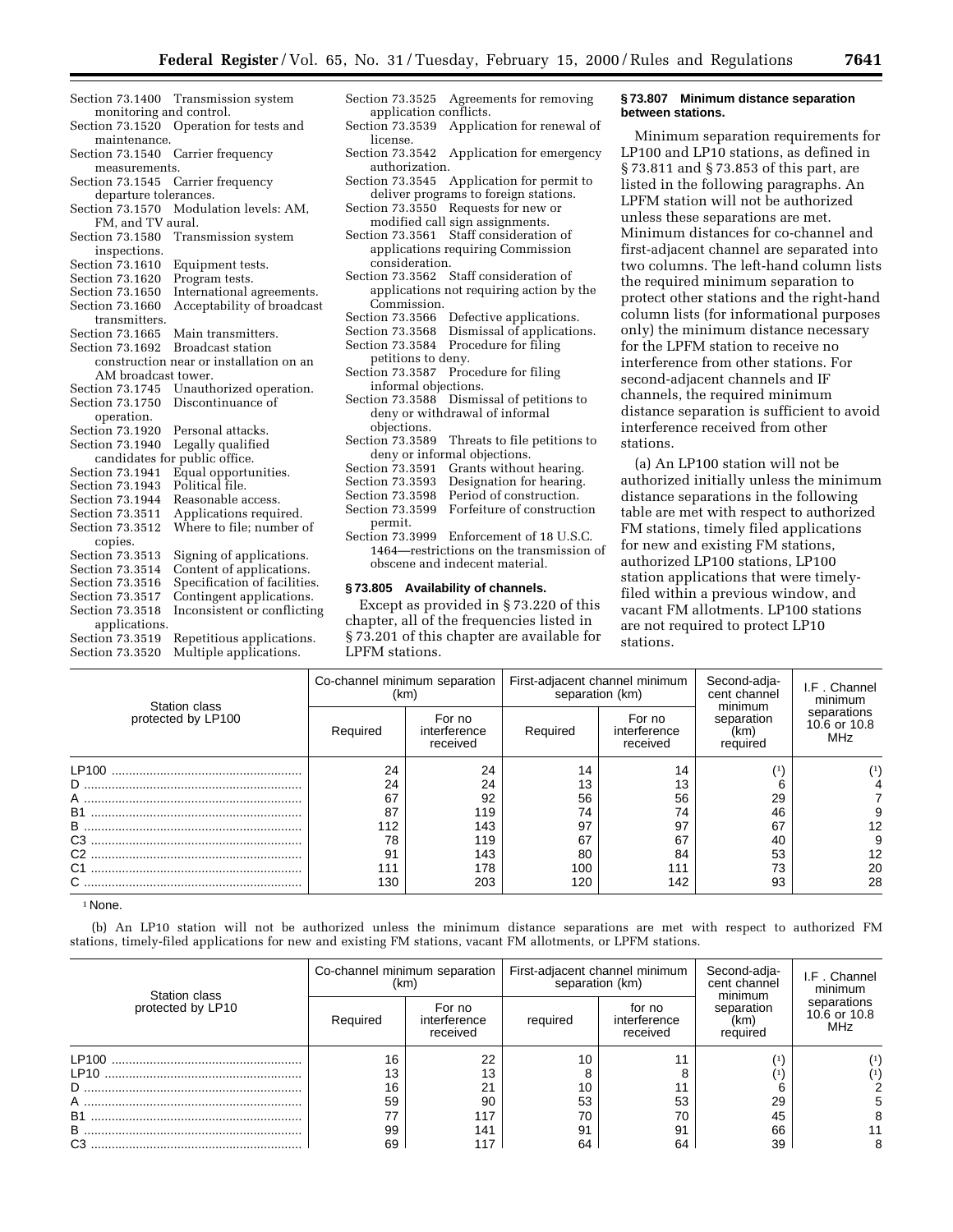Section 73.1400 Transmission system monitoring and control.
Section 73.1520 Operation for tests and maintenance.
Section 73.1540 Carrier frequency measurements.
Section 73.1545 Carrier frequency departure tolerances.
Section 73.1570 Modulation levels: AM, FM, and TV aural.
Section 73.1580 Transmission system inspections.
Section 73.1610 Equipment tests.
Section 73.1620 Program tests.
Section 73.1650 International agreements.
Section 73.1660 Acceptability of broadcast transmitters.
Section 73.1665 Main transmitters.
Section 73.1692 Broadcast station construction near or installation on an AM broadcast tower.
Section 73.1745 Unauthorized operation.
Section 73.1750 Discontinuance of operation.
Section 73.1920 Personal attacks.
Section 73.1940 Legally qualified candidates for public office.
Section 73.1941 Equal opportunities.
Section 73.1943 Political file.
Section 73.1944 Reasonable access.
Section 73.3511 Applications required.
Section 73.3512 Where to file; number of copies.
Section 73.3513 Signing of applications.
Section 73.3514 Content of applications.
Section 73.3516 Specification of facilities.
Section 73.3517 Contingent applications.
Section 73.3518 Inconsistent or conflicting applications.
Section 73.3519 Repetitious applications.
Section 73.3520 Multiple applications.
Section 73.3525 Agreements for removing application conflicts.
Section 73.3539 Application for renewal of license.
Section 73.3542 Application for emergency authorization.
Section 73.3545 Application for permit to deliver programs to foreign stations.
Section 73.3550 Requests for new or modified call sign assignments.
Section 73.3561 Staff consideration of applications requiring Commission consideration.
Section 73.3562 Staff consideration of applications not requiring action by the Commission.
Section 73.3566 Defective applications.
Section 73.3568 Dismissal of applications.
Section 73.3584 Procedure for filing petitions to deny.
Section 73.3587 Procedure for filing informal objections.
Section 73.3588 Dismissal of petitions to deny or withdrawal of informal objections.
Section 73.3589 Threats to file petitions to deny or informal objections.
Section 73.3591 Grants without hearing.
Section 73.3593 Designation for hearing.
Section 73.3598 Period of construction.
Section 73.3599 Forfeiture of construction permit.
Section 73.3999 Enforcement of 18 U.S.C. 1464—restrictions on the transmission of obscene and indecent material.

**§ 73.805 Availability of channels.**

Except as provided in § 73.220 of this chapter, all of the frequencies listed in § 73.201 of this chapter are available for LPFM stations.

**§ 73.807 Minimum distance separation between stations.**

Minimum separation requirements for LP100 and LP10 stations, as defined in § 73.811 and § 73.853 of this part, are listed in the following paragraphs. An LPFM station will not be authorized unless these separations are met. Minimum distances for co-channel and first-adjacent channel are separated into two columns. The left-hand column lists the required minimum separation to protect other stations and the right-hand column lists (for informational purposes only) the minimum distance necessary for the LPFM station to receive no interference from other stations. For second-adjacent channels and IF channels, the required minimum distance separation is sufficient to avoid interference received from other stations.

(a) An LP100 station will not be authorized initially unless the minimum distance separations in the following table are met with respect to authorized FM stations, timely filed applications for new and existing FM stations, authorized LP100 stations, LP100 station applications that were timely-filed within a previous window, and vacant FM allotments. LP100 stations are not required to protect LP10 stations.

| Station class protected by LP100 | Co-channel minimum separation (km) | | First-adjacent channel minimum separation (km) | | Second-adjacent channel minimum separation (km) required | I.F. Channel minimum separations 10.6 or 10.8 MHz |
|---|---|---|---|---|---|---|
| | Required | For no interference received | Required | For no interference received | | |
| LP100 | 24 | 24 | 14 | 14 | (1) | (1) |
| D | 24 | 24 | 13 | 13 | 6 | 4 |
| A | 67 | 92 | 56 | 56 | 29 | 7 |
| B1 | 87 | 119 | 74 | 74 | 46 | 9 |
| B | 112 | 143 | 97 | 97 | 67 | 12 |
| C3 | 78 | 119 | 67 | 67 | 40 | 9 |
| C2 | 91 | 143 | 80 | 84 | 53 | 12 |
| C1 | 111 | 178 | 100 | 111 | 73 | 20 |
| C | 130 | 203 | 120 | 142 | 93 | 28 |

[1] None.

(b) An LP10 station will not be authorized unless the minimum distance separations are met with respect to authorized FM stations, timely-filed applications for new and existing FM stations, vacant FM allotments, or LPFM stations.

| Station class protected by LP10 | Co-channel minimum separation (km) | | First-adjacent channel minimum separation (km) | | Second-adjacent channel minimum separation (km) required | I.F. Channel minimum separations 10.6 or 10.8 MHz |
|---|---|---|---|---|---|---|
| | Required | For no interference received | required | for no interference received | | |
| LP100 | 16 | 22 | 10 | 11 | (1) | (1) |
| LP10 | 13 | 13 | 8 | 8 | (1) | (1) |
| D | 16 | 21 | 10 | 11 | 6 | 2 |
| A | 59 | 90 | 53 | 53 | 29 | 5 |
| B1 | 77 | 117 | 70 | 70 | 45 | 8 |
| B | 99 | 141 | 91 | 91 | 66 | 11 |
| C3 | 69 | 117 | 64 | 64 | 39 | 8 |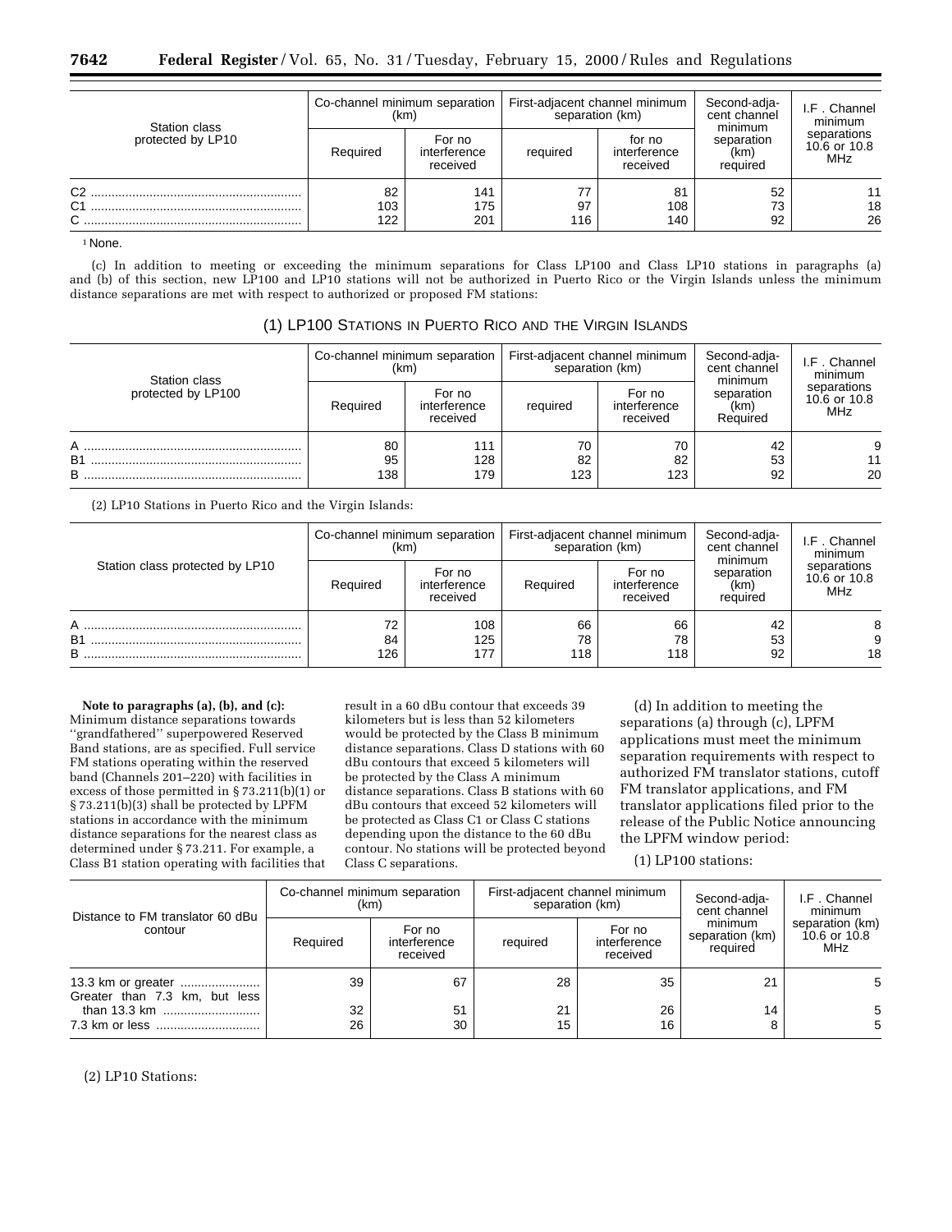| Station class protected by LP10 | Co-channel minimum separation (km) | | First-adjacent channel minimum separation (km) | | Second-adjacent channel minimum separation (km) required | I.F. Channel minimum separations 10.6 or 10.8 MHz |
|---|---|---|---|---|---|---|
| | Required | For no interference received | required | for no interference received | | |
| C2 | 82 | 141 | 77 | 81 | 52 | 11 |
| C1 | 103 | 175 | 97 | 108 | 73 | 18 |
| C | 122 | 201 | 116 | 140 | 92 | 26 |

[1] None.

(c) In addition to meeting or exceeding the minimum separations for Class LP100 and Class LP10 stations in paragraphs (a) and (b) of this section, new LP100 and LP10 stations will not be authorized in Puerto Rico or the Virgin Islands unless the minimum distance separations are met with respect to authorized or proposed FM stations:

(1) LP100 STATIONS IN PUERTO RICO AND THE VIRGIN ISLANDS

| Station class protected by LP100 | Co-channel minimum separation (km) | | First-adjacent channel minimum separation (km) | | Second-adjacent channel minimum separation (km) Required | I.F. Channel minimum separations 10.6 or 10.8 MHz |
|---|---|---|---|---|---|---|
| | Required | For no interference received | required | For no interference received | | |
| A | 80 | 111 | 70 | 70 | 42 | 9 |
| B1 | 95 | 128 | 82 | 82 | 53 | 11 |
| B | 138 | 179 | 123 | 123 | 92 | 20 |

(2) LP10 Stations in Puerto Rico and the Virgin Islands:

| Station class protected by LP10 | Co-channel minimum separation (km) | | First-adjacent channel minimum separation (km) | | Second-adjacent channel minimum separation (km) required | I.F. Channel minimum separations 10.6 or 10.8 MHz |
|---|---|---|---|---|---|---|
| | Required | For no interference received | Required | For no interference received | | |
| A | 72 | 108 | 66 | 66 | 42 | 8 |
| B1 | 84 | 125 | 78 | 78 | 53 | 9 |
| B | 126 | 177 | 118 | 118 | 92 | 18 |

**Note to paragraphs (a), (b), and (c):** Minimum distance separations towards ''grandfathered'' superpowered Reserved Band stations, are as specified. Full service FM stations operating within the reserved band (Channels 201–220) with facilities in excess of those permitted in § 73.211(b)(1) or § 73.211(b)(3) shall be protected by LPFM stations in accordance with the minimum distance separations for the nearest class as determined under § 73.211. For example, a Class B1 station operating with facilities that result in a 60 dBu contour that exceeds 39 kilometers but is less than 52 kilometers would be protected by the Class B minimum distance separations. Class D stations with 60 dBu contours that exceed 5 kilometers will be protected by the Class A minimum distance separations. Class B stations with 60 dBu contours that exceed 52 kilometers will be protected as Class C1 or Class C stations depending upon the distance to the 60 dBu contour. No stations will be protected beyond Class C separations.

(d) In addition to meeting the separations (a) through (c), LPFM applications must meet the minimum separation requirements with respect to authorized FM translator stations, cutoff FM translator applications, and FM translator applications filed prior to the release of the Public Notice announcing the LPFM window period:

(1) LP100 stations:

| Distance to FM translator 60 dBu contour | Co-channel minimum separation (km) | | First-adjacent channel minimum separation (km) | | Second-adjacent channel minimum separation (km) required | I.F. Channel minimum separation (km) 10.6 or 10.8 MHz |
|---|---|---|---|---|---|---|
| | Required | For no interference received | required | For no interference received | | |
| 13.3 km or greater | 39 | 67 | 28 | 35 | 21 | 5 |
| Greater than 7.3 km, but less than 13.3 km | 32 | 51 | 21 | 26 | 14 | 5 |
| 7.3 km or less | 26 | 30 | 15 | 16 | 8 | 5 |

(2) LP10 Stations: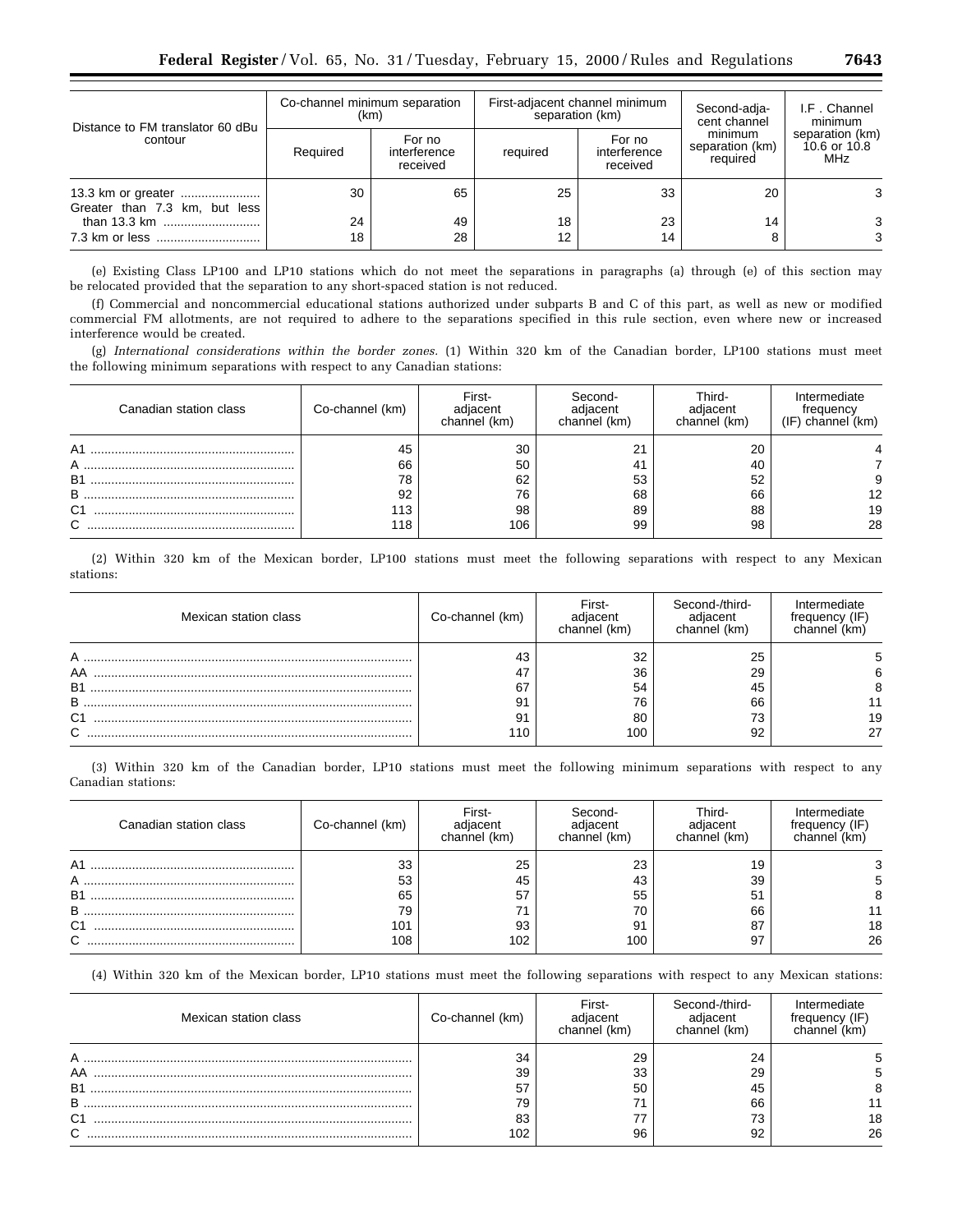| Distance to FM translator 60 dBu contour | Co-channel minimum separation (km) | | First-adjacent channel minimum separation (km) | | Second-adjacent channel minimum separation (km) required | I.F . Channel minimum separation (km) 10.6 or 10.8 MHz |
|---|---|---|---|---|---|---|
| | Required | For no interference received | required | For no interference received | | |
| 13.3 km or greater | 30 | 65 | 25 | 33 | 20 | 3 |
| Greater than 7.3 km, but less than 13.3 km | 24 | 49 | 18 | 23 | 14 | 3 |
| 7.3 km or less | 18 | 28 | 12 | 14 | 8 | 3 |

(e) Existing Class LP100 and LP10 stations which do not meet the separations in paragraphs (a) through (e) of this section may be relocated provided that the separation to any short-spaced station is not reduced.

(f) Commercial and noncommercial educational stations authorized under subparts B and C of this part, as well as new or modified commercial FM allotments, are not required to adhere to the separations specified in this rule section, even where new or increased interference would be created.

(g) *International considerations within the border zones.* (1) Within 320 km of the Canadian border, LP100 stations must meet the following minimum separations with respect to any Canadian stations:

| Canadian station class | Co-channel (km) | First-adjacent channel (km) | Second-adjacent channel (km) | Third-adjacent channel (km) | Intermediate frequency (IF) channel (km) |
|---|---|---|---|---|---|
| A1 | 45 | 30 | 21 | 20 | 4 |
| A | 66 | 50 | 41 | 40 | 7 |
| B1 | 78 | 62 | 53 | 52 | 9 |
| B | 92 | 76 | 68 | 66 | 12 |
| C1 | 113 | 98 | 89 | 88 | 19 |
| C | 118 | 106 | 99 | 98 | 28 |

(2) Within 320 km of the Mexican border, LP100 stations must meet the following separations with respect to any Mexican stations:

| Mexican station class | Co-channel (km) | First-adjacent channel (km) | Second-/third-adjacent channel (km) | Intermediate frequency (IF) channel (km) |
|---|---|---|---|---|
| A | 43 | 32 | 25 | 5 |
| AA | 47 | 36 | 29 | 6 |
| B1 | 67 | 54 | 45 | 8 |
| B | 91 | 76 | 66 | 11 |
| C1 | 91 | 80 | 73 | 19 |
| C | 110 | 100 | 92 | 27 |

(3) Within 320 km of the Canadian border, LP10 stations must meet the following minimum separations with respect to any Canadian stations:

| Canadian station class | Co-channel (km) | First-adjacent channel (km) | Second-adjacent channel (km) | Third-adjacent channel (km) | Intermediate frequency (IF) channel (km) |
|---|---|---|---|---|---|
| A1 | 33 | 25 | 23 | 19 | 3 |
| A | 53 | 45 | 43 | 39 | 5 |
| B1 | 65 | 57 | 55 | 51 | 8 |
| B | 79 | 71 | 70 | 66 | 11 |
| C1 | 101 | 93 | 91 | 87 | 18 |
| C | 108 | 102 | 100 | 97 | 26 |

(4) Within 320 km of the Mexican border, LP10 stations must meet the following separations with respect to any Mexican stations:

| Mexican station class | Co-channel (km) | First-adjacent channel (km) | Second-/third-adjacent channel (km) | Intermediate frequency (IF) channel (km) |
|---|---|---|---|---|
| A | 34 | 29 | 24 | 5 |
| AA | 39 | 33 | 29 | 5 |
| B1 | 57 | 50 | 45 | 8 |
| B | 79 | 71 | 66 | 11 |
| C1 | 83 | 77 | 73 | 18 |
| C | 102 | 96 | 92 | 26 |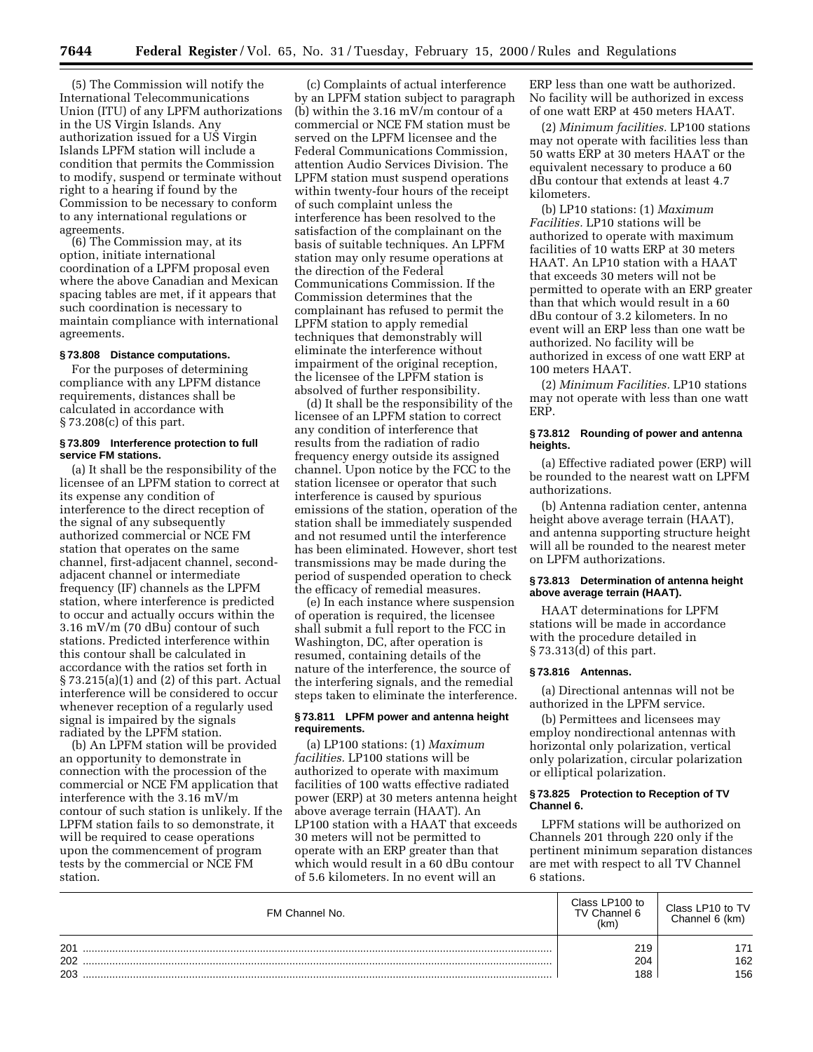(5) The Commission will notify the International Telecommunications Union (ITU) of any LPFM authorizations in the US Virgin Islands. Any authorization issued for a US Virgin Islands LPFM station will include a condition that permits the Commission to modify, suspend or terminate without right to a hearing if found by the Commission to be necessary to conform to any international regulations or agreements.

(6) The Commission may, at its option, initiate international coordination of a LPFM proposal even where the above Canadian and Mexican spacing tables are met, if it appears that such coordination is necessary to maintain compliance with international agreements.

#### § 73.808 Distance computations.

For the purposes of determining compliance with any LPFM distance requirements, distances shall be calculated in accordance with § 73.208(c) of this part.

#### § 73.809 Interference protection to full service FM stations.

(a) It shall be the responsibility of the licensee of an LPFM station to correct at its expense any condition of interference to the direct reception of the signal of any subsequently authorized commercial or NCE FM station that operates on the same channel, first-adjacent channel, second-adjacent channel or intermediate frequency (IF) channels as the LPFM station, where interference is predicted to occur and actually occurs within the 3.16 mV/m (70 dBu) contour of such stations. Predicted interference within this contour shall be calculated in accordance with the ratios set forth in § 73.215(a)(1) and (2) of this part. Actual interference will be considered to occur whenever reception of a regularly used signal is impaired by the signals radiated by the LPFM station.

(b) An LPFM station will be provided an opportunity to demonstrate in connection with the processing of the commercial or NCE FM application that interference with the 3.16 mV/m contour of such station is unlikely. If the LPFM station fails to so demonstrate, it will be required to cease operations upon the commencement of program tests by the commercial or NCE FM station.

(c) Complaints of actual interference by an LPFM station subject to paragraph (b) within the 3.16 mV/m contour of a commercial or NCE FM station must be served on the LPFM licensee and the Federal Communications Commission, attention Audio Services Division. The LPFM station must suspend operations within twenty-four hours of the receipt of such complaint unless the interference has been resolved to the satisfaction of the complainant on the basis of suitable techniques. An LPFM station may only resume operations at the direction of the Federal Communications Commission. If the Commission determines that the complainant has refused to permit the LPFM station to apply remedial techniques that demonstrably will eliminate the interference without impairment of the original reception, the licensee of the LPFM station is absolved of further responsibility.

(d) It shall be the responsibility of the licensee of an LPFM station to correct any condition of interference that results from the radiation of radio frequency energy outside its assigned channel. Upon notice by the FCC to the station licensee or operator that such interference is caused by spurious emissions of the station, operation of the station shall be immediately suspended and not resumed until the interference has been eliminated. However, short test transmissions may be made during the period of suspended operation to check the efficacy of remedial measures.

(e) In each instance where suspension of operation is required, the licensee shall submit a full report to the FCC in Washington, DC, after operation is resumed, containing details of the nature of the interference, the source of the interfering signals, and the remedial steps taken to eliminate the interference.

#### § 73.811 LPFM power and antenna height requirements.

(a) LP100 stations: (1) *Maximum facilities.* LP100 stations will be authorized to operate with maximum facilities of 100 watts effective radiated power (ERP) at 30 meters antenna height above average terrain (HAAT). An LP100 station with a HAAT that exceeds 30 meters will not be permitted to operate with an ERP greater than that which would result in a 60 dBu contour of 5.6 kilometers. In no event will an ERP less than one watt be authorized. No facility will be authorized in excess of one watt ERP at 450 meters HAAT.

(2) *Minimum facilities.* LP100 stations may not operate with facilities less than 50 watts ERP at 30 meters HAAT or the equivalent necessary to produce a 60 dBu contour that extends at least 4.7 kilometers.

(b) LP10 stations: (1) *Maximum Facilities.* LP10 stations will be authorized to operate with maximum facilities of 10 watts ERP at 30 meters HAAT. An LP10 station with a HAAT that exceeds 30 meters will not be permitted to operate with an ERP greater than that which would result in a 60 dBu contour of 3.2 kilometers. In no event will an ERP less than one watt be authorized. No facility will be authorized in excess of one watt ERP at 100 meters HAAT.

(2) *Minimum Facilities.* LP10 stations may not operate with less than one watt ERP.

#### § 73.812 Rounding of power and antenna heights.

(a) Effective radiated power (ERP) will be rounded to the nearest watt on LPFM authorizations.

(b) Antenna radiation center, antenna height above average terrain (HAAT), and antenna supporting structure height will all be rounded to the nearest meter on LPFM authorizations.

#### § 73.813 Determination of antenna height above average terrain (HAAT).

HAAT determinations for LPFM stations will be made in accordance with the procedure detailed in § 73.313(d) of this part.

#### § 73.816 Antennas.

(a) Directional antennas will not be authorized in the LPFM service.

(b) Permittees and licensees may employ nondirectional antennas with horizontal only polarization, vertical only polarization, circular polarization or elliptical polarization.

#### § 73.825 Protection to Reception of TV Channel 6.

LPFM stations will be authorized on Channels 201 through 220 only if the pertinent minimum separation distances are met with respect to all TV Channel 6 stations.

| FM Channel No. | Class LP100 to TV Channel 6 (km) | Class LP10 to TV Channel 6 (km) |
|---|---|---|
| 201 | 219 | 171 |
| 202 | 204 | 162 |
| 203 | 188 | 156 |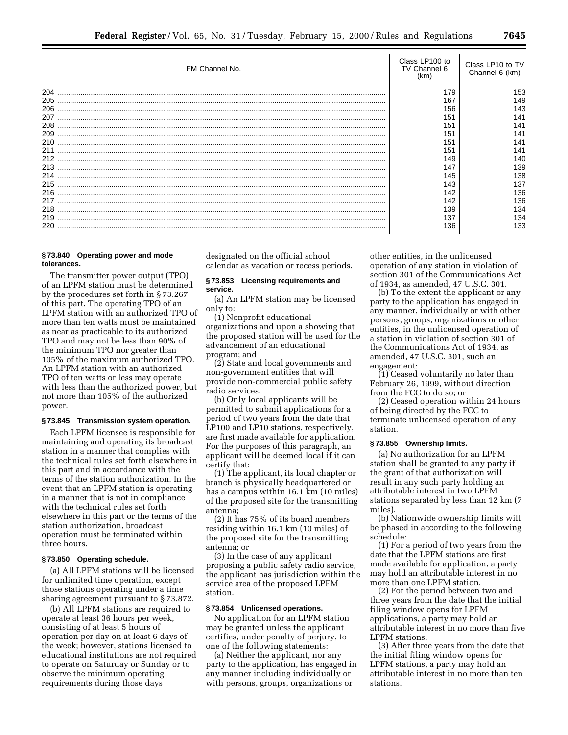| FM Channel No. | Class LP100 to TV Channel 6 (km) | Class LP10 to TV Channel 6 (km) |
|---|---|---|
| 204 | 179 | 153 |
| 205 | 167 | 149 |
| 206 | 156 | 143 |
| 207 | 151 | 141 |
| 208 | 151 | 141 |
| 209 | 151 | 141 |
| 210 | 151 | 141 |
| 211 | 151 | 141 |
| 212 | 149 | 140 |
| 213 | 147 | 139 |
| 214 | 145 | 138 |
| 215 | 143 | 137 |
| 216 | 142 | 136 |
| 217 | 142 | 136 |
| 218 | 139 | 134 |
| 219 | 137 | 134 |
| 220 | 136 | 133 |

### § 73.840 Operating power and mode tolerances.

The transmitter power output (TPO) of an LPFM station must be determined by the procedures set forth in § 73.267 of this part. The operating TPO of an LPFM station with an authorized TPO of more than ten watts must be maintained as near as practicable to its authorized TPO and may not be less than 90% of the minimum TPO nor greater than 105% of the maximum authorized TPO. An LPFM station with an authorized TPO of ten watts or less may operate with less than the authorized power, but not more than 105% of the authorized power.

### § 73.845 Transmission system operation.

Each LPFM licensee is responsible for maintaining and operating its broadcast station in a manner that complies with the technical rules set forth elsewhere in this part and in accordance with the terms of the station authorization. In the event that an LPFM station is operating in a manner that is not in compliance with the technical rules set forth elsewhere in this part or the terms of the station authorization, broadcast operation must be terminated within three hours.

### § 73.850 Operating schedule.

(a) All LPFM stations will be licensed for unlimited time operation, except those stations operating under a time sharing agreement pursuant to § 73.872.

(b) All LPFM stations are required to operate at least 36 hours per week, consisting of at least 5 hours of operation per day on at least 6 days of the week; however, stations licensed to educational institutions are not required to operate on Saturday or Sunday or to observe the minimum operating requirements during those days designated on the official school calendar as vacation or recess periods.

### § 73.853 Licensing requirements and service.

(a) An LPFM station may be licensed only to:

(1) Nonprofit educational organizations and upon a showing that the proposed station will be used for the advancement of an educational program; and

(2) State and local governments and non-government entities that will provide non-commercial public safety radio services.

(b) Only local applicants will be permitted to submit applications for a period of two years from the date that LP100 and LP10 stations, respectively, are first made available for application. For the purposes of this paragraph, an applicant will be deemed local if it can certify that:

(1) The applicant, its local chapter or branch is physically headquartered or has a campus within 16.1 km (10 miles) of the proposed site for the transmitting antenna;

(2) It has 75% of its board members residing within 16.1 km (10 miles) of the proposed site for the transmitting antenna; or

(3) In the case of any applicant proposing a public safety radio service, the applicant has jurisdiction within the service area of the proposed LPFM station.

### § 73.854 Unlicensed operations.

No application for an LPFM station may be granted unless the applicant certifies, under penalty of perjury, to one of the following statements:

(a) Neither the applicant, nor any party to the application, has engaged in any manner including individually or with persons, groups, organizations or other entities, in the unlicensed operation of any station in violation of section 301 of the Communications Act of 1934, as amended, 47 U.S.C. 301.

(b) To the extent the applicant or any party to the application has engaged in any manner, individually or with other persons, groups, organizations or other entities, in the unlicensed operation of a station in violation of section 301 of the Communications Act of 1934, as amended, 47 U.S.C. 301, such an engagement:

(1) Ceased voluntarily no later than February 26, 1999, without direction from the FCC to do so; or

(2) Ceased operation within 24 hours of being directed by the FCC to terminate unlicensed operation of any station.

### § 73.855 Ownership limits.

(a) No authorization for an LPFM station shall be granted to any party if the grant of that authorization will result in any such party holding an attributable interest in two LPFM stations separated by less than 12 km (7 miles).

(b) Nationwide ownership limits will be phased in according to the following schedule:

(1) For a period of two years from the date that the LPFM stations are first made available for application, a party may hold an attributable interest in no more than one LPFM station.

(2) For the period between two and three years from the date that the initial filing window opens for LPFM applications, a party may hold an attributable interest in no more than five LPFM stations.

(3) After three years from the date that the initial filing window opens for LPFM stations, a party may hold an attributable interest in no more than ten stations.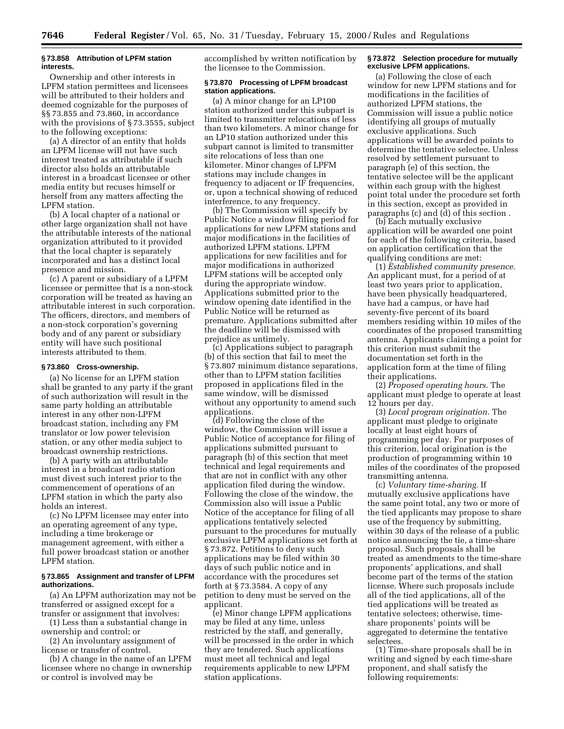### § 73.858 Attribution of LPFM station interests.

Ownership and other interests in LPFM station permittees and licensees will be attributed to their holders and deemed cognizable for the purposes of §§ 73.855 and 73.860, in accordance with the provisions of § 73.3555, subject to the following exceptions:

(a) A director of an entity that holds an LPFM license will not have such interest treated as attributable if such director also holds an attributable interest in a broadcast licensee or other media entity but recuses himself or herself from any matters affecting the LPFM station.

(b) A local chapter of a national or other large organization shall not have the attributable interests of the national organization attributed to it provided that the local chapter is separately incorporated and has a distinct local presence and mission.

(c) A parent or subsidiary of a LPFM licensee or permittee that is a non-stock corporation will be treated as having an attributable interest in such corporation. The officers, directors, and members of a non-stock corporation's governing body and of any parent or subsidiary entity will have such positional interests attributed to them.

### § 73.860 Cross-ownership.

(a) No license for an LPFM station shall be granted to any party if the grant of such authorization will result in the same party holding an attributable interest in any other non-LPFM broadcast station, including any FM translator or low power television station, or any other media subject to broadcast ownership restrictions.

(b) A party with an attributable interest in a broadcast radio station must divest such interest prior to the commencement of operations of an LPFM station in which the party also holds an interest.

(c) No LPFM licensee may enter into an operating agreement of any type, including a time brokerage or management agreement, with either a full power broadcast station or another LPFM station.

### § 73.865 Assignment and transfer of LPFM authorizations.

(a) An LPFM authorization may not be transferred or assigned except for a transfer or assignment that involves:

(1) Less than a substantial change in ownership and control; or

(2) An involuntary assignment of license or transfer of control.

(b) A change in the name of an LPFM licensee where no change in ownership or control is involved may be accomplished by written notification by the licensee to the Commission.

### § 73.870 Processing of LPFM broadcast station applications.

(a) A minor change for an LP100 station authorized under this subpart is limited to transmitter relocations of less than two kilometers. A minor change for an LP10 station authorized under this subpart cannot is limited to transmitter site relocations of less than one kilometer. Minor changes of LPFM stations may include changes in frequency to adjacent or IF frequencies, or, upon a technical showing of reduced interference, to any frequency.

(b) The Commission will specify by Public Notice a window filing period for applications for new LPFM stations and major modifications in the facilities of authorized LPFM stations. LPFM applications for new facilities and for major modifications in authorized LPFM stations will be accepted only during the appropriate window. Applications submitted prior to the window opening date identified in the Public Notice will be returned as premature. Applications submitted after the deadline will be dismissed with prejudice as untimely.

(c) Applications subject to paragraph (b) of this section that fail to meet the § 73.807 minimum distance separations, other than to LPFM station facilities proposed in applications filed in the same window, will be dismissed without any opportunity to amend such applications.

(d) Following the close of the window, the Commission will issue a Public Notice of acceptance for filing of applications submitted pursuant to paragraph (b) of this section that meet technical and legal requirements and that are not in conflict with any other application filed during the window. Following the close of the window, the Commission also will issue a Public Notice of the acceptance for filing of all applications tentatively selected pursuant to the procedures for mutually exclusive LPFM applications set forth at § 73.872. Petitions to deny such applications may be filed within 30 days of such public notice and in accordance with the procedures set forth at § 73.3584. A copy of any petition to deny must be served on the applicant.

(e) Minor change LPFM applications may be filed at any time, unless restricted by the staff, and generally, will be processed in the order in which they are tendered. Such applications must meet all technical and legal requirements applicable to new LPFM station applications.

### § 73.872 Selection procedure for mutually exclusive LPFM applications.

(a) Following the close of each window for new LPFM stations and for modifications in the facilities of authorized LPFM stations, the Commission will issue a public notice identifying all groups of mutually exclusive applications. Such applications will be awarded points to determine the tentative selectee. Unless resolved by settlement pursuant to paragraph (e) of this section, the tentative selectee will be the applicant within each group with the highest point total under the procedure set forth in this section, except as provided in paragraphs (c) and (d) of this section .

(b) Each mutually exclusive application will be awarded one point for each of the following criteria, based on application certification that the qualifying conditions are met:

(1) *Established community presence.* An applicant must, for a period of at least two years prior to application, have been physically headquartered, have had a campus, or have had seventy-five percent of its board members residing within 10 miles of the coordinates of the proposed transmitting antenna. Applicants claiming a point for this criterion must submit the documentation set forth in the application form at the time of filing their applications.

(2) *Proposed operating hours.* The applicant must pledge to operate at least 12 hours per day.

(3) *Local program origination.* The applicant must pledge to originate locally at least eight hours of programming per day. For purposes of this criterion, local origination is the production of programming within 10 miles of the coordinates of the proposed transmitting antenna.

(c) *Voluntary time-sharing.* If mutually exclusive applications have the same point total, any two or more of the tied applicants may propose to share use of the frequency by submitting, within 30 days of the release of a public notice announcing the tie, a time-share proposal. Such proposals shall be treated as amendments to the time-share proponents' applications, and shall become part of the terms of the station license. Where such proposals include all of the tied applications, all of the tied applications will be treated as tentative selectees; otherwise, time-share proponents' points will be aggregated to determine the tentative selectees.

(1) Time-share proposals shall be in writing and signed by each time-share proponent, and shall satisfy the following requirements: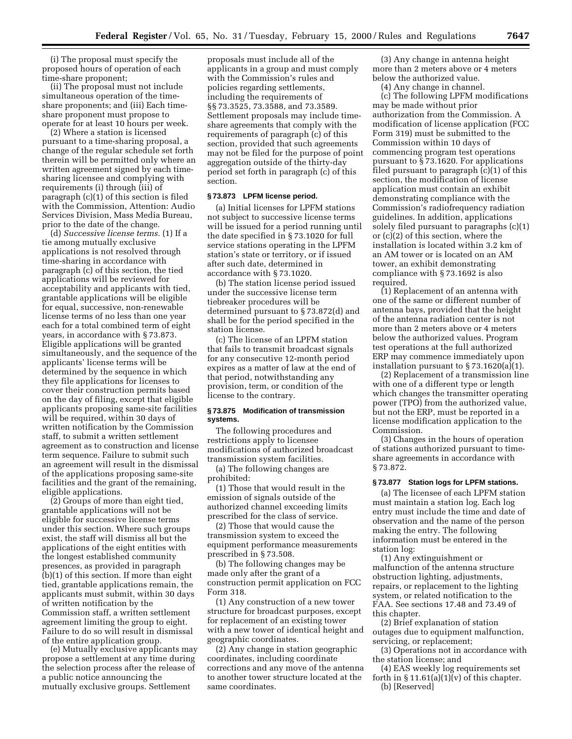(i) The proposal must specify the proposed hours of operation of each time-share proponent;

(ii) The proposal must not include simultaneous operation of the time-share proponents; and (iii) Each time-share proponent must propose to operate for at least 10 hours per week.

(2) Where a station is licensed pursuant to a time-sharing proposal, a change of the regular schedule set forth therein will be permitted only where an written agreement signed by each time-sharing licensee and complying with requirements (i) through (iii) of paragraph (c)(1) of this section is filed with the Commission, Attention: Audio Services Division, Mass Media Bureau, prior to the date of the change.

(d) *Successive license terms.* (1) If a tie among mutually exclusive applications is not resolved through time-sharing in accordance with paragraph (c) of this section, the tied applications will be reviewed for acceptability and applicants with tied, grantable applications will be eligible for equal, successive, non-renewable license terms of no less than one year each for a total combined term of eight years, in accordance with § 73.873. Eligible applications will be granted simultaneously, and the sequence of the applicants' license terms will be determined by the sequence in which they file applications for licenses to cover their construction permits based on the day of filing, except that eligible applicants proposing same-site facilities will be required, within 30 days of written notification by the Commission staff, to submit a written settlement agreement as to construction and license term sequence. Failure to submit such an agreement will result in the dismissal of the applications proposing same-site facilities and the grant of the remaining, eligible applications.

(2) Groups of more than eight tied, grantable applications will not be eligible for successive license terms under this section. Where such groups exist, the staff will dismiss all but the applications of the eight entities with the longest established community presences, as provided in paragraph (b)(1) of this section. If more than eight tied, grantable applications remain, the applicants must submit, within 30 days of written notification by the Commission staff, a written settlement agreement limiting the group to eight. Failure to do so will result in dismissal of the entire application group.

(e) Mutually exclusive applicants may propose a settlement at any time during the selection process after the release of a public notice announcing the mutually exclusive groups. Settlement proposals must include all of the applicants in a group and must comply with the Commission's rules and policies regarding settlements, including the requirements of §§ 73.3525, 73.3588, and 73.3589. Settlement proposals may include time-share agreements that comply with the requirements of paragraph (c) of this section, provided that such agreements may not be filed for the purpose of point aggregation outside of the thirty-day period set forth in paragraph (c) of this section.

### § 73.873 LPFM license period.

(a) Initial licenses for LPFM stations not subject to successive license terms will be issued for a period running until the date specified in § 73.1020 for full service stations operating in the LPFM station's state or territory, or if issued after such date, determined in accordance with § 73.1020.

(b) The station license period issued under the successive license term tiebreaker procedures will be determined pursuant to § 73.872(d) and shall be for the period specified in the station license.

(c) The license of an LPFM station that fails to transmit broadcast signals for any consecutive 12-month period expires as a matter of law at the end of that period, notwithstanding any provision, term, or condition of the license to the contrary.

### § 73.875 Modification of transmission systems.

The following procedures and restrictions apply to licensee modifications of authorized broadcast transmission system facilities.

(a) The following changes are prohibited:

(1) Those that would result in the emission of signals outside of the authorized channel exceeding limits prescribed for the class of service.

(2) Those that would cause the transmission system to exceed the equipment performance measurements prescribed in § 73.508.

(b) The following changes may be made only after the grant of a construction permit application on FCC Form 318.

(1) Any construction of a new tower structure for broadcast purposes, except for replacement of an existing tower with a new tower of identical height and geographic coordinates.

(2) Any change in station geographic coordinates, including coordinate corrections and any move of the antenna to another tower structure located at the same coordinates.

(3) Any change in antenna height more than 2 meters above or 4 meters below the authorized value.

(4) Any change in channel.

(c) The following LPFM modifications may be made without prior authorization from the Commission. A modification of license application (FCC Form 319) must be submitted to the Commission within 10 days of commencing program test operations pursuant to § 73.1620. For applications filed pursuant to paragraph (c)(1) of this section, the modification of license application must contain an exhibit demonstrating compliance with the Commission's radiofrequency radiation guidelines. In addition, applications solely filed pursuant to paragraphs (c)(1) or (c)(2) of this section, where the installation is located within 3.2 km of an AM tower or is located on an AM tower, an exhibit demonstrating compliance with § 73.1692 is also required.

(1) Replacement of an antenna with one of the same or different number of antenna bays, provided that the height of the antenna radiation center is not more than 2 meters above or 4 meters below the authorized values. Program test operations at the full authorized ERP may commence immediately upon installation pursuant to § 73.1620(a)(1).

(2) Replacement of a transmission line with one of a different type or length which changes the transmitter operating power (TPO) from the authorized value, but not the ERP, must be reported in a license modification application to the Commission.

(3) Changes in the hours of operation of stations authorized pursuant to time-share agreements in accordance with § 73.872.

### § 73.877 Station logs for LPFM stations.

(a) The licensee of each LPFM station must maintain a station log. Each log entry must include the time and date of observation and the name of the person making the entry. The following information must be entered in the station log:

(1) Any extinguishment or malfunction of the antenna structure obstruction lighting, adjustments, repairs, or replacement to the lighting system, or related notification to the FAA. See sections 17.48 and 73.49 of this chapter.

(2) Brief explanation of station outages due to equipment malfunction, servicing, or replacement;

(3) Operations not in accordance with the station license; and

(4) EAS weekly log requirements set forth in § 11.61(a)(1)(v) of this chapter.

(b) [Reserved]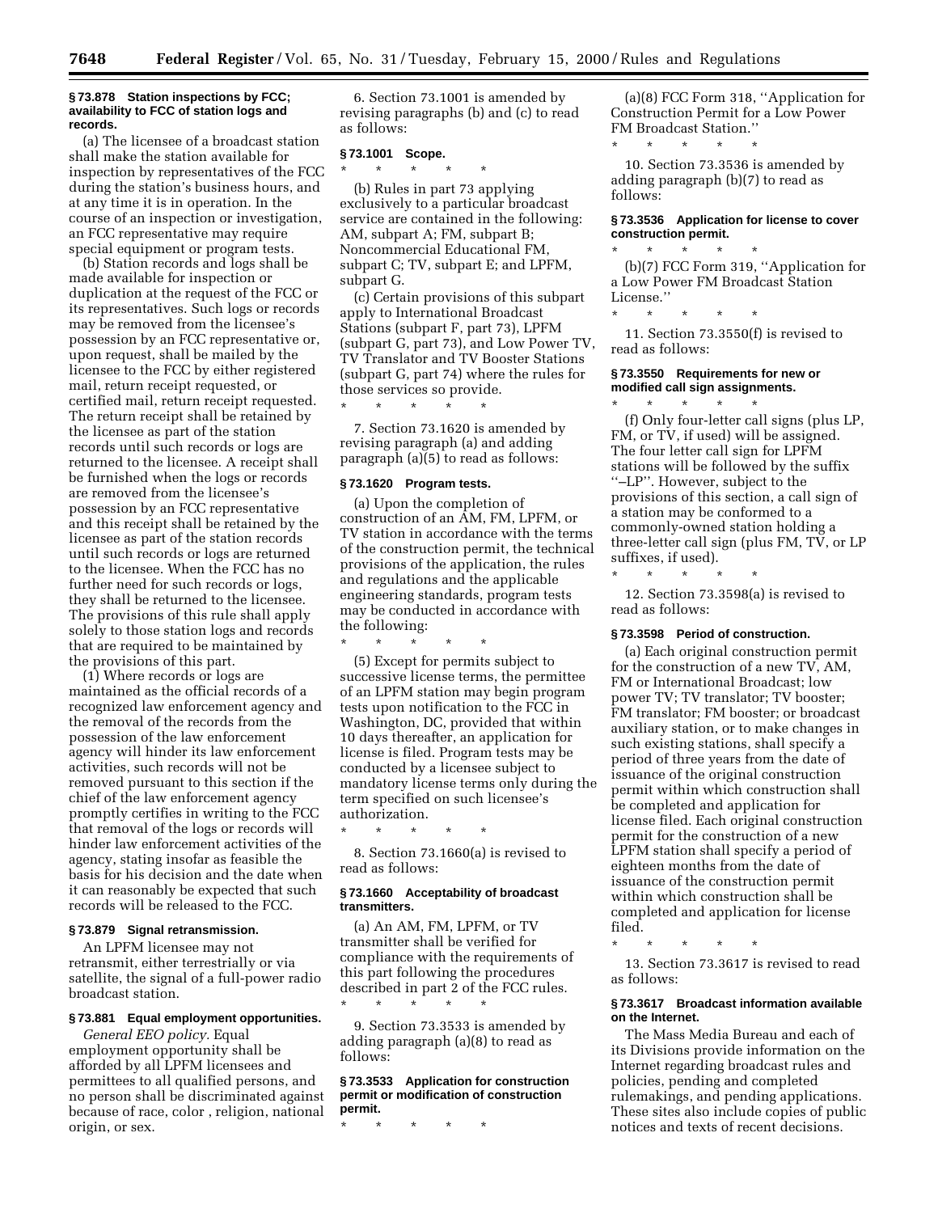### § 73.878 Station inspections by FCC; availability to FCC of station logs and records.

(a) The licensee of a broadcast station shall make the station available for inspection by representatives of the FCC during the station's business hours, and at any time it is in operation. In the course of an inspection or investigation, an FCC representative may require special equipment or program tests.

(b) Station records and logs shall be made available for inspection or duplication at the request of the FCC or its representatives. Such logs or records may be removed from the licensee's possession by an FCC representative or, upon request, shall be mailed by the licensee to the FCC by either registered mail, return receipt requested, or certified mail, return receipt requested. The return receipt shall be retained by the licensee as part of the station records until such records or logs are returned to the licensee. A receipt shall be furnished when the logs or records are removed from the licensee's possession by an FCC representative and this receipt shall be retained by the licensee as part of the station records until such records or logs are returned to the licensee. When the FCC has no further need for such records or logs, they shall be returned to the licensee. The provisions of this rule shall apply solely to those station logs and records that are required to be maintained by the provisions of this part.

(1) Where records or logs are maintained as the official records of a recognized law enforcement agency and the removal of the records from the possession of the law enforcement agency will hinder its law enforcement activities, such records will not be removed pursuant to this section if the chief of the law enforcement agency promptly certifies in writing to the FCC that removal of the logs or records will hinder law enforcement activities of the agency, stating insofar as feasible the basis for his decision and the date when it can reasonably be expected that such records will be released to the FCC.

### § 73.879 Signal retransmission.

An LPFM licensee may not retransmit, either terrestrially or via satellite, the signal of a full-power radio broadcast station.

### § 73.881 Equal employment opportunities.

*General EEO policy.* Equal employment opportunity shall be afforded by all LPFM licensees and permittees to all qualified persons, and no person shall be discriminated against because of race, color , religion, national origin, or sex.

6. Section 73.1001 is amended by revising paragraphs (b) and (c) to read as follows:

### § 73.1001 Scope.

\* \* \* \* \*

(b) Rules in part 73 applying exclusively to a particular broadcast service are contained in the following: AM, subpart A; FM, subpart B; Noncommercial Educational FM, subpart C; TV, subpart E; and LPFM, subpart G.

(c) Certain provisions of this subpart apply to International Broadcast Stations (subpart F, part 73), LPFM (subpart G, part 73), and Low Power TV, TV Translator and TV Booster Stations (subpart G, part 74) where the rules for those services so provide.

\* \* \* \* \*

7. Section 73.1620 is amended by revising paragraph (a) and adding paragraph (a)(5) to read as follows:

### § 73.1620 Program tests.

(a) Upon the completion of construction of an AM, FM, LPFM, or TV station in accordance with the terms of the construction permit, the technical provisions of the application, the rules and regulations and the applicable engineering standards, program tests may be conducted in accordance with the following:

\* \* \* \* \*

(5) Except for permits subject to successive license terms, the permittee of an LPFM station may begin program tests upon notification to the FCC in Washington, DC, provided that within 10 days thereafter, an application for license is filed. Program tests may be conducted by a licensee subject to mandatory license terms only during the term specified on such licensee's authorization.

\* \* \* \* \*

8. Section 73.1660(a) is revised to read as follows:

### § 73.1660 Acceptability of broadcast transmitters.

(a) An AM, FM, LPFM, or TV transmitter shall be verified for compliance with the requirements of this part following the procedures described in part 2 of the FCC rules.

\* \* \* \* \*

9. Section 73.3533 is amended by adding paragraph (a)(8) to read as follows:

### § 73.3533 Application for construction permit or modification of construction permit.

\* \* \* \* \*

(a)(8) FCC Form 318, ''Application for Construction Permit for a Low Power FM Broadcast Station.''

\* \* \* \* \*

10. Section 73.3536 is amended by adding paragraph (b)(7) to read as follows:

### § 73.3536 Application for license to cover construction permit.

\* \* \* \* \*

(b)(7) FCC Form 319, ''Application for a Low Power FM Broadcast Station License.''

\* \* \* \* \*

11. Section 73.3550(f) is revised to read as follows:

### § 73.3550 Requirements for new or modified call sign assignments.

\* \* \* \* \*

(f) Only four-letter call signs (plus LP, FM, or TV, if used) will be assigned. The four letter call sign for LPFM stations will be followed by the suffix ''–LP''. However, subject to the provisions of this section, a call sign of a station may be conformed to a commonly-owned station holding a three-letter call sign (plus FM, TV, or LP suffixes, if used).

\* \* \* \* \*

12. Section 73.3598(a) is revised to read as follows:

### § 73.3598 Period of construction.

(a) Each original construction permit for the construction of a new TV, AM, FM or International Broadcast; low power TV; TV translator; TV booster; FM translator; FM booster; or broadcast auxiliary station, or to make changes in such existing stations, shall specify a period of three years from the date of issuance of the original construction permit within which construction shall be completed and application for license filed. Each original construction permit for the construction of a new LPFM station shall specify a period of eighteen months from the date of issuance of the construction permit within which construction shall be completed and application for license filed.

\* \* \* \* \*

13. Section 73.3617 is revised to read as follows:

### § 73.3617 Broadcast information available on the Internet.

The Mass Media Bureau and each of its Divisions provide information on the Internet regarding broadcast rules and policies, pending and completed rulemakings, and pending applications. These sites also include copies of public notices and texts of recent decisions.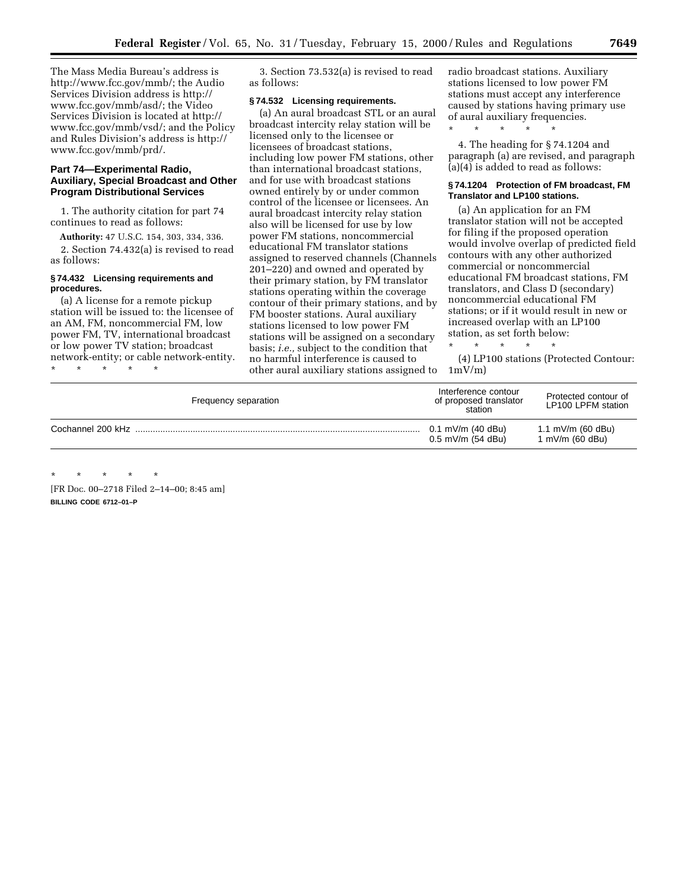The Mass Media Bureau's address is http://www.fcc.gov/mmb/; the Audio Services Division address is http://www.fcc.gov/mmb/asd/; the Video Services Division is located at http://www.fcc.gov/mmb/vsd/; and the Policy and Rules Division's address is http://www.fcc.gov/mmb/prd/.

## Part 74—Experimental Radio, Auxiliary, Special Broadcast and Other Program Distributional Services

1. The authority citation for part 74 continues to read as follows:

**Authority:** 47 U.S.C. 154, 303, 334, 336.

2. Section 74.432(a) is revised to read as follows:

### § 74.432 Licensing requirements and procedures.

(a) A license for a remote pickup station will be issued to: the licensee of an AM, FM, noncommercial FM, low power FM, TV, international broadcast or low power TV station; broadcast network-entity; or cable network-entity.

\* \* \* \* \*

3. Section 73.532(a) is revised to read as follows:

### § 74.532 Licensing requirements.

(a) An aural broadcast STL or an aural broadcast intercity relay station will be licensed only to the licensee or licensees of broadcast stations, including low power FM stations, other than international broadcast stations, and for use with broadcast stations owned entirely by or under common control of the licensee or licensees. An aural broadcast intercity relay station also will be licensed for use by low power FM stations, noncommercial educational FM translator stations assigned to reserved channels (Channels 201–220) and owned and operated by their primary station, by FM translator stations operating within the coverage contour of their primary stations, and by FM booster stations. Aural auxiliary stations licensed to low power FM stations will be assigned on a secondary basis; *i.e.,* subject to the condition that no harmful interference is caused to other aural auxiliary stations assigned to radio broadcast stations. Auxiliary stations licensed to low power FM stations must accept any interference caused by stations having primary use of aural auxiliary frequencies.

\* \* \* \* \*

4. The heading for § 74.1204 and paragraph (a) are revised, and paragraph (a)(4) is added to read as follows:

### § 74.1204 Protection of FM broadcast, FM Translator and LP100 stations.

(a) An application for an FM translator station will not be accepted for filing if the proposed operation would involve overlap of predicted field contours with any other authorized commercial or noncommercial educational FM broadcast stations, FM translators, and Class D (secondary) noncommercial educational FM stations; or if it would result in new or increased overlap with an LP100 station, as set forth below:

\* \* \* \* \*

(4) LP100 stations (Protected Contour: 1mV/m)

| Frequency separation | Interference contour of proposed translator station | Protected contour of LP100 LPFM station |
|---|---|---|
| Cochannel 200 kHz | 0.1 mV/m (40 dBu)<br>0.5 mV/m (54 dBu) | 1.1 mV/m (60 dBu)<br>1 mV/m (60 dBu) |

\* \* \* \* \*

[FR Doc. 00–2718 Filed 2–14–00; 8:45 am]

**BILLING CODE 6712–01–P**